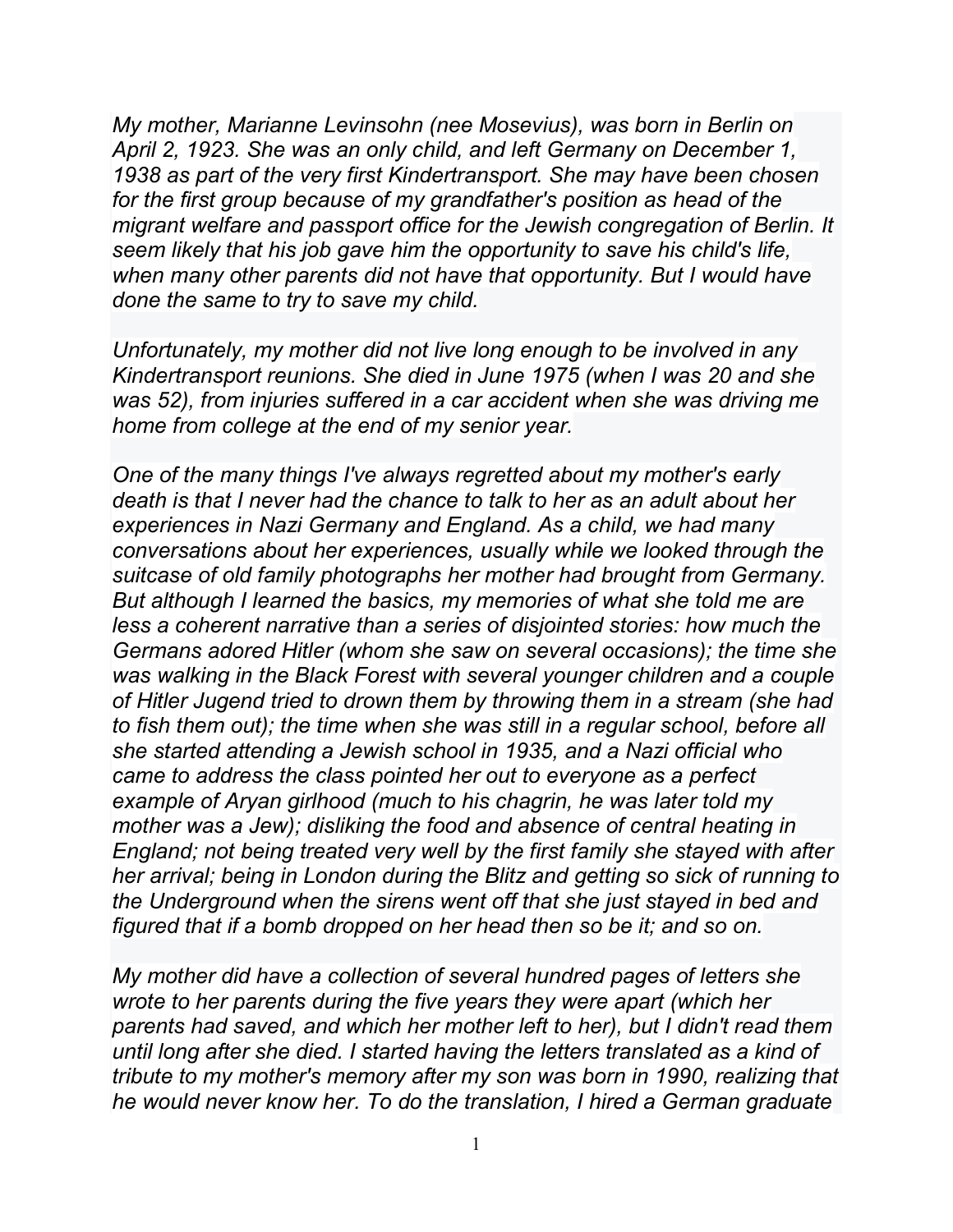*My mother, Marianne Levinsohn (nee Mosevius), was born in Berlin on April 2, 1923. She was an only child, and left Germany on December 1, 1938 as part of the very first Kindertransport. She may have been chosen for the first group because of my grandfather's position as head of the migrant welfare and passport office for the Jewish congregation of Berlin. It seem likely that his job gave him the opportunity to save his child's life, when many other parents did not have that opportunity. But I would have done the same to try to save my child.*

*Unfortunately, my mother did not live long enough to be involved in any Kindertransport reunions. She died in June 1975 (when I was 20 and she was 52), from injuries suffered in a car accident when she was driving me home from college at the end of my senior year.*

*One of the many things I've always regretted about my mother's early death is that I never had the chance to talk to her as an adult about her experiences in Nazi Germany and England. As a child, we had many conversations about her experiences, usually while we looked through the suitcase of old family photographs her mother had brought from Germany. But although I learned the basics, my memories of what she told me are less a coherent narrative than a series of disjointed stories: how much the Germans adored Hitler (whom she saw on several occasions); the time she was walking in the Black Forest with several younger children and a couple of Hitler Jugend tried to drown them by throwing them in a stream (she had to fish them out); the time when she was still in a regular school, before all she started attending a Jewish school in 1935, and a Nazi official who came to address the class pointed her out to everyone as a perfect example of Aryan girlhood (much to his chagrin, he was later told my mother was a Jew); disliking the food and absence of central heating in England; not being treated very well by the first family she stayed with after her arrival; being in London during the Blitz and getting so sick of running to the Underground when the sirens went off that she just stayed in bed and figured that if a bomb dropped on her head then so be it; and so on.*

*My mother did have a collection of several hundred pages of letters she wrote to her parents during the five years they were apart (which her parents had saved, and which her mother left to her), but I didn't read them until long after she died. I started having the letters translated as a kind of tribute to my mother's memory after my son was born in 1990, realizing that he would never know her. To do the translation, I hired a German graduate*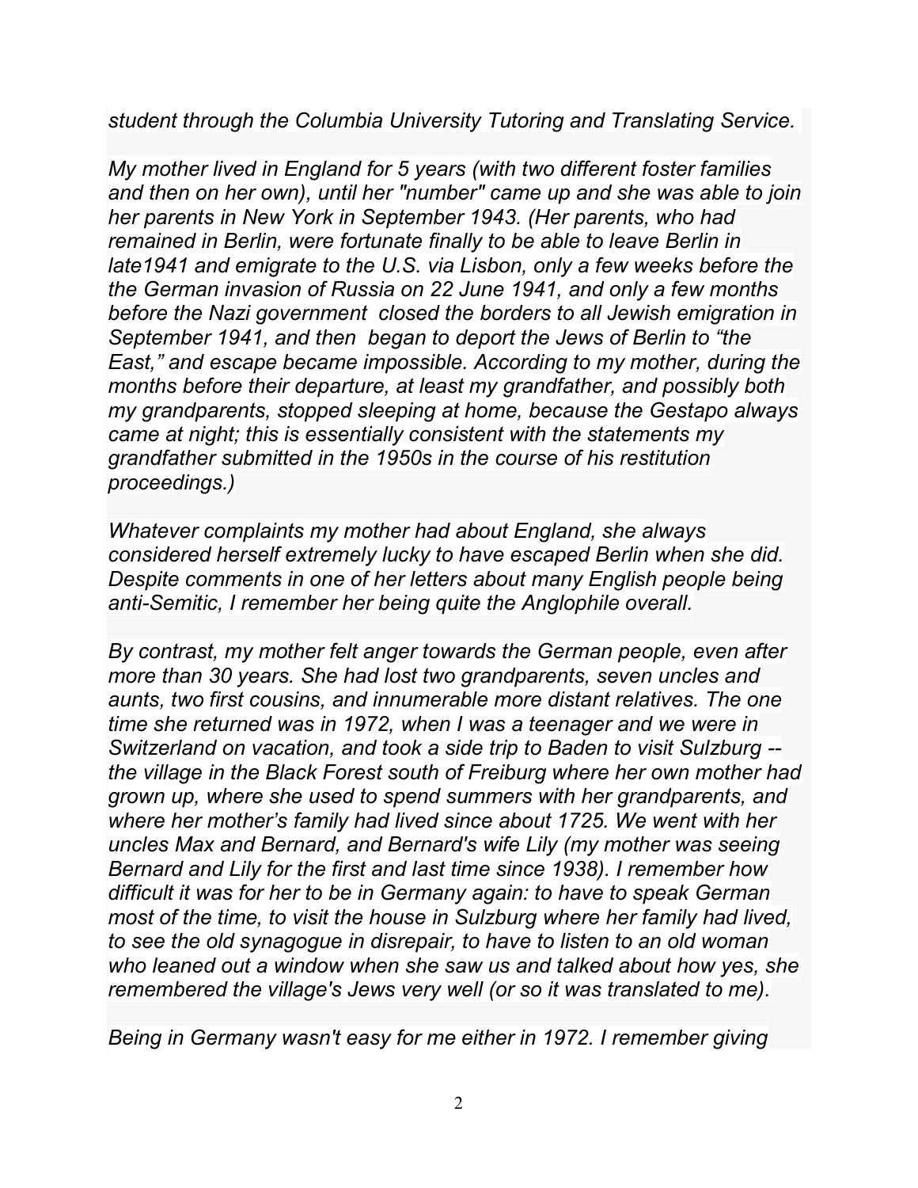*student through the Columbia University Tutoring and Translating Service.*

*My mother lived in England for 5 years (with two different foster families and then on her own), until her "number" came up and she was able to join her parents in New York in September 1943. (Her parents, who had remained in Berlin, were fortunate finally to be able to leave Berlin in late1941 and emigrate to the U.S. via Lisbon, only a few weeks before the the German invasion of Russia on 22 June 1941, and only a few months before the Nazi government closed the borders to all Jewish emigration in September 1941, and then began to deport the Jews of Berlin to "the East," and escape became impossible. According to my mother, during the months before their departure, at least my grandfather, and possibly both my grandparents, stopped sleeping at home, because the Gestapo always came at night; this is essentially consistent with the statements my grandfather submitted in the 1950s in the course of his restitution proceedings.)*

*Whatever complaints my mother had about England, she always considered herself extremely lucky to have escaped Berlin when she did. Despite comments in one of her letters about many English people being anti-Semitic, I remember her being quite the Anglophile overall.*

*By contrast, my mother felt anger towards the German people, even after more than 30 years. She had lost two grandparents, seven uncles and aunts, two first cousins, and innumerable more distant relatives. The one time she returned was in 1972, when I was a teenager and we were in Switzerland on vacation, and took a side trip to Baden to visit Sulzburg -- the village in the Black Forest south of Freiburg where her own mother had grown up, where she used to spend summers with her grandparents, and where her mother's family had lived since about 1725. We went with her uncles Max and Bernard, and Bernard's wife Lily (my mother was seeing Bernard and Lily for the first and last time since 1938). I remember how difficult it was for her to be in Germany again: to have to speak German most of the time, to visit the house in Sulzburg where her family had lived, to see the old synagogue in disrepair, to have to listen to an old woman who leaned out a window when she saw us and talked about how yes, she remembered the village's Jews very well (or so it was translated to me).*

*Being in Germany wasn't easy for me either in 1972. I remember giving*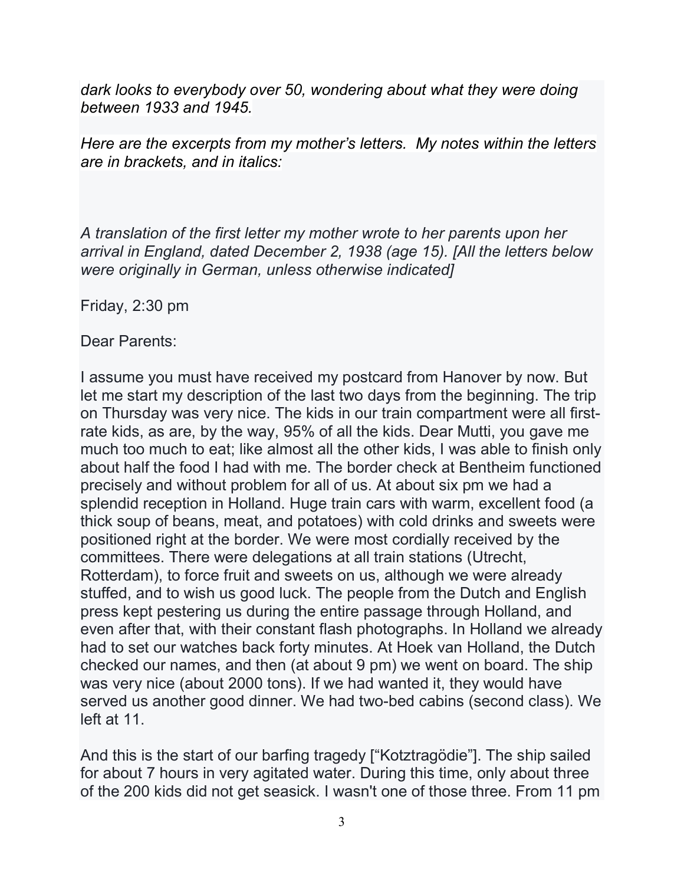*dark looks to everybody over 50, wondering about what they were doing between 1933 and 1945.*

*Here are the excerpts from my mother's letters. My notes within the letters are in brackets, and in italics:*

*A translation of the first letter my mother wrote to her parents upon her arrival in England, dated December 2, 1938 (age 15). [All the letters below were originally in German, unless otherwise indicated]*

Friday, 2:30 pm

Dear Parents:

I assume you must have received my postcard from Hanover by now. But let me start my description of the last two days from the beginning. The trip on Thursday was very nice. The kids in our train compartment were all first-rate kids, as are, by the way, 95% of all the kids. Dear Mutti, you gave me much too much to eat; like almost all the other kids, I was able to finish only about half the food I had with me. The border check at Bentheim functioned precisely and without problem for all of us. At about six pm we had a splendid reception in Holland. Huge train cars with warm, excellent food (a thick soup of beans, meat, and potatoes) with cold drinks and sweets were positioned right at the border. We were most cordially received by the committees. There were delegations at all train stations (Utrecht, Rotterdam), to force fruit and sweets on us, although we were already stuffed, and to wish us good luck. The people from the Dutch and English press kept pestering us during the entire passage through Holland, and even after that, with their constant flash photographs. In Holland we already had to set our watches back forty minutes. At Hoek van Holland, the Dutch checked our names, and then (at about 9 pm) we went on board. The ship was very nice (about 2000 tons). If we had wanted it, they would have served us another good dinner. We had two-bed cabins (second class). We left at 11.

And this is the start of our barfing tragedy ["Kotztragödie"]. The ship sailed for about 7 hours in very agitated water. During this time, only about three of the 200 kids did not get seasick. I wasn't one of those three. From 11 pm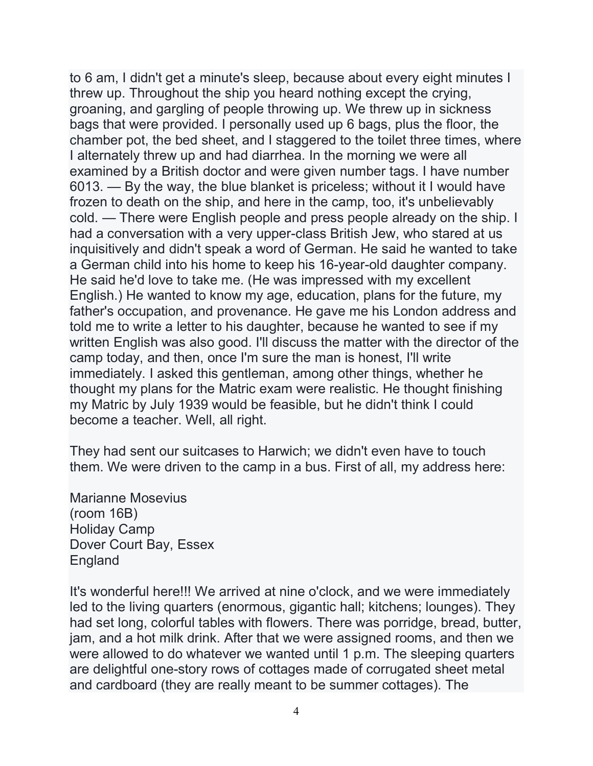to 6 am, I didn't get a minute's sleep, because about every eight minutes I threw up. Throughout the ship you heard nothing except the crying, groaning, and gargling of people throwing up. We threw up in sickness bags that were provided. I personally used up 6 bags, plus the floor, the chamber pot, the bed sheet, and I staggered to the toilet three times, where I alternately threw up and had diarrhea. In the morning we were all examined by a British doctor and were given number tags. I have number 6013. — By the way, the blue blanket is priceless; without it I would have frozen to death on the ship, and here in the camp, too, it's unbelievably cold. — There were English people and press people already on the ship. I had a conversation with a very upper-class British Jew, who stared at us inquisitively and didn't speak a word of German. He said he wanted to take a German child into his home to keep his 16-year-old daughter company. He said he'd love to take me. (He was impressed with my excellent English.) He wanted to know my age, education, plans for the future, my father's occupation, and provenance. He gave me his London address and told me to write a letter to his daughter, because he wanted to see if my written English was also good. I'll discuss the matter with the director of the camp today, and then, once I'm sure the man is honest, I'll write immediately. I asked this gentleman, among other things, whether he thought my plans for the Matric exam were realistic. He thought finishing my Matric by July 1939 would be feasible, but he didn't think I could become a teacher. Well, all right.

They had sent our suitcases to Harwich; we didn't even have to touch them. We were driven to the camp in a bus. First of all, my address here:

Marianne Mosevius
(room 16B)
Holiday Camp
Dover Court Bay, Essex
England

It's wonderful here!!! We arrived at nine o'clock, and we were immediately led to the living quarters (enormous, gigantic hall; kitchens; lounges). They had set long, colorful tables with flowers. There was porridge, bread, butter, jam, and a hot milk drink. After that we were assigned rooms, and then we were allowed to do whatever we wanted until 1 p.m. The sleeping quarters are delightful one-story rows of cottages made of corrugated sheet metal and cardboard (they are really meant to be summer cottages). The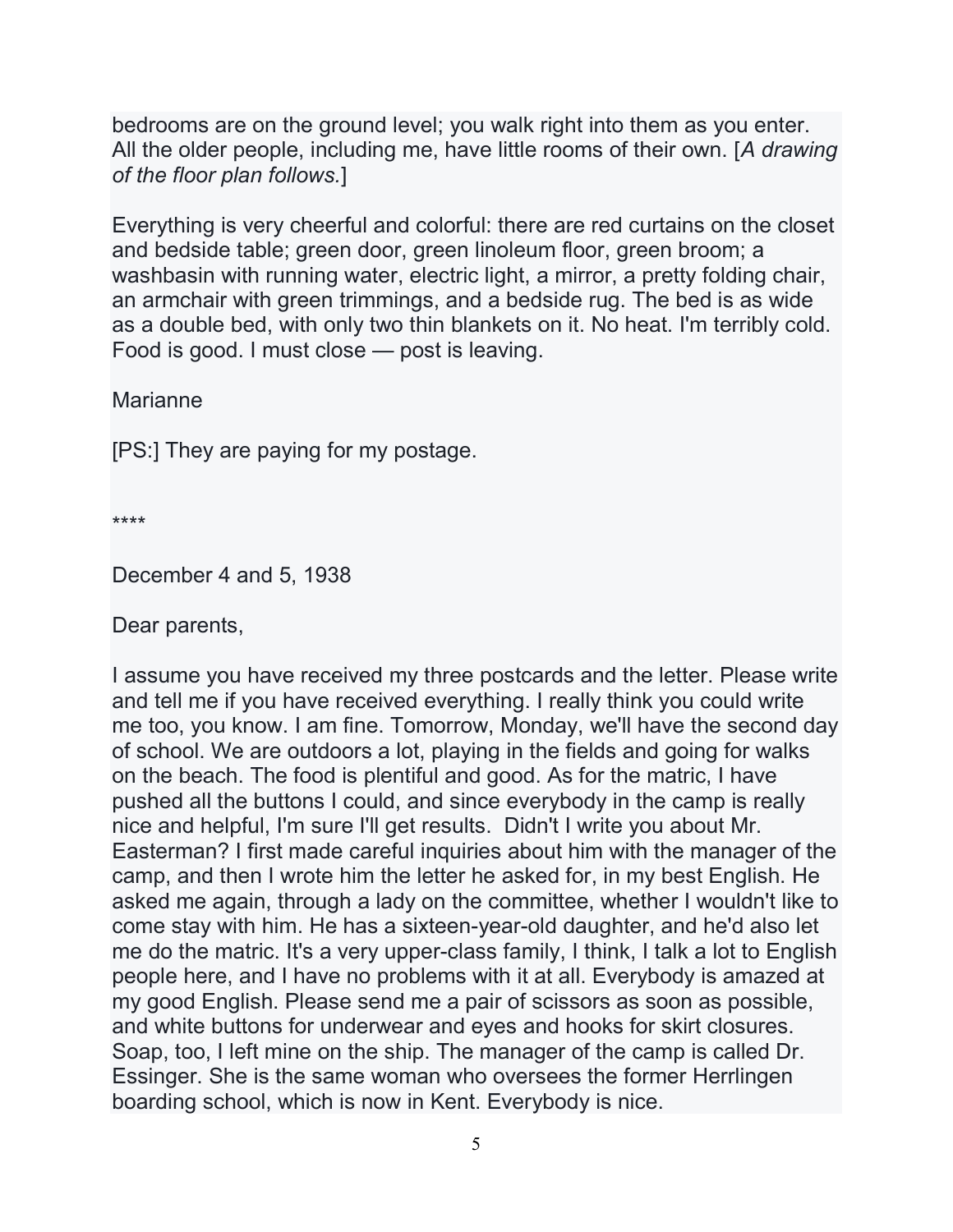bedrooms are on the ground level; you walk right into them as you enter. All the older people, including me, have little rooms of their own. [*A drawing of the floor plan follows.*]

Everything is very cheerful and colorful: there are red curtains on the closet and bedside table; green door, green linoleum floor, green broom; a washbasin with running water, electric light, a mirror, a pretty folding chair, an armchair with green trimmings, and a bedside rug. The bed is as wide as a double bed, with only two thin blankets on it. No heat. I'm terribly cold. Food is good. I must close — post is leaving.

Marianne

[PS:] They are paying for my postage.

****

December 4 and 5, 1938

Dear parents,

I assume you have received my three postcards and the letter. Please write and tell me if you have received everything. I really think you could write me too, you know. I am fine. Tomorrow, Monday, we'll have the second day of school. We are outdoors a lot, playing in the fields and going for walks on the beach. The food is plentiful and good. As for the matric, I have pushed all the buttons I could, and since everybody in the camp is really nice and helpful, I'm sure I'll get results. Didn't I write you about Mr. Easterman? I first made careful inquiries about him with the manager of the camp, and then I wrote him the letter he asked for, in my best English. He asked me again, through a lady on the committee, whether I wouldn't like to come stay with him. He has a sixteen-year-old daughter, and he'd also let me do the matric. It's a very upper-class family, I think, I talk a lot to English people here, and I have no problems with it at all. Everybody is amazed at my good English. Please send me a pair of scissors as soon as possible, and white buttons for underwear and eyes and hooks for skirt closures. Soap, too, I left mine on the ship. The manager of the camp is called Dr. Essinger. She is the same woman who oversees the former Herrlingen boarding school, which is now in Kent. Everybody is nice.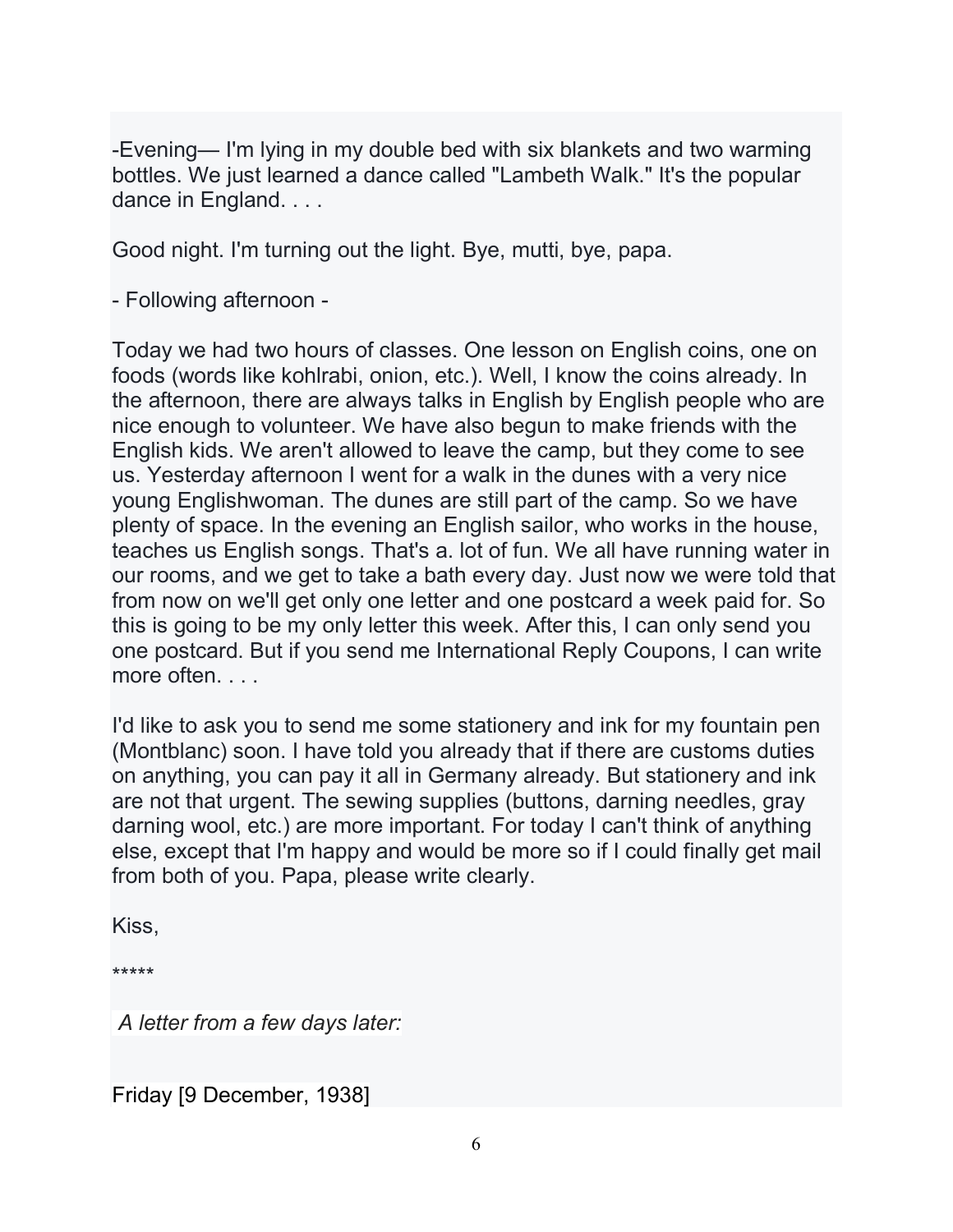-Evening— I'm lying in my double bed with six blankets and two warming bottles. We just learned a dance called "Lambeth Walk." It's the popular dance in England. . . .

Good night. I'm turning out the light. Bye, mutti, bye, papa.

- Following afternoon -

Today we had two hours of classes. One lesson on English coins, one on foods (words like kohlrabi, onion, etc.). Well, I know the coins already. In the afternoon, there are always talks in English by English people who are nice enough to volunteer. We have also begun to make friends with the English kids. We aren't allowed to leave the camp, but they come to see us. Yesterday afternoon I went for a walk in the dunes with a very nice young Englishwoman. The dunes are still part of the camp. So we have plenty of space. In the evening an English sailor, who works in the house, teaches us English songs. That's a. lot of fun. We all have running water in our rooms, and we get to take a bath every day. Just now we were told that from now on we'll get only one letter and one postcard a week paid for. So this is going to be my only letter this week. After this, I can only send you one postcard. But if you send me International Reply Coupons, I can write more often. . . .

I'd like to ask you to send me some stationery and ink for my fountain pen (Montblanc) soon. I have told you already that if there are customs duties on anything, you can pay it all in Germany already. But stationery and ink are not that urgent. The sewing supplies (buttons, darning needles, gray darning wool, etc.) are more important. For today I can't think of anything else, except that I'm happy and would be more so if I could finally get mail from both of you. Papa, please write clearly.

Kiss,

*****

*A letter from a few days later:*

Friday [9 December, 1938]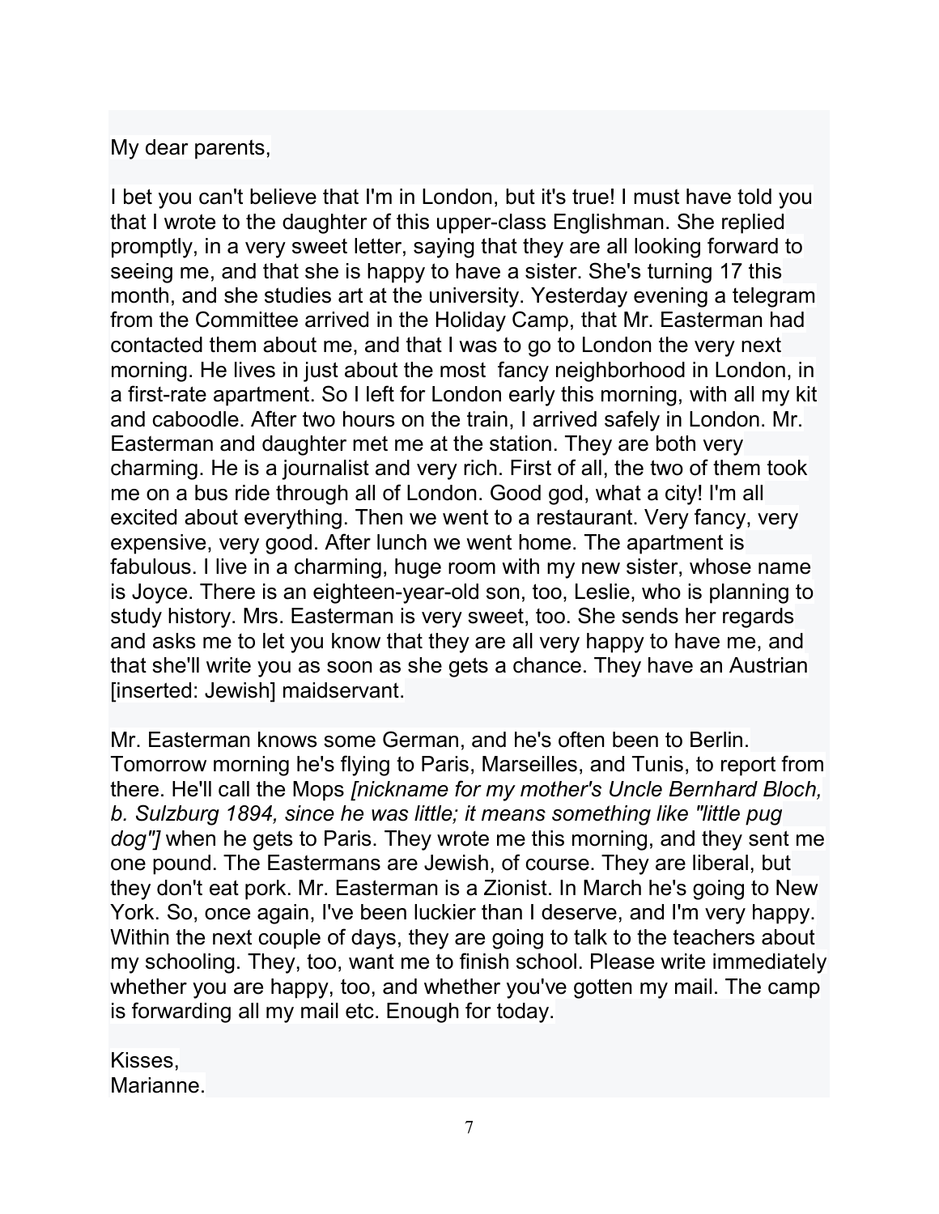My dear parents,

I bet you can't believe that I'm in London, but it's true! I must have told you that I wrote to the daughter of this upper-class Englishman. She replied promptly, in a very sweet letter, saying that they are all looking forward to seeing me, and that she is happy to have a sister. She's turning 17 this month, and she studies art at the university. Yesterday evening a telegram from the Committee arrived in the Holiday Camp, that Mr. Easterman had contacted them about me, and that I was to go to London the very next morning. He lives in just about the most fancy neighborhood in London, in a first-rate apartment. So I left for London early this morning, with all my kit and caboodle. After two hours on the train, I arrived safely in London. Mr. Easterman and daughter met me at the station. They are both very charming. He is a journalist and very rich. First of all, the two of them took me on a bus ride through all of London. Good god, what a city! I'm all excited about everything. Then we went to a restaurant. Very fancy, very expensive, very good. After lunch we went home. The apartment is fabulous. I live in a charming, huge room with my new sister, whose name is Joyce. There is an eighteen-year-old son, too, Leslie, who is planning to study history. Mrs. Easterman is very sweet, too. She sends her regards and asks me to let you know that they are all very happy to have me, and that she'll write you as soon as she gets a chance. They have an Austrian [inserted: Jewish] maidservant.

Mr. Easterman knows some German, and he's often been to Berlin. Tomorrow morning he's flying to Paris, Marseilles, and Tunis, to report from there. He'll call the Mops *[nickname for my mother's Uncle Bernhard Bloch, b. Sulzburg 1894, since he was little; it means something like "little pug dog"]* when he gets to Paris. They wrote me this morning, and they sent me one pound. The Eastermans are Jewish, of course. They are liberal, but they don't eat pork. Mr. Easterman is a Zionist. In March he's going to New York. So, once again, I've been luckier than I deserve, and I'm very happy. Within the next couple of days, they are going to talk to the teachers about my schooling. They, too, want me to finish school. Please write immediately whether you are happy, too, and whether you've gotten my mail. The camp is forwarding all my mail etc. Enough for today.

Kisses,
Marianne.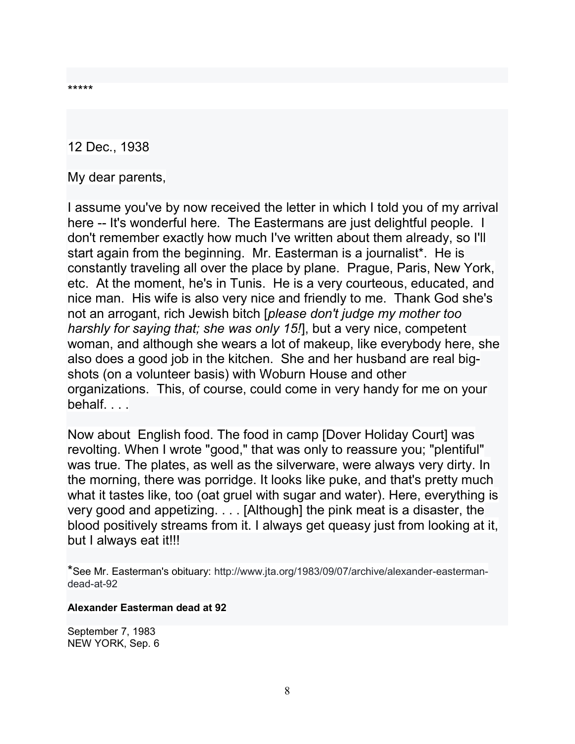*****

12 Dec., 1938

My dear parents,

I assume you've by now received the letter in which I told you of my arrival here -- It's wonderful here. The Eastermans are just delightful people. I don't remember exactly how much I've written about them already, so I'll start again from the beginning. Mr. Easterman is a journalist*. He is constantly traveling all over the place by plane. Prague, Paris, New York, etc. At the moment, he's in Tunis. He is a very courteous, educated, and nice man. His wife is also very nice and friendly to me. Thank God she's not an arrogant, rich Jewish bitch [*please don't judge my mother too harshly for saying that; she was only 15!*], but a very nice, competent woman, and although she wears a lot of makeup, like everybody here, she also does a good job in the kitchen. She and her husband are real big-shots (on a volunteer basis) with Woburn House and other organizations. This, of course, could come in very handy for me on your behalf. . . .

Now about English food. The food in camp [Dover Holiday Court] was revolting. When I wrote "good," that was only to reassure you; "plentiful" was true. The plates, as well as the silverware, were always very dirty. In the morning, there was porridge. It looks like puke, and that's pretty much what it tastes like, too (oat gruel with sugar and water). Here, everything is very good and appetizing. . . . [Although] the pink meat is a disaster, the blood positively streams from it. I always get queasy just from looking at it, but I always eat it!!!

*See Mr. Easterman's obituary: http://www.jta.org/1983/09/07/archive/alexander-easterman-dead-at-92

**Alexander Easterman dead at 92**

September 7, 1983
NEW YORK, Sep. 6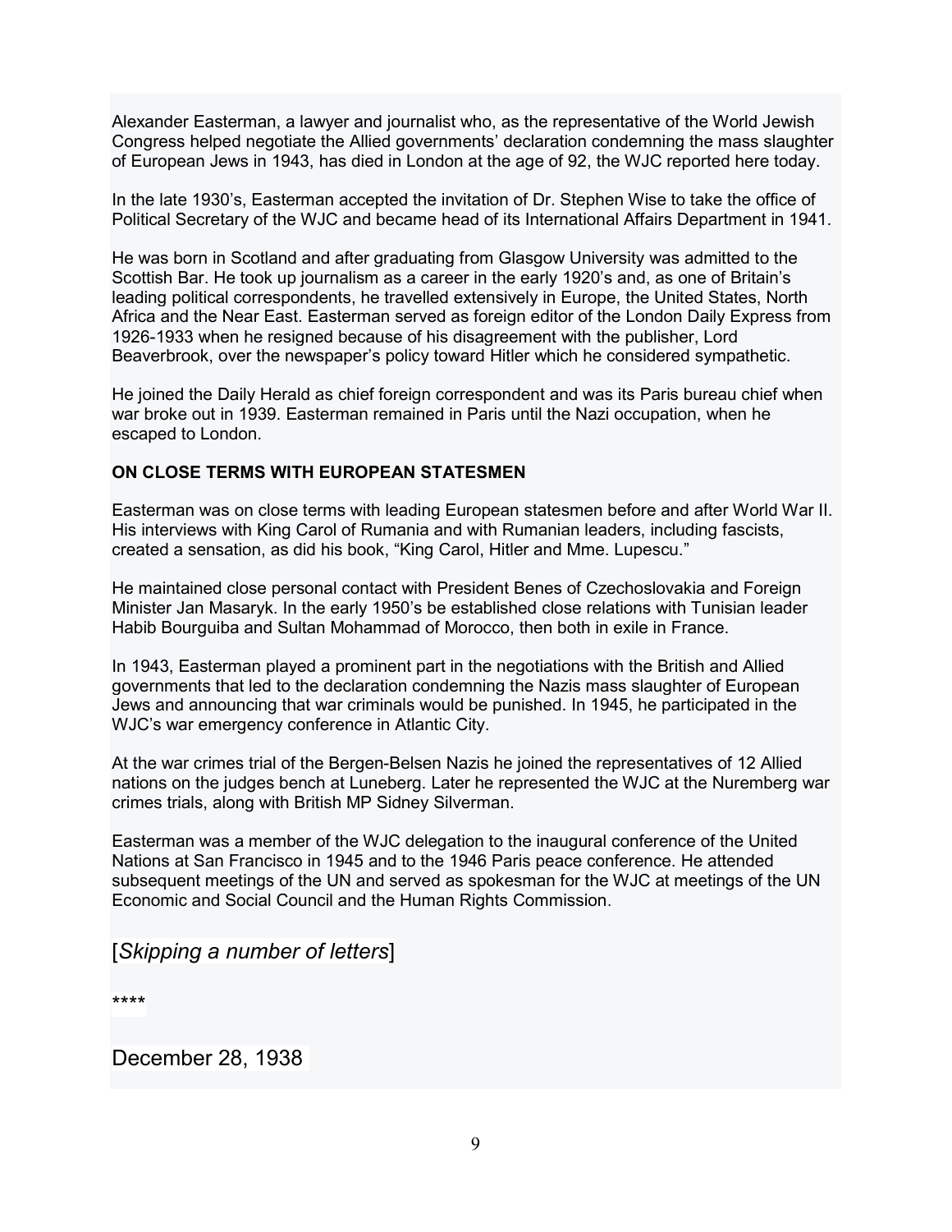Alexander Easterman, a lawyer and journalist who, as the representative of the World Jewish Congress helped negotiate the Allied governments' declaration condemning the mass slaughter of European Jews in 1943, has died in London at the age of 92, the WJC reported here today.

In the late 1930's, Easterman accepted the invitation of Dr. Stephen Wise to take the office of Political Secretary of the WJC and became head of its International Affairs Department in 1941.

He was born in Scotland and after graduating from Glasgow University was admitted to the Scottish Bar. He took up journalism as a career in the early 1920's and, as one of Britain's leading political correspondents, he travelled extensively in Europe, the United States, North Africa and the Near East. Easterman served as foreign editor of the London Daily Express from 1926-1933 when he resigned because of his disagreement with the publisher, Lord Beaverbrook, over the newspaper's policy toward Hitler which he considered sympathetic.

He joined the Daily Herald as chief foreign correspondent and was its Paris bureau chief when war broke out in 1939. Easterman remained in Paris until the Nazi occupation, when he escaped to London.

**ON CLOSE TERMS WITH EUROPEAN STATESMEN**

Easterman was on close terms with leading European statesmen before and after World War II. His interviews with King Carol of Rumania and with Rumanian leaders, including fascists, created a sensation, as did his book, "King Carol, Hitler and Mme. Lupescu."

He maintained close personal contact with President Benes of Czechoslovakia and Foreign Minister Jan Masaryk. In the early 1950's be established close relations with Tunisian leader Habib Bourguiba and Sultan Mohammad of Morocco, then both in exile in France.

In 1943, Easterman played a prominent part in the negotiations with the British and Allied governments that led to the declaration condemning the Nazis mass slaughter of European Jews and announcing that war criminals would be punished. In 1945, he participated in the WJC's war emergency conference in Atlantic City.

At the war crimes trial of the Bergen-Belsen Nazis he joined the representatives of 12 Allied nations on the judges bench at Luneberg. Later he represented the WJC at the Nuremberg war crimes trials, along with British MP Sidney Silverman.

Easterman was a member of the WJC delegation to the inaugural conference of the United Nations at San Francisco in 1945 and to the 1946 Paris peace conference. He attended subsequent meetings of the UN and served as spokesman for the WJC at meetings of the UN Economic and Social Council and the Human Rights Commission.

[*Skipping a number of letters*]

****

December 28, 1938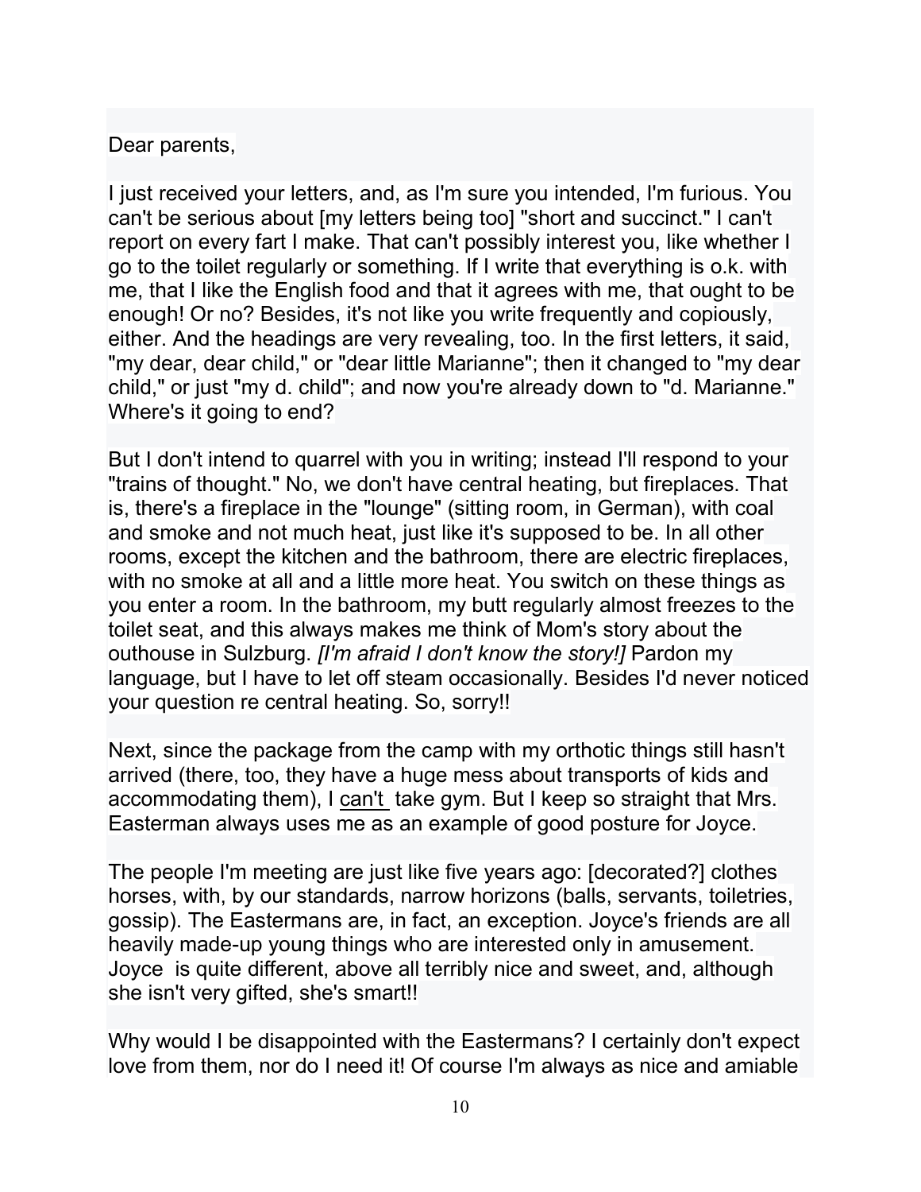Dear parents,

I just received your letters, and, as I'm sure you intended, I'm furious. You can't be serious about [my letters being too] "short and succinct." I can't report on every fart I make. That can't possibly interest you, like whether I go to the toilet regularly or something. If I write that everything is o.k. with me, that I like the English food and that it agrees with me, that ought to be enough! Or no? Besides, it's not like you write frequently and copiously, either. And the headings are very revealing, too. In the first letters, it said, "my dear, dear child," or "dear little Marianne"; then it changed to "my dear child," or just "my d. child"; and now you're already down to "d. Marianne." Where's it going to end?

But I don't intend to quarrel with you in writing; instead I'll respond to your "trains of thought." No, we don't have central heating, but fireplaces. That is, there's a fireplace in the "lounge" (sitting room, in German), with coal and smoke and not much heat, just like it's supposed to be. In all other rooms, except the kitchen and the bathroom, there are electric fireplaces, with no smoke at all and a little more heat. You switch on these things as you enter a room. In the bathroom, my butt regularly almost freezes to the toilet seat, and this always makes me think of Mom's story about the outhouse in Sulzburg. *[I'm afraid I don't know the story!]* Pardon my language, but I have to let off steam occasionally. Besides I'd never noticed your question re central heating. So, sorry!!

Next, since the package from the camp with my orthotic things still hasn't arrived (there, too, they have a huge mess about transports of kids and accommodating them), I <u>can't</u> take gym. But I keep so straight that Mrs. Easterman always uses me as an example of good posture for Joyce.

The people I'm meeting are just like five years ago: [decorated?] clothes horses, with, by our standards, narrow horizons (balls, servants, toiletries, gossip). The Eastermans are, in fact, an exception. Joyce's friends are all heavily made-up young things who are interested only in amusement. Joyce is quite different, above all terribly nice and sweet, and, although she isn't very gifted, she's smart!!

Why would I be disappointed with the Eastermans? I certainly don't expect love from them, nor do I need it! Of course I'm always as nice and amiable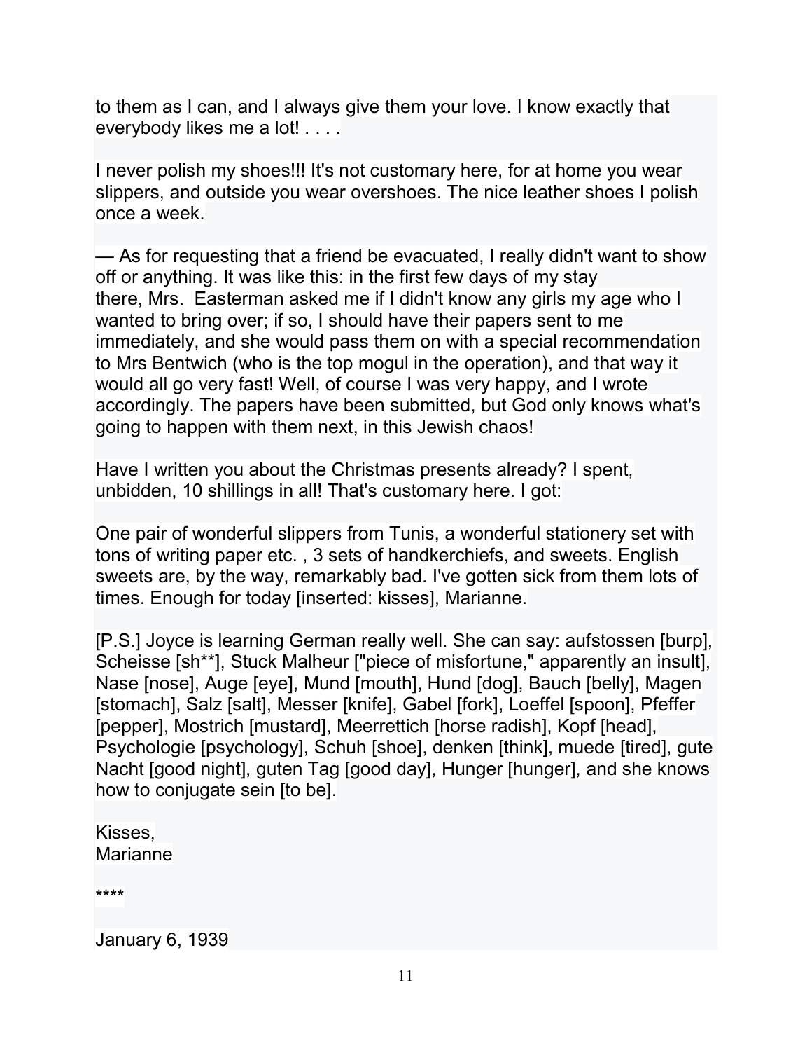to them as I can, and I always give them your love. I know exactly that everybody likes me a lot! . . . .

I never polish my shoes!!! It's not customary here, for at home you wear slippers, and outside you wear overshoes. The nice leather shoes I polish once a week.

— As for requesting that a friend be evacuated, I really didn't want to show off or anything. It was like this: in the first few days of my stay there, Mrs. Easterman asked me if I didn't know any girls my age who I wanted to bring over; if so, I should have their papers sent to me immediately, and she would pass them on with a special recommendation to Mrs Bentwich (who is the top mogul in the operation), and that way it would all go very fast! Well, of course I was very happy, and I wrote accordingly. The papers have been submitted, but God only knows what's going to happen with them next, in this Jewish chaos!

Have I written you about the Christmas presents already? I spent, unbidden, 10 shillings in all! That's customary here. I got:

One pair of wonderful slippers from Tunis, a wonderful stationery set with tons of writing paper etc. , 3 sets of handkerchiefs, and sweets. English sweets are, by the way, remarkably bad. I've gotten sick from them lots of times. Enough for today [inserted: kisses], Marianne.

[P.S.] Joyce is learning German really well. She can say: aufstossen [burp], Scheisse [sh**], Stuck Malheur ["piece of misfortune," apparently an insult], Nase [nose], Auge [eye], Mund [mouth], Hund [dog], Bauch [belly], Magen [stomach], Salz [salt], Messer [knife], Gabel [fork], Loeffel [spoon], Pfeffer [pepper], Mostrich [mustard], Meerrettich [horse radish], Kopf [head], Psychologie [psychology], Schuh [shoe], denken [think], muede [tired], gute Nacht [good night], guten Tag [good day], Hunger [hunger], and she knows how to conjugate sein [to be].

Kisses,
Marianne

****

January 6, 1939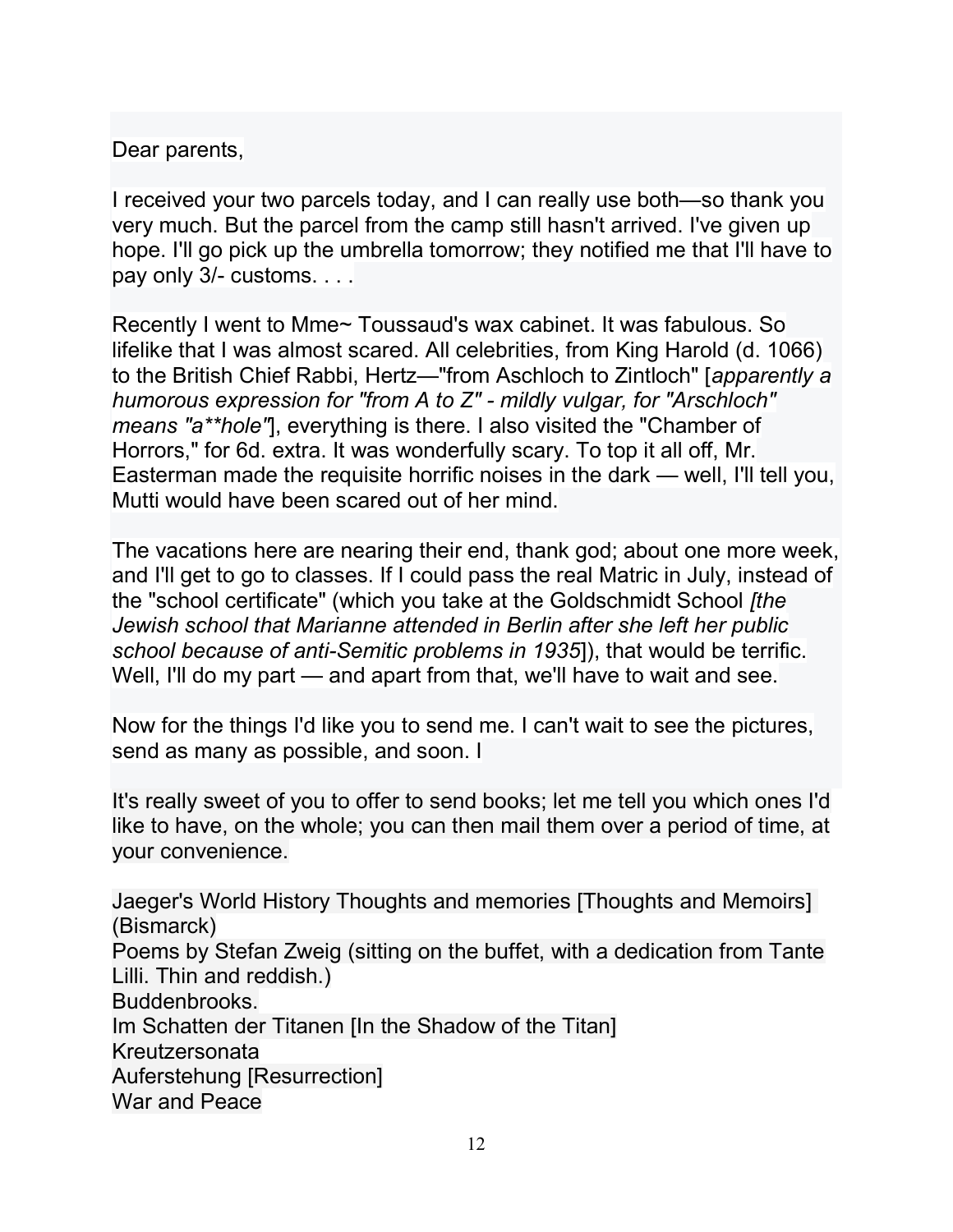Dear parents,

I received your two parcels today, and I can really use both—so thank you very much. But the parcel from the camp still hasn't arrived. I've given up hope. I'll go pick up the umbrella tomorrow; they notified me that I'll have to pay only 3/- customs. . . .

Recently I went to Mme~ Toussaud's wax cabinet. It was fabulous. So lifelike that I was almost scared. All celebrities, from King Harold (d. 1066) to the British Chief Rabbi, Hertz—"from Aschloch to Zintloch" [*apparently a humorous expression for "from A to Z" - mildly vulgar, for "Arschloch" means "a**hole"*], everything is there. I also visited the "Chamber of Horrors," for 6d. extra. It was wonderfully scary. To top it all off, Mr. Easterman made the requisite horrific noises in the dark — well, I'll tell you, Mutti would have been scared out of her mind.

The vacations here are nearing their end, thank god; about one more week, and I'll get to go to classes. If I could pass the real Matric in July, instead of the "school certificate" (which you take at the Goldschmidt School *[the Jewish school that Marianne attended in Berlin after she left her public school because of anti-Semitic problems in 1935*]), that would be terrific. Well, I'll do my part — and apart from that, we'll have to wait and see.

Now for the things I'd like you to send me. I can't wait to see the pictures, send as many as possible, and soon. I

It's really sweet of you to offer to send books; let me tell you which ones I'd like to have, on the whole; you can then mail them over a period of time, at your convenience.

Jaeger's World History Thoughts and memories [Thoughts and Memoirs] (Bismarck)  
Poems by Stefan Zweig (sitting on the buffet, with a dedication from Tante Lilli. Thin and reddish.)  
Buddenbrooks.  
Im Schatten der Titanen [In the Shadow of the Titan]  
Kreutzersonata  
Auferstehung [Resurrection]  
War and Peace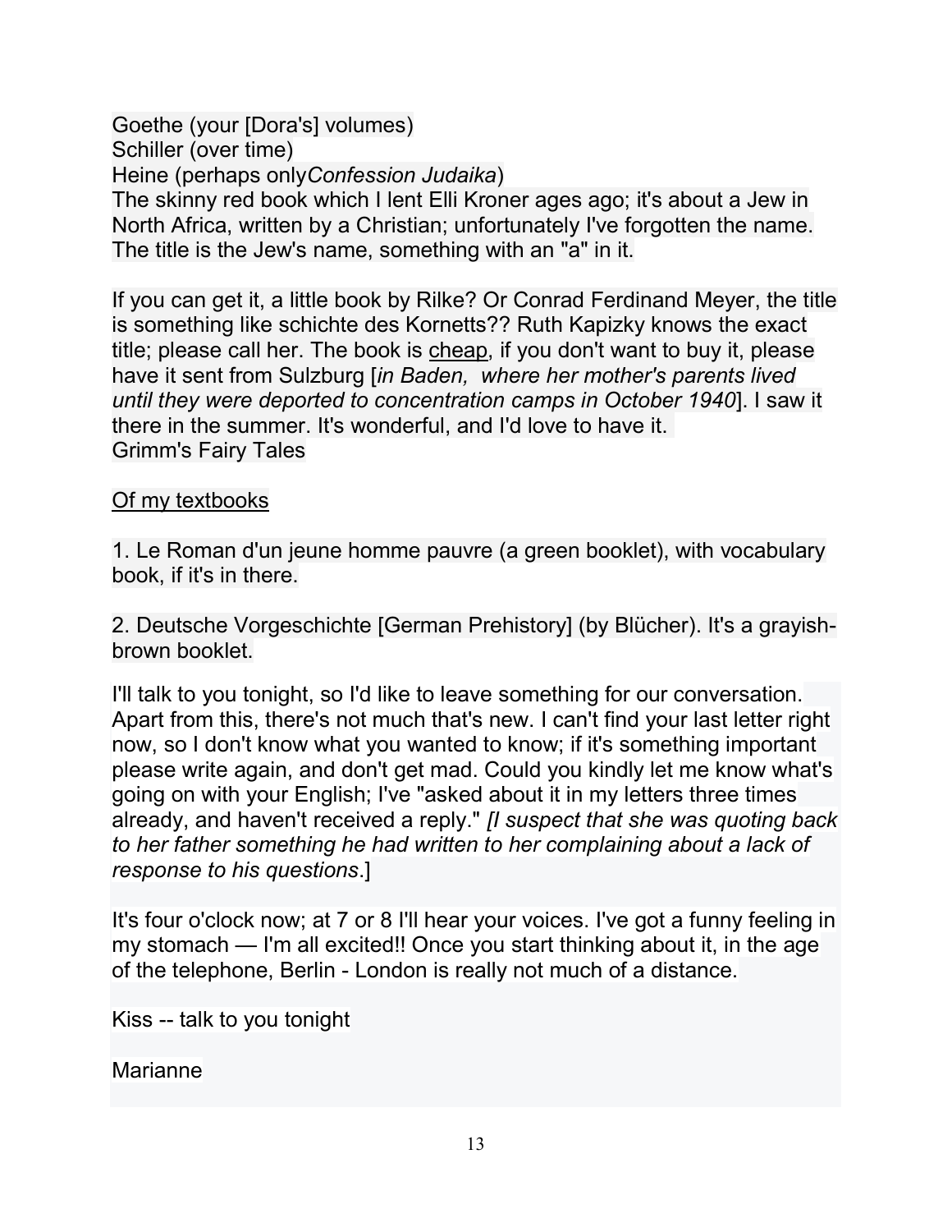Goethe (your [Dora's] volumes)
Schiller (over time)
Heine (perhaps only*Confession Judaika*)
The skinny red book which I lent Elli Kroner ages ago; it's about a Jew in North Africa, written by a Christian; unfortunately I've forgotten the name. The title is the Jew's name, something with an "a" in it.

If you can get it, a little book by Rilke? Or Conrad Ferdinand Meyer, the title is something like schichte des Kornetts?? Ruth Kapizky knows the exact title; please call her. The book is cheap, if you don't want to buy it, please have it sent from Sulzburg [*in Baden, where her mother's parents lived until they were deported to concentration camps in October 1940*]. I saw it there in the summer. It's wonderful, and I'd love to have it.
Grimm's Fairy Tales

Of my textbooks

1. Le Roman d'un jeune homme pauvre (a green booklet), with vocabulary book, if it's in there.

2. Deutsche Vorgeschichte [German Prehistory] (by Blücher). It's a grayish-brown booklet.

I'll talk to you tonight, so I'd like to leave something for our conversation. Apart from this, there's not much that's new. I can't find your last letter right now, so I don't know what you wanted to know; if it's something important please write again, and don't get mad. Could you kindly let me know what's going on with your English; I've "asked about it in my letters three times already, and haven't received a reply." *[I suspect that she was quoting back to her father something he had written to her complaining about a lack of response to his questions*.]

It's four o'clock now; at 7 or 8 I'll hear your voices. I've got a funny feeling in my stomach — I'm all excited!! Once you start thinking about it, in the age of the telephone, Berlin - London is really not much of a distance.

Kiss -- talk to you tonight

Marianne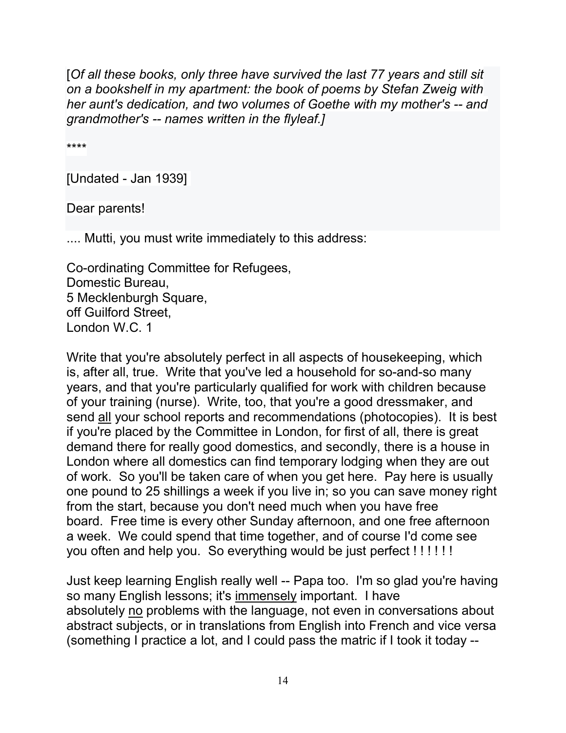[*Of all these books, only three have survived the last 77 years and still sit on a bookshelf in my apartment: the book of poems by Stefan Zweig with her aunt's dedication, and two volumes of Goethe with my mother's -- and grandmother's -- names written in the flyleaf.*]

****

[Undated - Jan 1939]

Dear parents!

.... Mutti, you must write immediately to this address:

Co-ordinating Committee for Refugees,  
Domestic Bureau,  
5 Mecklenburgh Square,  
off Guilford Street,  
London W.C. 1

Write that you're absolutely perfect in all aspects of housekeeping, which is, after all, true. Write that you've led a household for so-and-so many years, and that you're particularly qualified for work with children because of your training (nurse). Write, too, that you're a good dressmaker, and send <u>all</u> your school reports and recommendations (photocopies). It is best if you're placed by the Committee in London, for first of all, there is great demand there for really good domestics, and secondly, there is a house in London where all domestics can find temporary lodging when they are out of work. So you'll be taken care of when you get here. Pay here is usually one pound to 25 shillings a week if you live in; so you can save money right from the start, because you don't need much when you have free board. Free time is every other Sunday afternoon, and one free afternoon a week. We could spend that time together, and of course I'd come see you often and help you. So everything would be just perfect ! ! ! ! ! !

Just keep learning English really well -- Papa too. I'm so glad you're having so many English lessons; it's <u>immensely</u> important. I have absolutely <u>no</u> problems with the language, not even in conversations about abstract subjects, or in translations from English into French and vice versa (something I practice a lot, and I could pass the matric if I took it today --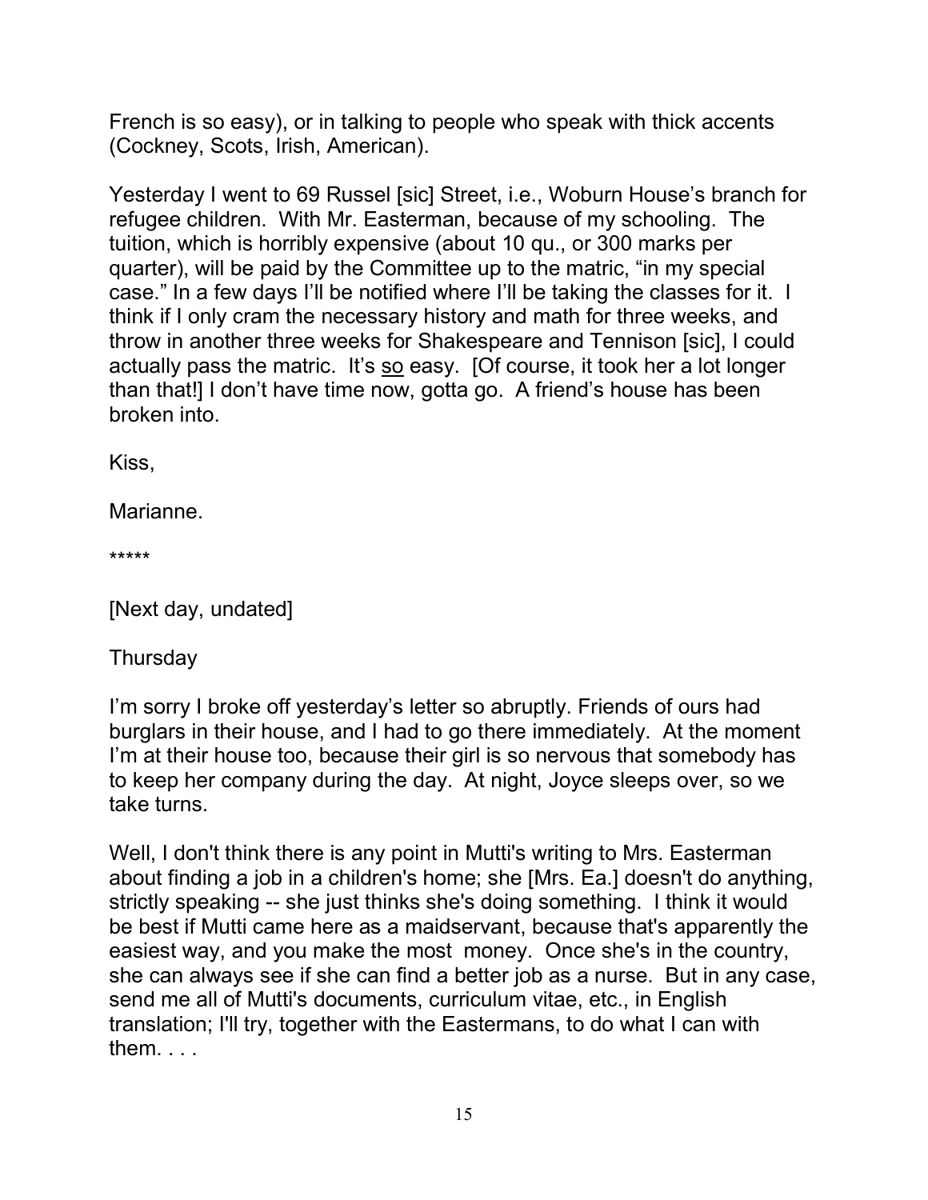French is so easy), or in talking to people who speak with thick accents (Cockney, Scots, Irish, American).

Yesterday I went to 69 Russel [sic] Street, i.e., Woburn House's branch for refugee children. With Mr. Easterman, because of my schooling. The tuition, which is horribly expensive (about 10 qu., or 300 marks per quarter), will be paid by the Committee up to the matric, "in my special case." In a few days I'll be notified where I'll be taking the classes for it. I think if I only cram the necessary history and math for three weeks, and throw in another three weeks for Shakespeare and Tennison [sic], I could actually pass the matric. It's <u>so</u> easy. [Of course, it took her a lot longer than that!] I don't have time now, gotta go. A friend's house has been broken into.

Kiss,

Marianne.

*****

[Next day, undated]

Thursday

I'm sorry I broke off yesterday's letter so abruptly. Friends of ours had burglars in their house, and I had to go there immediately. At the moment I'm at their house too, because their girl is so nervous that somebody has to keep her company during the day. At night, Joyce sleeps over, so we take turns.

Well, I don't think there is any point in Mutti's writing to Mrs. Easterman about finding a job in a children's home; she [Mrs. Ea.] doesn't do anything, strictly speaking -- she just thinks she's doing something. I think it would be best if Mutti came here as a maidservant, because that's apparently the easiest way, and you make the most money. Once she's in the country, she can always see if she can find a better job as a nurse. But in any case, send me all of Mutti's documents, curriculum vitae, etc., in English translation; I'll try, together with the Eastermans, to do what I can with them. . . .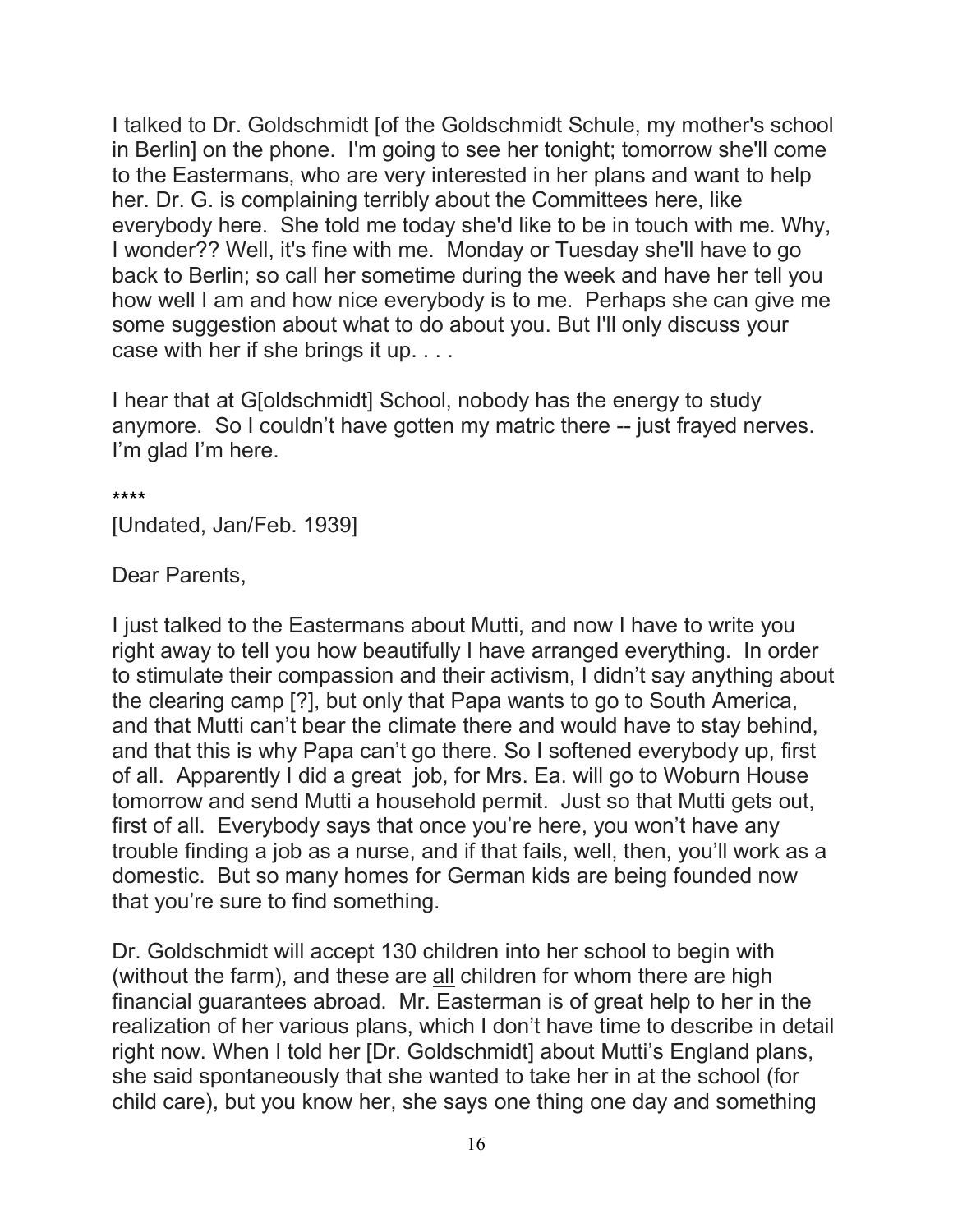I talked to Dr. Goldschmidt [of the Goldschmidt Schule, my mother's school in Berlin] on the phone. I'm going to see her tonight; tomorrow she'll come to the Eastermans, who are very interested in her plans and want to help her. Dr. G. is complaining terribly about the Committees here, like everybody here. She told me today she'd like to be in touch with me. Why, I wonder?? Well, it's fine with me. Monday or Tuesday she'll have to go back to Berlin; so call her sometime during the week and have her tell you how well I am and how nice everybody is to me. Perhaps she can give me some suggestion about what to do about you. But I'll only discuss your case with her if she brings it up. . . .

I hear that at G[oldschmidt] School, nobody has the energy to study anymore. So I couldn't have gotten my matric there -- just frayed nerves. I'm glad I'm here.

****

[Undated, Jan/Feb. 1939]

Dear Parents,

I just talked to the Eastermans about Mutti, and now I have to write you right away to tell you how beautifully I have arranged everything. In order to stimulate their compassion and their activism, I didn't say anything about the clearing camp [?], but only that Papa wants to go to South America, and that Mutti can't bear the climate there and would have to stay behind, and that this is why Papa can't go there. So I softened everybody up, first of all. Apparently I did a great job, for Mrs. Ea. will go to Woburn House tomorrow and send Mutti a household permit. Just so that Mutti gets out, first of all. Everybody says that once you're here, you won't have any trouble finding a job as a nurse, and if that fails, well, then, you'll work as a domestic. But so many homes for German kids are being founded now that you're sure to find something.

Dr. Goldschmidt will accept 130 children into her school to begin with (without the farm), and these are <u>all</u> children for whom there are high financial guarantees abroad. Mr. Easterman is of great help to her in the realization of her various plans, which I don't have time to describe in detail right now. When I told her [Dr. Goldschmidt] about Mutti's England plans, she said spontaneously that she wanted to take her in at the school (for child care), but you know her, she says one thing one day and something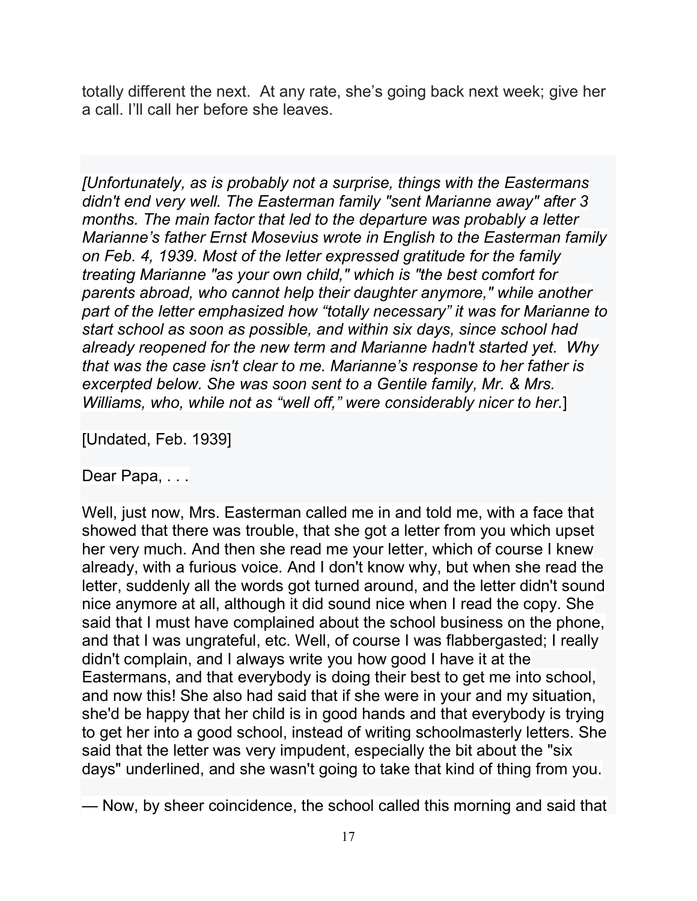totally different the next. At any rate, she's going back next week; give her a call. I'll call her before she leaves.

*[Unfortunately, as is probably not a surprise, things with the Eastermans didn't end very well. The Easterman family "sent Marianne away" after 3 months. The main factor that led to the departure was probably a letter Marianne's father Ernst Mosevius wrote in English to the Easterman family on Feb. 4, 1939. Most of the letter expressed gratitude for the family treating Marianne "as your own child," which is "the best comfort for parents abroad, who cannot help their daughter anymore," while another part of the letter emphasized how "totally necessary" it was for Marianne to start school as soon as possible, and within six days, since school had already reopened for the new term and Marianne hadn't started yet. Why that was the case isn't clear to me. Marianne's response to her father is excerpted below. She was soon sent to a Gentile family, Mr. & Mrs. Williams, who, while not as "well off," were considerably nicer to her.*]

[Undated, Feb. 1939]

Dear Papa, . . .

Well, just now, Mrs. Easterman called me in and told me, with a face that showed that there was trouble, that she got a letter from you which upset her very much. And then she read me your letter, which of course I knew already, with a furious voice. And I don't know why, but when she read the letter, suddenly all the words got turned around, and the letter didn't sound nice anymore at all, although it did sound nice when I read the copy. She said that I must have complained about the school business on the phone, and that I was ungrateful, etc. Well, of course I was flabbergasted; I really didn't complain, and I always write you how good I have it at the Eastermans, and that everybody is doing their best to get me into school, and now this! She also had said that if she were in your and my situation, she'd be happy that her child is in good hands and that everybody is trying to get her into a good school, instead of writing schoolmasterly letters. She said that the letter was very impudent, especially the bit about the "six days" underlined, and she wasn't going to take that kind of thing from you.

— Now, by sheer coincidence, the school called this morning and said that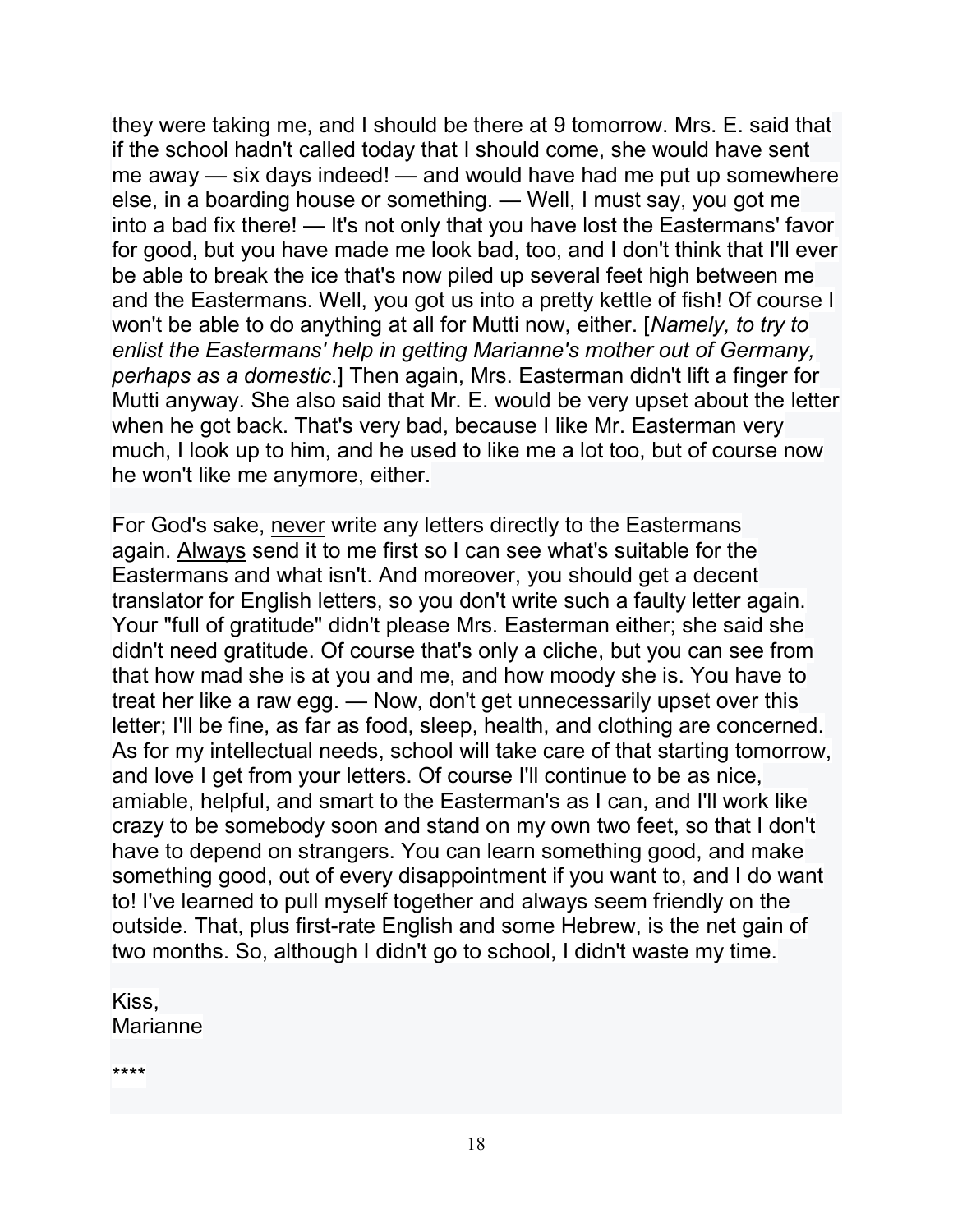they were taking me, and I should be there at 9 tomorrow. Mrs. E. said that if the school hadn't called today that I should come, she would have sent me away — six days indeed! — and would have had me put up somewhere else, in a boarding house or something. — Well, I must say, you got me into a bad fix there! — It's not only that you have lost the Eastermans' favor for good, but you have made me look bad, too, and I don't think that I'll ever be able to break the ice that's now piled up several feet high between me and the Eastermans. Well, you got us into a pretty kettle of fish! Of course I won't be able to do anything at all for Mutti now, either. [*Namely, to try to enlist the Eastermans' help in getting Marianne's mother out of Germany, perhaps as a domestic*.] Then again, Mrs. Easterman didn't lift a finger for Mutti anyway. She also said that Mr. E. would be very upset about the letter when he got back. That's very bad, because I like Mr. Easterman very much, I look up to him, and he used to like me a lot too, but of course now he won't like me anymore, either.

For God's sake, <u>never</u> write any letters directly to the Eastermans again. <u>Always</u> send it to me first so I can see what's suitable for the Eastermans and what isn't. And moreover, you should get a decent translator for English letters, so you don't write such a faulty letter again. Your "full of gratitude" didn't please Mrs. Easterman either; she said she didn't need gratitude. Of course that's only a cliche, but you can see from that how mad she is at you and me, and how moody she is. You have to treat her like a raw egg. — Now, don't get unnecessarily upset over this letter; I'll be fine, as far as food, sleep, health, and clothing are concerned. As for my intellectual needs, school will take care of that starting tomorrow, and love I get from your letters. Of course I'll continue to be as nice, amiable, helpful, and smart to the Easterman's as I can, and I'll work like crazy to be somebody soon and stand on my own two feet, so that I don't have to depend on strangers. You can learn something good, and make something good, out of every disappointment if you want to, and I do want to! I've learned to pull myself together and always seem friendly on the outside. That, plus first-rate English and some Hebrew, is the net gain of two months. So, although I didn't go to school, I didn't waste my time.

Kiss,
Marianne

****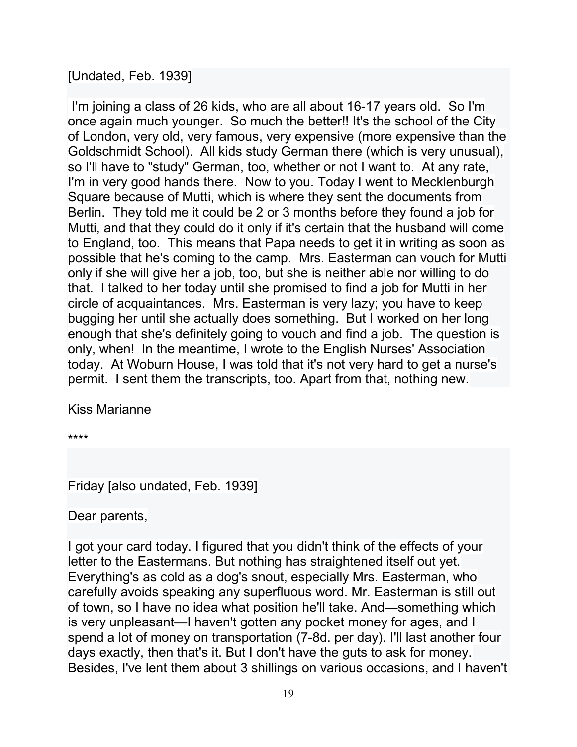[Undated, Feb. 1939]

I'm joining a class of 26 kids, who are all about 16-17 years old. So I'm once again much younger. So much the better!! It's the school of the City of London, very old, very famous, very expensive (more expensive than the Goldschmidt School). All kids study German there (which is very unusual), so I'll have to "study" German, too, whether or not I want to. At any rate, I'm in very good hands there. Now to you. Today I went to Mecklenburgh Square because of Mutti, which is where they sent the documents from Berlin. They told me it could be 2 or 3 months before they found a job for Mutti, and that they could do it only if it's certain that the husband will come to England, too. This means that Papa needs to get it in writing as soon as possible that he's coming to the camp. Mrs. Easterman can vouch for Mutti only if she will give her a job, too, but she is neither able nor willing to do that. I talked to her today until she promised to find a job for Mutti in her circle of acquaintances. Mrs. Easterman is very lazy; you have to keep bugging her until she actually does something. But I worked on her long enough that she's definitely going to vouch and find a job. The question is only, when! In the meantime, I wrote to the English Nurses' Association today. At Woburn House, I was told that it's not very hard to get a nurse's permit. I sent them the transcripts, too. Apart from that, nothing new.

Kiss Marianne

****

Friday [also undated, Feb. 1939]

Dear parents,

I got your card today. I figured that you didn't think of the effects of your letter to the Eastermans. But nothing has straightened itself out yet. Everything's as cold as a dog's snout, especially Mrs. Easterman, who carefully avoids speaking any superfluous word. Mr. Easterman is still out of town, so I have no idea what position he'll take. And—something which is very unpleasant—I haven't gotten any pocket money for ages, and I spend a lot of money on transportation (7-8d. per day). I'll last another four days exactly, then that's it. But I don't have the guts to ask for money. Besides, I've lent them about 3 shillings on various occasions, and I haven't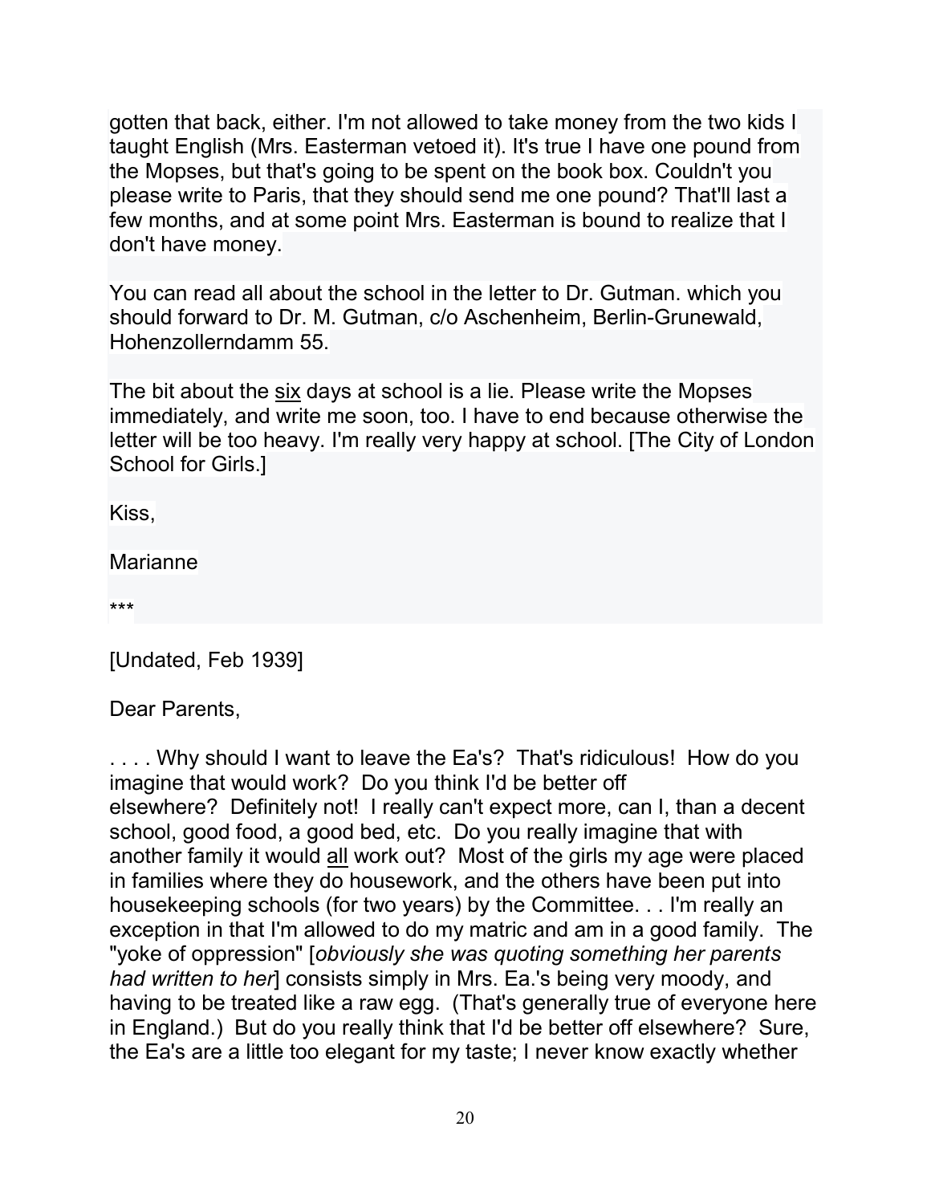gotten that back, either. I'm not allowed to take money from the two kids I taught English (Mrs. Easterman vetoed it). It's true I have one pound from the Mopses, but that's going to be spent on the book box. Couldn't you please write to Paris, that they should send me one pound? That'll last a few months, and at some point Mrs. Easterman is bound to realize that I don't have money.

You can read all about the school in the letter to Dr. Gutman. which you should forward to Dr. M. Gutman, c/o Aschenheim, Berlin-Grunewald, Hohenzollerndamm 55.

The bit about the <u>six</u> days at school is a lie. Please write the Mopses immediately, and write me soon, too. I have to end because otherwise the letter will be too heavy. I'm really very happy at school. [The City of London School for Girls.]

Kiss,

Marianne

***

[Undated, Feb 1939]

Dear Parents,

. . . . Why should I want to leave the Ea's? That's ridiculous! How do you imagine that would work? Do you think I'd be better off elsewhere? Definitely not! I really can't expect more, can I, than a decent school, good food, a good bed, etc. Do you really imagine that with another family it would <u>all</u> work out? Most of the girls my age were placed in families where they do housework, and the others have been put into housekeeping schools (for two years) by the Committee. . . I'm really an exception in that I'm allowed to do my matric and am in a good family. The "yoke of oppression" [*obviously she was quoting something her parents had written to her*] consists simply in Mrs. Ea.'s being very moody, and having to be treated like a raw egg. (That's generally true of everyone here in England.) But do you really think that I'd be better off elsewhere? Sure, the Ea's are a little too elegant for my taste; I never know exactly whether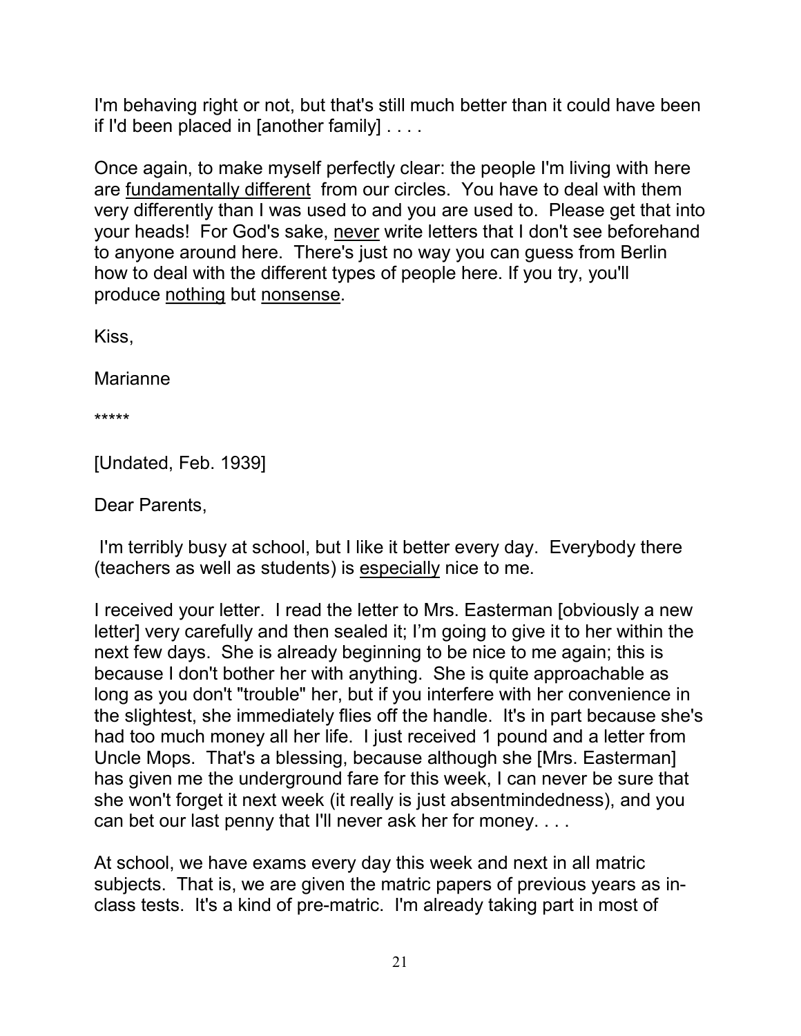I'm behaving right or not, but that's still much better than it could have been if I'd been placed in [another family] . . . .

Once again, to make myself perfectly clear: the people I'm living with here are <u>fundamentally different</u> from our circles. You have to deal with them very differently than I was used to and you are used to. Please get that into your heads! For God's sake, <u>never</u> write letters that I don't see beforehand to anyone around here. There's just no way you can guess from Berlin how to deal with the different types of people here. If you try, you'll produce <u>nothing</u> but <u>nonsense</u>.

Kiss,

Marianne

*****

[Undated, Feb. 1939]

Dear Parents,

I'm terribly busy at school, but I like it better every day. Everybody there (teachers as well as students) is <u>especially</u> nice to me.

I received your letter. I read the letter to Mrs. Easterman [obviously a new letter] very carefully and then sealed it; I'm going to give it to her within the next few days. She is already beginning to be nice to me again; this is because I don't bother her with anything. She is quite approachable as long as you don't "trouble" her, but if you interfere with her convenience in the slightest, she immediately flies off the handle. It's in part because she's had too much money all her life. I just received 1 pound and a letter from Uncle Mops. That's a blessing, because although she [Mrs. Easterman] has given me the underground fare for this week, I can never be sure that she won't forget it next week (it really is just absentmindedness), and you can bet our last penny that I'll never ask her for money. . . .

At school, we have exams every day this week and next in all matric subjects. That is, we are given the matric papers of previous years as in-class tests. It's a kind of pre-matric. I'm already taking part in most of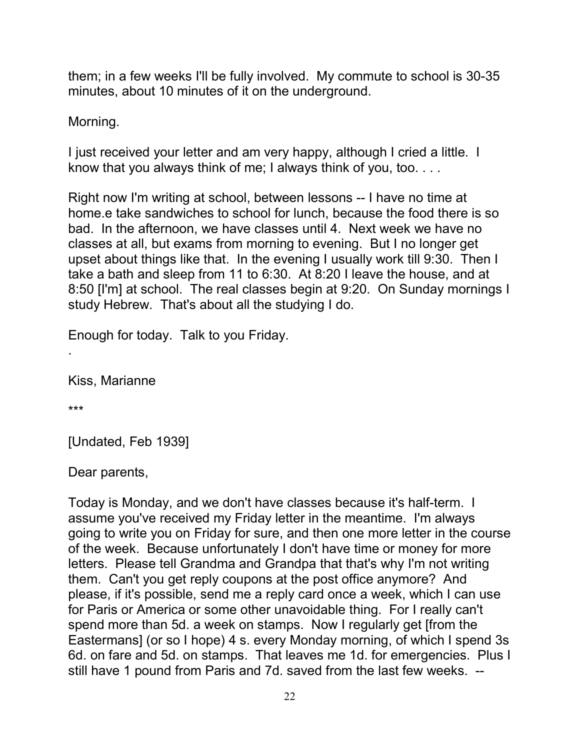them; in a few weeks I'll be fully involved. My commute to school is 30-35 minutes, about 10 minutes of it on the underground.

Morning.

I just received your letter and am very happy, although I cried a little. I know that you always think of me; I always think of you, too. . . .

Right now I'm writing at school, between lessons -- I have no time at home.e take sandwiches to school for lunch, because the food there is so bad. In the afternoon, we have classes until 4. Next week we have no classes at all, but exams from morning to evening. But I no longer get upset about things like that. In the evening I usually work till 9:30. Then I take a bath and sleep from 11 to 6:30. At 8:20 I leave the house, and at 8:50 [I'm] at school. The real classes begin at 9:20. On Sunday mornings I study Hebrew. That's about all the studying I do.

Enough for today. Talk to you Friday.

.

Kiss, Marianne

***

[Undated, Feb 1939]

Dear parents,

Today is Monday, and we don't have classes because it's half-term. I assume you've received my Friday letter in the meantime. I'm always going to write you on Friday for sure, and then one more letter in the course of the week. Because unfortunately I don't have time or money for more letters. Please tell Grandma and Grandpa that that's why I'm not writing them. Can't you get reply coupons at the post office anymore? And please, if it's possible, send me a reply card once a week, which I can use for Paris or America or some other unavoidable thing. For I really can't spend more than 5d. a week on stamps. Now I regularly get [from the Eastermans] (or so I hope) 4 s. every Monday morning, of which I spend 3s 6d. on fare and 5d. on stamps. That leaves me 1d. for emergencies. Plus I still have 1 pound from Paris and 7d. saved from the last few weeks. --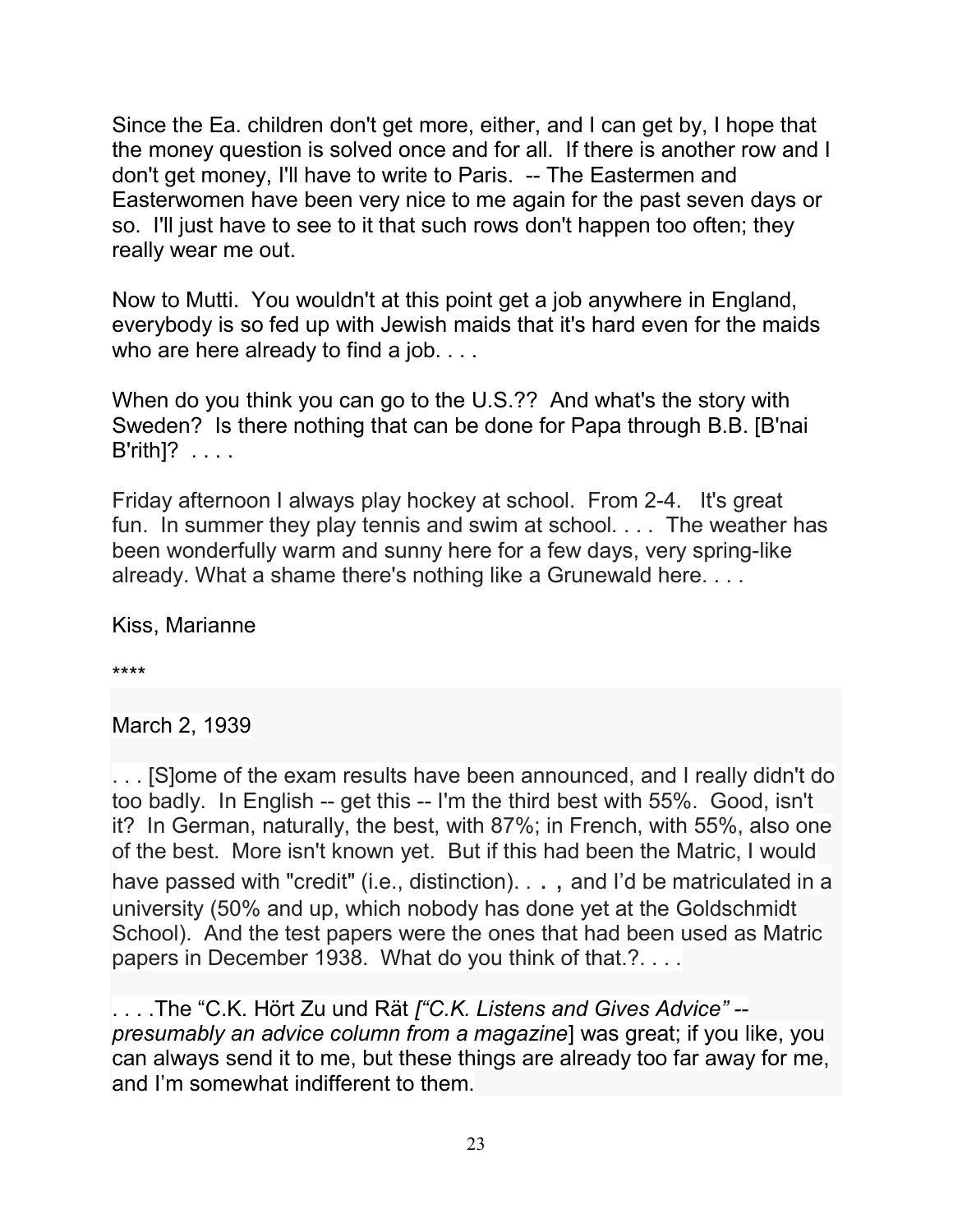Since the Ea. children don't get more, either, and I can get by, I hope that the money question is solved once and for all. If there is another row and I don't get money, I'll have to write to Paris. -- The Eastermen and Easterwomen have been very nice to me again for the past seven days or so. I'll just have to see to it that such rows don't happen too often; they really wear me out.

Now to Mutti. You wouldn't at this point get a job anywhere in England, everybody is so fed up with Jewish maids that it's hard even for the maids who are here already to find a job. . . .

When do you think you can go to the U.S.?? And what's the story with Sweden? Is there nothing that can be done for Papa through B.B. [B'nai B'rith]? . . . .

Friday afternoon I always play hockey at school. From 2-4. It's great fun. In summer they play tennis and swim at school. . . . The weather has been wonderfully warm and sunny here for a few days, very spring-like already. What a shame there's nothing like a Grunewald here. . . .

Kiss, Marianne

****

March 2, 1939

. . . [S]ome of the exam results have been announced, and I really didn't do too badly. In English -- get this -- I'm the third best with 55%. Good, isn't it? In German, naturally, the best, with 87%; in French, with 55%, also one of the best. More isn't known yet. But if this had been the Matric, I would have passed with "credit" (i.e., distinction). . . , and I'd be matriculated in a university (50% and up, which nobody has done yet at the Goldschmidt School). And the test papers were the ones that had been used as Matric papers in December 1938. What do you think of that.?. . . .

. . . .The "C.K. Hört Zu und Rät *["C.K. Listens and Gives Advice" -- presumably an advice column from a magazine*] was great; if you like, you can always send it to me, but these things are already too far away for me, and I'm somewhat indifferent to them.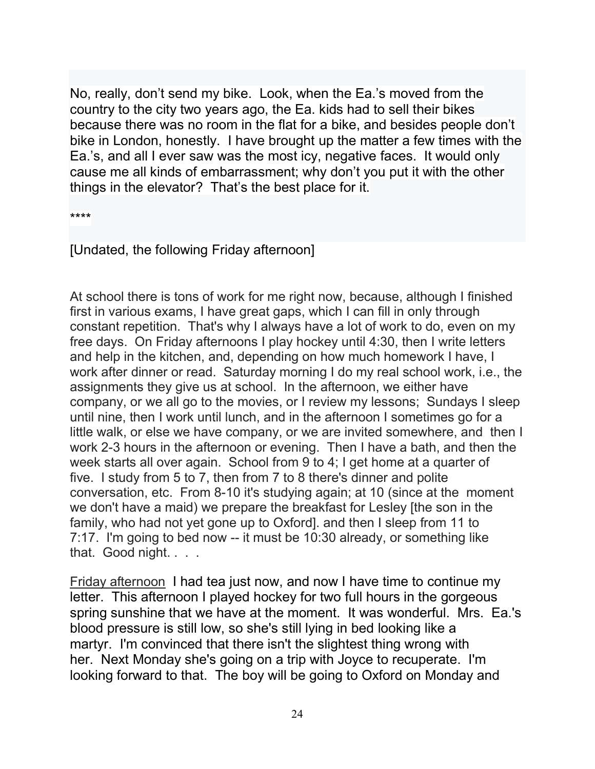No, really, don't send my bike. Look, when the Ea.'s moved from the country to the city two years ago, the Ea. kids had to sell their bikes because there was no room in the flat for a bike, and besides people don't bike in London, honestly. I have brought up the matter a few times with the Ea.'s, and all I ever saw was the most icy, negative faces. It would only cause me all kinds of embarrassment; why don't you put it with the other things in the elevator? That's the best place for it.

****

[Undated, the following Friday afternoon]

At school there is tons of work for me right now, because, although I finished first in various exams, I have great gaps, which I can fill in only through constant repetition. That's why I always have a lot of work to do, even on my free days. On Friday afternoons I play hockey until 4:30, then I write letters and help in the kitchen, and, depending on how much homework I have, I work after dinner or read. Saturday morning I do my real school work, i.e., the assignments they give us at school. In the afternoon, we either have company, or we all go to the movies, or I review my lessons; Sundays I sleep until nine, then I work until lunch, and in the afternoon I sometimes go for a little walk, or else we have company, or we are invited somewhere, and then I work 2-3 hours in the afternoon or evening. Then I have a bath, and then the week starts all over again. School from 9 to 4; I get home at a quarter of five. I study from 5 to 7, then from 7 to 8 there's dinner and polite conversation, etc. From 8-10 it's studying again; at 10 (since at the moment we don't have a maid) we prepare the breakfast for Lesley [the son in the family, who had not yet gone up to Oxford]. and then I sleep from 11 to 7:17. I'm going to bed now -- it must be 10:30 already, or something like that. Good night. . . .

<u>Friday afternoon</u> I had tea just now, and now I have time to continue my letter. This afternoon I played hockey for two full hours in the gorgeous spring sunshine that we have at the moment. It was wonderful. Mrs. Ea.'s blood pressure is still low, so she's still lying in bed looking like a martyr. I'm convinced that there isn't the slightest thing wrong with her. Next Monday she's going on a trip with Joyce to recuperate. I'm looking forward to that. The boy will be going to Oxford on Monday and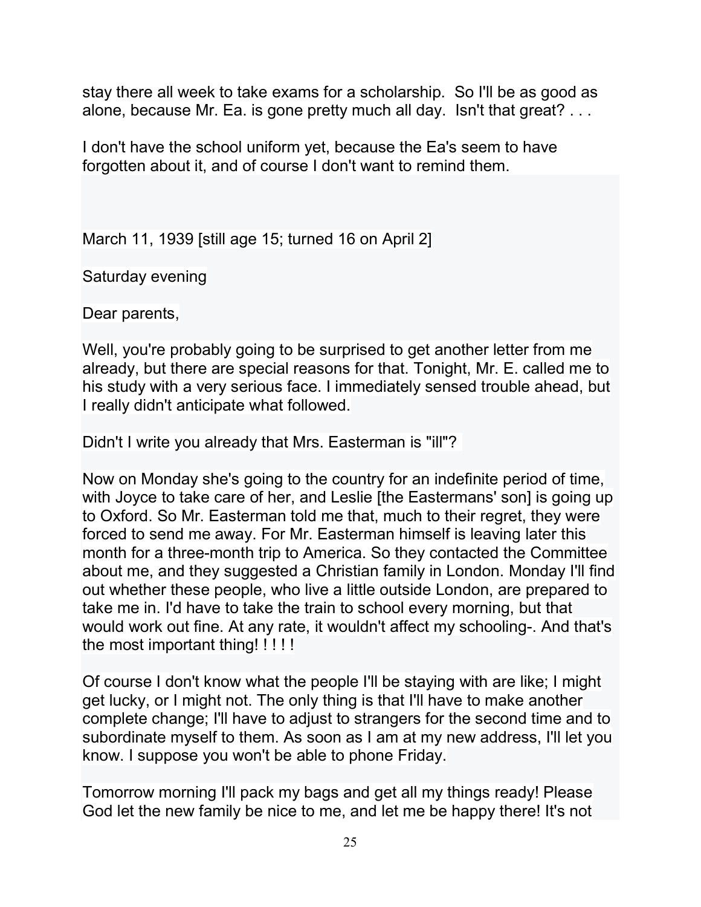stay there all week to take exams for a scholarship. So I'll be as good as alone, because Mr. Ea. is gone pretty much all day. Isn't that great? . . .

I don't have the school uniform yet, because the Ea's seem to have forgotten about it, and of course I don't want to remind them.

March 11, 1939 [still age 15; turned 16 on April 2]

Saturday evening

Dear parents,

Well, you're probably going to be surprised to get another letter from me already, but there are special reasons for that. Tonight, Mr. E. called me to his study with a very serious face. I immediately sensed trouble ahead, but I really didn't anticipate what followed.

Didn't I write you already that Mrs. Easterman is "ill"?

Now on Monday she's going to the country for an indefinite period of time, with Joyce to take care of her, and Leslie [the Eastermans' son] is going up to Oxford. So Mr. Easterman told me that, much to their regret, they were forced to send me away. For Mr. Easterman himself is leaving later this month for a three-month trip to America. So they contacted the Committee about me, and they suggested a Christian family in London. Monday I'll find out whether these people, who live a little outside London, are prepared to take me in. I'd have to take the train to school every morning, but that would work out fine. At any rate, it wouldn't affect my schooling-. And that's the most important thing! ! ! ! !

Of course I don't know what the people I'll be staying with are like; I might get lucky, or I might not. The only thing is that I'll have to make another complete change; I'll have to adjust to strangers for the second time and to subordinate myself to them. As soon as I am at my new address, I'll let you know. I suppose you won't be able to phone Friday.

Tomorrow morning I'll pack my bags and get all my things ready! Please God let the new family be nice to me, and let me be happy there! It's not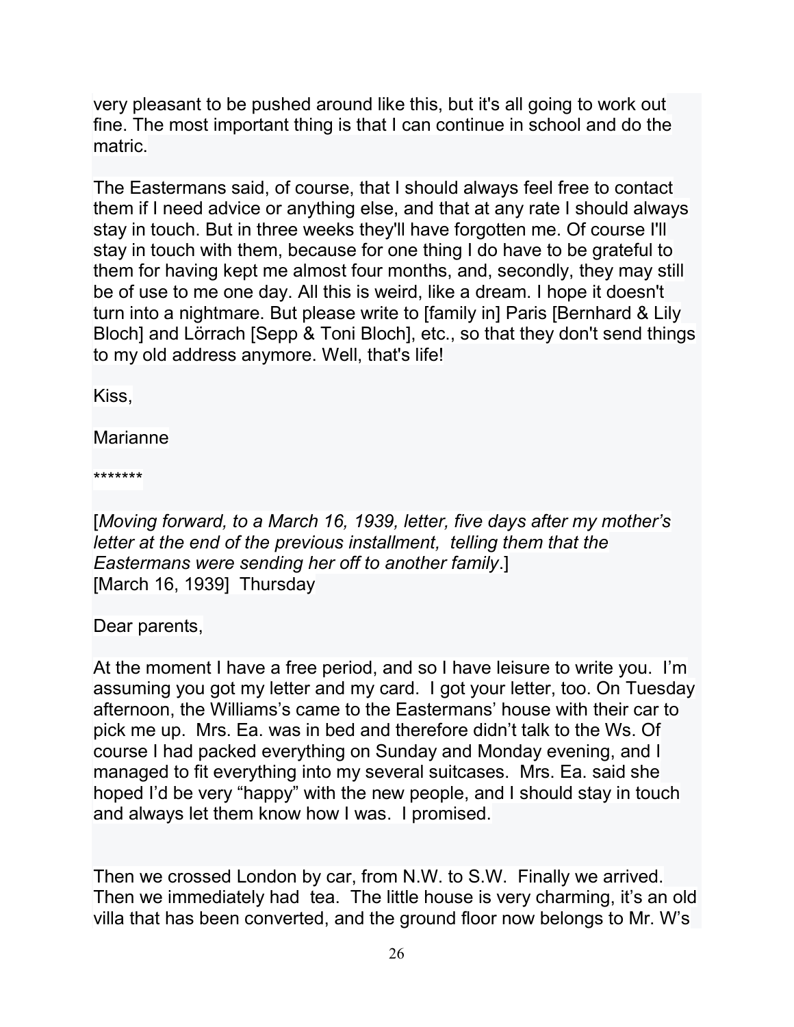very pleasant to be pushed around like this, but it's all going to work out fine. The most important thing is that I can continue in school and do the matric.

The Eastermans said, of course, that I should always feel free to contact them if I need advice or anything else, and that at any rate I should always stay in touch. But in three weeks they'll have forgotten me. Of course I'll stay in touch with them, because for one thing I do have to be grateful to them for having kept me almost four months, and, secondly, they may still be of use to me one day. All this is weird, like a dream. I hope it doesn't turn into a nightmare. But please write to [family in] Paris [Bernhard & Lily Bloch] and Lörrach [Sepp & Toni Bloch], etc., so that they don't send things to my old address anymore. Well, that's life!

Kiss,

Marianne

*******

[*Moving forward, to a March 16, 1939, letter, five days after my mother's letter at the end of the previous installment, telling them that the Eastermans were sending her off to another family*.]
[March 16, 1939] Thursday

Dear parents,

At the moment I have a free period, and so I have leisure to write you. I'm assuming you got my letter and my card. I got your letter, too. On Tuesday afternoon, the Williams's came to the Eastermans' house with their car to pick me up. Mrs. Ea. was in bed and therefore didn't talk to the Ws. Of course I had packed everything on Sunday and Monday evening, and I managed to fit everything into my several suitcases. Mrs. Ea. said she hoped I'd be very "happy" with the new people, and I should stay in touch and always let them know how I was. I promised.

Then we crossed London by car, from N.W. to S.W. Finally we arrived. Then we immediately had tea. The little house is very charming, it's an old villa that has been converted, and the ground floor now belongs to Mr. W's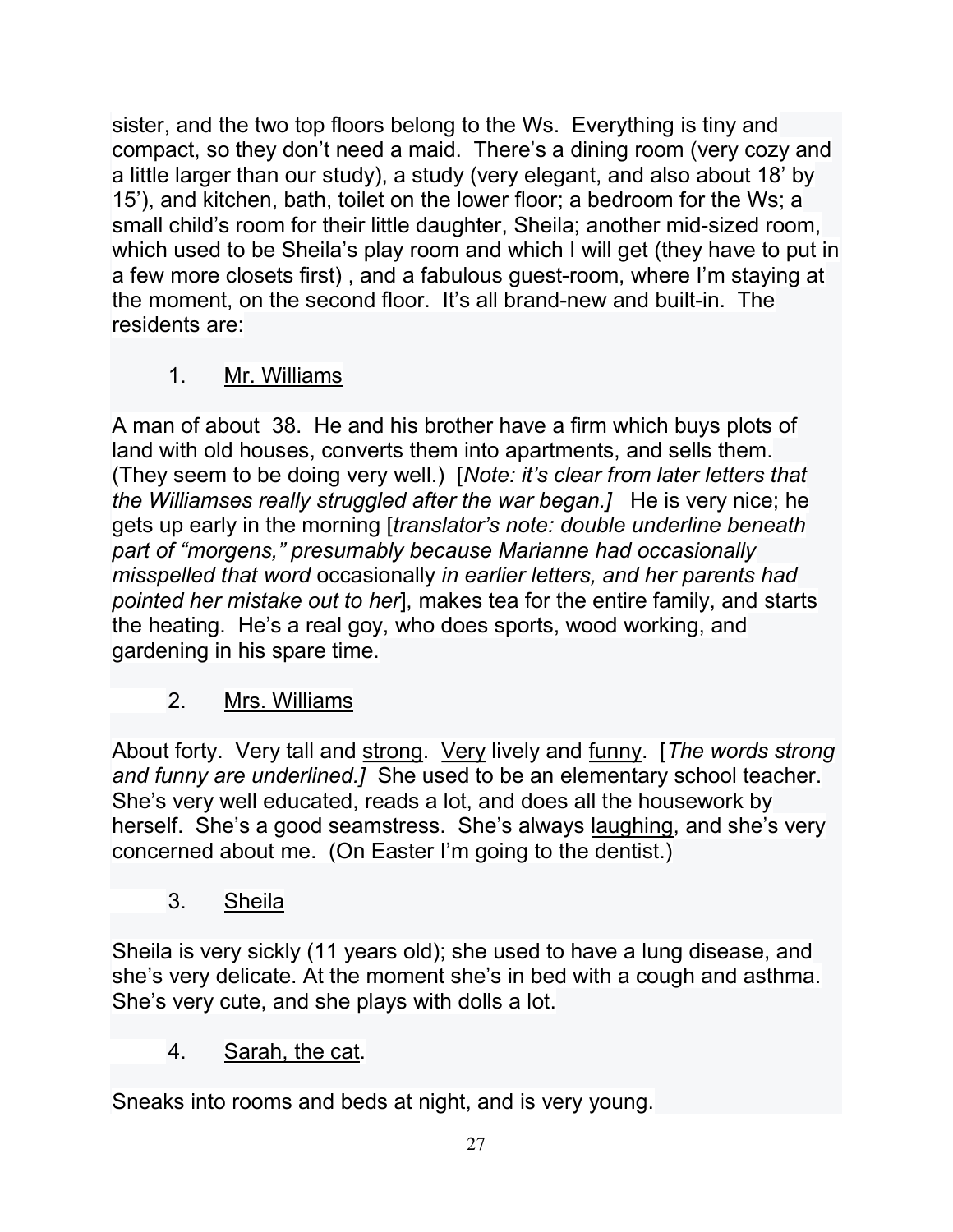sister, and the two top floors belong to the Ws. Everything is tiny and compact, so they don't need a maid. There's a dining room (very cozy and a little larger than our study), a study (very elegant, and also about 18' by 15'), and kitchen, bath, toilet on the lower floor; a bedroom for the Ws; a small child's room for their little daughter, Sheila; another mid-sized room, which used to be Sheila's play room and which I will get (they have to put in a few more closets first) , and a fabulous guest-room, where I'm staying at the moment, on the second floor. It's all brand-new and built-in. The residents are:

1. <u>Mr. Williams</u>

A man of about 38. He and his brother have a firm which buys plots of land with old houses, converts them into apartments, and sells them. (They seem to be doing very well.) [*Note: it's clear from later letters that the Williamses really struggled after the war began.]* He is very nice; he gets up early in the morning [*translator's note: double underline beneath part of "morgens," presumably because Marianne had occasionally misspelled that word* occasionally *in earlier letters, and her parents had pointed her mistake out to her*], makes tea for the entire family, and starts the heating. He's a real goy, who does sports, wood working, and gardening in his spare time.

2. <u>Mrs. Williams</u>

About forty. Very tall and <u>strong</u>. <u>Very</u> lively and <u>funny</u>. [*The words strong and funny are underlined.]* She used to be an elementary school teacher. She's very well educated, reads a lot, and does all the housework by herself. She's a good seamstress. She's always <u>laughing</u>, and she's very concerned about me. (On Easter I'm going to the dentist.)

3. <u>Sheila</u>

Sheila is very sickly (11 years old); she used to have a lung disease, and she's very delicate. At the moment she's in bed with a cough and asthma. She's very cute, and she plays with dolls a lot.

4. <u>Sarah, the cat</u>.

Sneaks into rooms and beds at night, and is very young.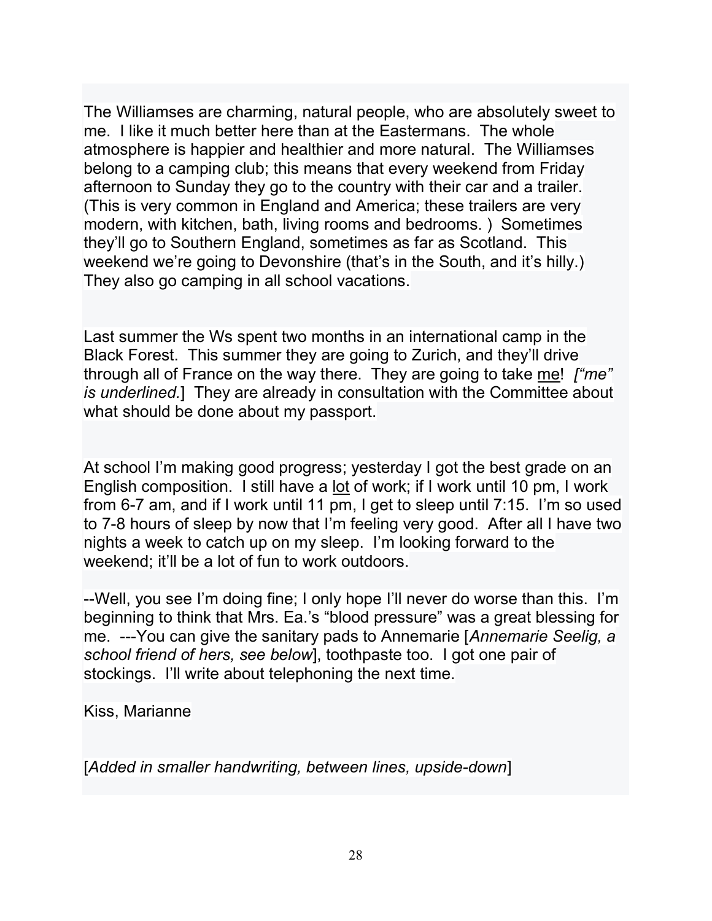The Williamses are charming, natural people, who are absolutely sweet to me. I like it much better here than at the Eastermans. The whole atmosphere is happier and healthier and more natural. The Williamses belong to a camping club; this means that every weekend from Friday afternoon to Sunday they go to the country with their car and a trailer. (This is very common in England and America; these trailers are very modern, with kitchen, bath, living rooms and bedrooms. ) Sometimes they'll go to Southern England, sometimes as far as Scotland. This weekend we're going to Devonshire (that's in the South, and it's hilly.) They also go camping in all school vacations.

Last summer the Ws spent two months in an international camp in the Black Forest. This summer they are going to Zurich, and they'll drive through all of France on the way there. They are going to take <u>me</u>! *["me" is underlined.]* They are already in consultation with the Committee about what should be done about my passport.

At school I'm making good progress; yesterday I got the best grade on an English composition. I still have a <u>lot</u> of work; if I work until 10 pm, I work from 6-7 am, and if I work until 11 pm, I get to sleep until 7:15. I'm so used to 7-8 hours of sleep by now that I'm feeling very good. After all I have two nights a week to catch up on my sleep. I'm looking forward to the weekend; it'll be a lot of fun to work outdoors.

--Well, you see I'm doing fine; I only hope I'll never do worse than this. I'm beginning to think that Mrs. Ea.'s "blood pressure" was a great blessing for me. ---You can give the sanitary pads to Annemarie [*Annemarie Seelig, a school friend of hers, see below*], toothpaste too. I got one pair of stockings. I'll write about telephoning the next time.

Kiss, Marianne

[*Added in smaller handwriting, between lines, upside-down*]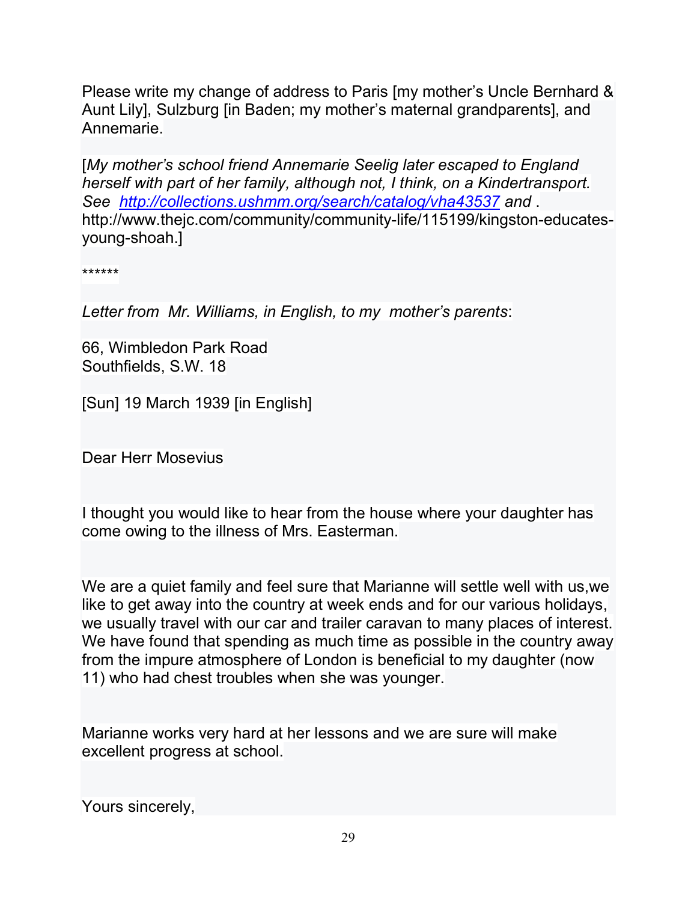Please write my change of address to Paris [my mother's Uncle Bernhard & Aunt Lily], Sulzburg [in Baden; my mother's maternal grandparents], and Annemarie.

[*My mother's school friend Annemarie Seelig later escaped to England herself with part of her family, although not, I think, on a Kindertransport. See [http://collections.ushmm.org/search/catalog/vha43537](http://collections.ushmm.org/search/catalog/vha43537) and* . http://www.thejc.com/community/community-life/115199/kingston-educates-young-shoah.]

******

*Letter from Mr. Williams, in English, to my mother's parents*:

66, Wimbledon Park Road
Southfields, S.W. 18

[Sun] 19 March 1939 [in English]

Dear Herr Mosevius

I thought you would like to hear from the house where your daughter has come owing to the illness of Mrs. Easterman.

We are a quiet family and feel sure that Marianne will settle well with us,we like to get away into the country at week ends and for our various holidays, we usually travel with our car and trailer caravan to many places of interest. We have found that spending as much time as possible in the country away from the impure atmosphere of London is beneficial to my daughter (now 11) who had chest troubles when she was younger.

Marianne works very hard at her lessons and we are sure will make excellent progress at school.

Yours sincerely,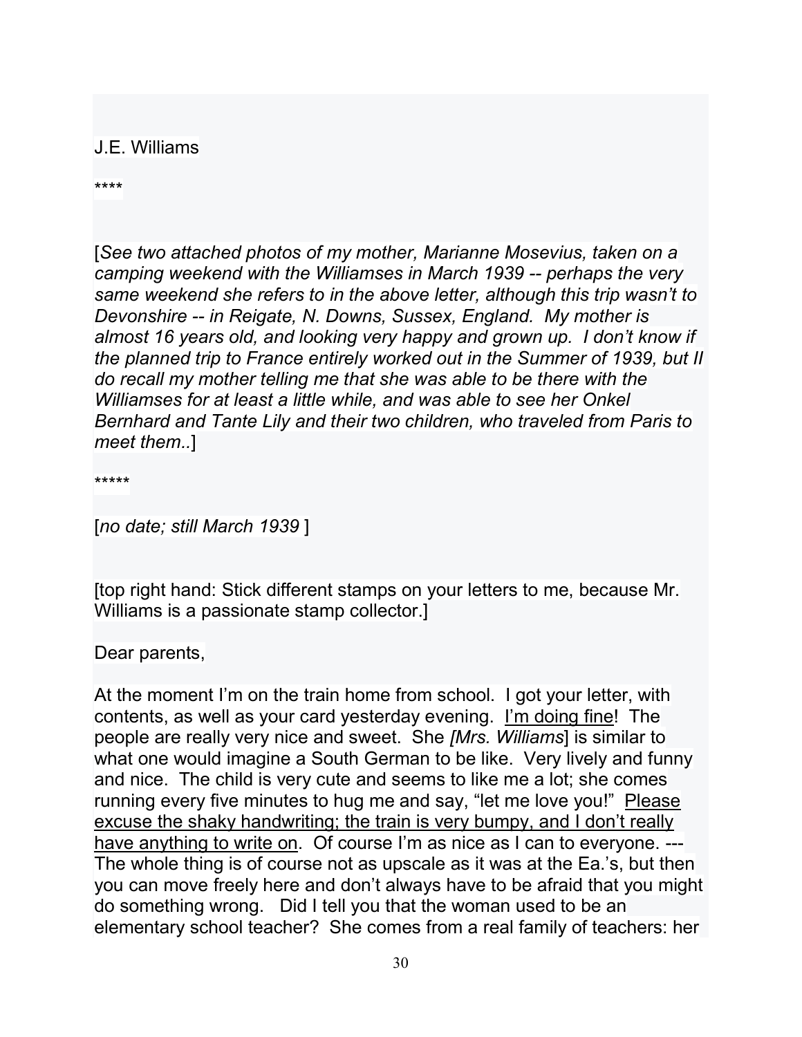J.E. Williams

****

[*See two attached photos of my mother, Marianne Mosevius, taken on a camping weekend with the Williamses in March 1939 -- perhaps the very same weekend she refers to in the above letter, although this trip wasn't to Devonshire -- in Reigate, N. Downs, Sussex, England. My mother is almost 16 years old, and looking very happy and grown up. I don't know if the planned trip to France entirely worked out in the Summer of 1939, but II do recall my mother telling me that she was able to be there with the Williamses for at least a little while, and was able to see her Onkel Bernhard and Tante Lily and their two children, who traveled from Paris to meet them..*]

*****

[*no date; still March 1939* ]

[top right hand: Stick different stamps on your letters to me, because Mr. Williams is a passionate stamp collector.]

Dear parents,

At the moment I'm on the train home from school. I got your letter, with contents, as well as your card yesterday evening. <u>I'm doing fine</u>! The people are really very nice and sweet. She *[Mrs. Williams*] is similar to what one would imagine a South German to be like. Very lively and funny and nice. The child is very cute and seems to like me a lot; she comes running every five minutes to hug me and say, "let me love you!" <u>Please excuse the shaky handwriting; the train is very bumpy, and I don't really have anything to write on</u>. Of course I'm as nice as I can to everyone. --- The whole thing is of course not as upscale as it was at the Ea.'s, but then you can move freely here and don't always have to be afraid that you might do something wrong. Did I tell you that the woman used to be an elementary school teacher? She comes from a real family of teachers: her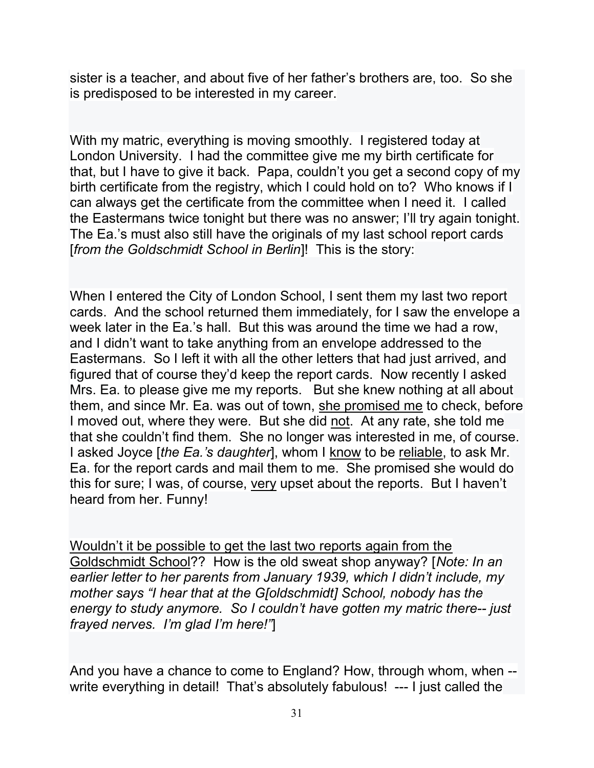sister is a teacher, and about five of her father's brothers are, too. So she is predisposed to be interested in my career.

With my matric, everything is moving smoothly. I registered today at London University. I had the committee give me my birth certificate for that, but I have to give it back. Papa, couldn't you get a second copy of my birth certificate from the registry, which I could hold on to? Who knows if I can always get the certificate from the committee when I need it. I called the Eastermans twice tonight but there was no answer; I'll try again tonight. The Ea.'s must also still have the originals of my last school report cards [*from the Goldschmidt School in Berlin*]! This is the story:

When I entered the City of London School, I sent them my last two report cards. And the school returned them immediately, for I saw the envelope a week later in the Ea.'s hall. But this was around the time we had a row, and I didn't want to take anything from an envelope addressed to the Eastermans. So I left it with all the other letters that had just arrived, and figured that of course they'd keep the report cards. Now recently I asked Mrs. Ea. to please give me my reports. But she knew nothing at all about them, and since Mr. Ea. was out of town, <u>she promised me</u> to check, before I moved out, where they were. But she did <u>not</u>. At any rate, she told me that she couldn't find them. She no longer was interested in me, of course. I asked Joyce [*the Ea.'s daughter*], whom I <u>know</u> to be <u>reliable</u>, to ask Mr. Ea. for the report cards and mail them to me. She promised she would do this for sure; I was, of course, <u>very</u> upset about the reports. But I haven't heard from her. Funny!

<u>Wouldn't it be possible to get the last two reports again from the Goldschmidt School</u>?? How is the old sweat shop anyway? [*Note: In an earlier letter to her parents from January 1939, which I didn't include, my mother says "I hear that at the G[oldschmidt] School, nobody has the energy to study anymore. So I couldn't have gotten my matric there-- just frayed nerves. I'm glad I'm here!"*]

And you have a chance to come to England? How, through whom, when -- write everything in detail! That's absolutely fabulous! --- I just called the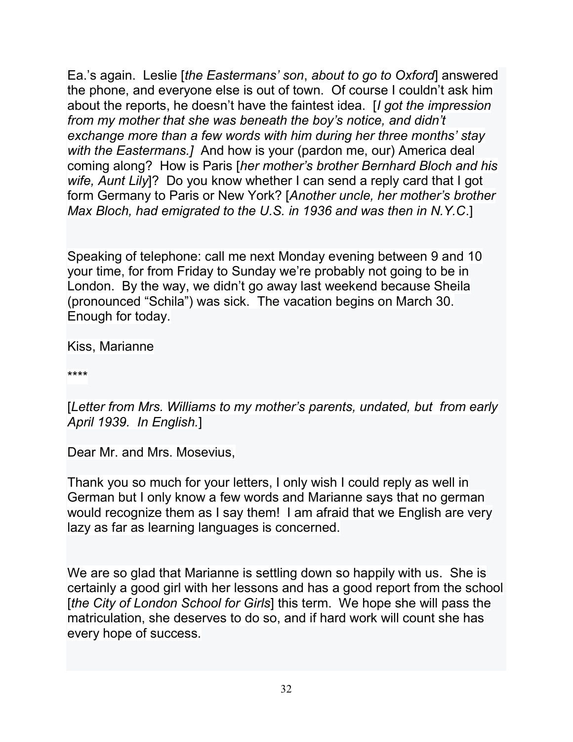Ea.'s again. Leslie [*the Eastermans' son*, *about to go to Oxford*] answered the phone, and everyone else is out of town. Of course I couldn't ask him about the reports, he doesn't have the faintest idea. [*I got the impression from my mother that she was beneath the boy's notice, and didn't exchange more than a few words with him during her three months' stay with the Eastermans.]* And how is your (pardon me, our) America deal coming along? How is Paris [*her mother's brother Bernhard Bloch and his wife, Aunt Lily*]? Do you know whether I can send a reply card that I got form Germany to Paris or New York? [*Another uncle, her mother's brother Max Bloch, had emigrated to the U.S. in 1936 and was then in N.Y.C*.]

Speaking of telephone: call me next Monday evening between 9 and 10 your time, for from Friday to Sunday we're probably not going to be in London. By the way, we didn't go away last weekend because Sheila (pronounced "Schila") was sick. The vacation begins on March 30. Enough for today.

Kiss, Marianne

****

[*Letter from Mrs. Williams to my mother's parents, undated, but from early April 1939. In English.*]

Dear Mr. and Mrs. Mosevius,

Thank you so much for your letters, I only wish I could reply as well in German but I only know a few words and Marianne says that no german would recognize them as I say them! I am afraid that we English are very lazy as far as learning languages is concerned.

We are so glad that Marianne is settling down so happily with us. She is certainly a good girl with her lessons and has a good report from the school [*the City of London School for Girls*] this term. We hope she will pass the matriculation, she deserves to do so, and if hard work will count she has every hope of success.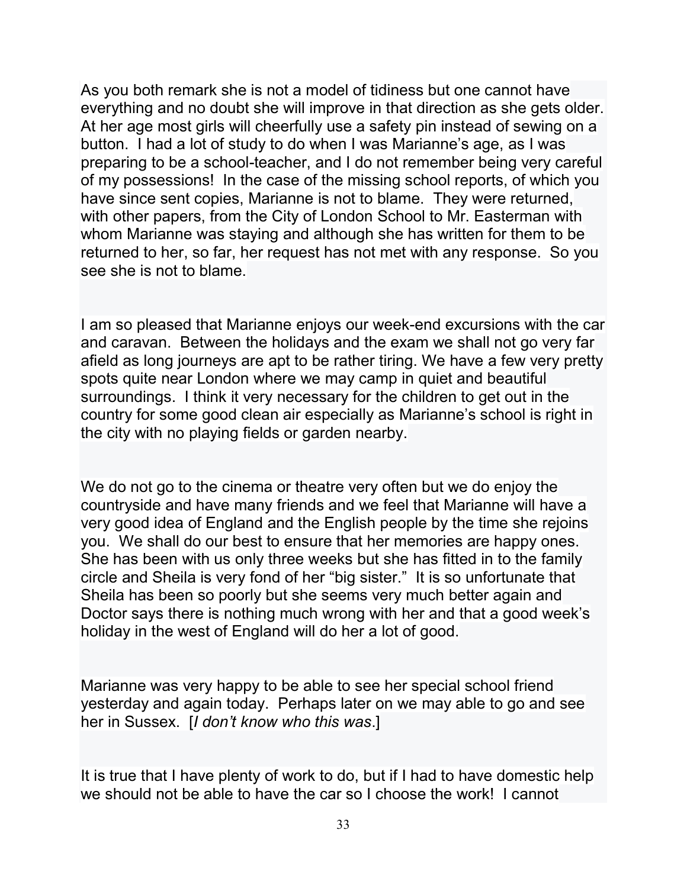As you both remark she is not a model of tidiness but one cannot have everything and no doubt she will improve in that direction as she gets older. At her age most girls will cheerfully use a safety pin instead of sewing on a button. I had a lot of study to do when I was Marianne's age, as I was preparing to be a school-teacher, and I do not remember being very careful of my possessions! In the case of the missing school reports, of which you have since sent copies, Marianne is not to blame. They were returned, with other papers, from the City of London School to Mr. Easterman with whom Marianne was staying and although she has written for them to be returned to her, so far, her request has not met with any response. So you see she is not to blame.

I am so pleased that Marianne enjoys our week-end excursions with the car and caravan. Between the holidays and the exam we shall not go very far afield as long journeys are apt to be rather tiring. We have a few very pretty spots quite near London where we may camp in quiet and beautiful surroundings. I think it very necessary for the children to get out in the country for some good clean air especially as Marianne's school is right in the city with no playing fields or garden nearby.

We do not go to the cinema or theatre very often but we do enjoy the countryside and have many friends and we feel that Marianne will have a very good idea of England and the English people by the time she rejoins you. We shall do our best to ensure that her memories are happy ones. She has been with us only three weeks but she has fitted in to the family circle and Sheila is very fond of her "big sister." It is so unfortunate that Sheila has been so poorly but she seems very much better again and Doctor says there is nothing much wrong with her and that a good week's holiday in the west of England will do her a lot of good.

Marianne was very happy to be able to see her special school friend yesterday and again today. Perhaps later on we may able to go and see her in Sussex. [*I don't know who this was*.]

It is true that I have plenty of work to do, but if I had to have domestic help we should not be able to have the car so I choose the work! I cannot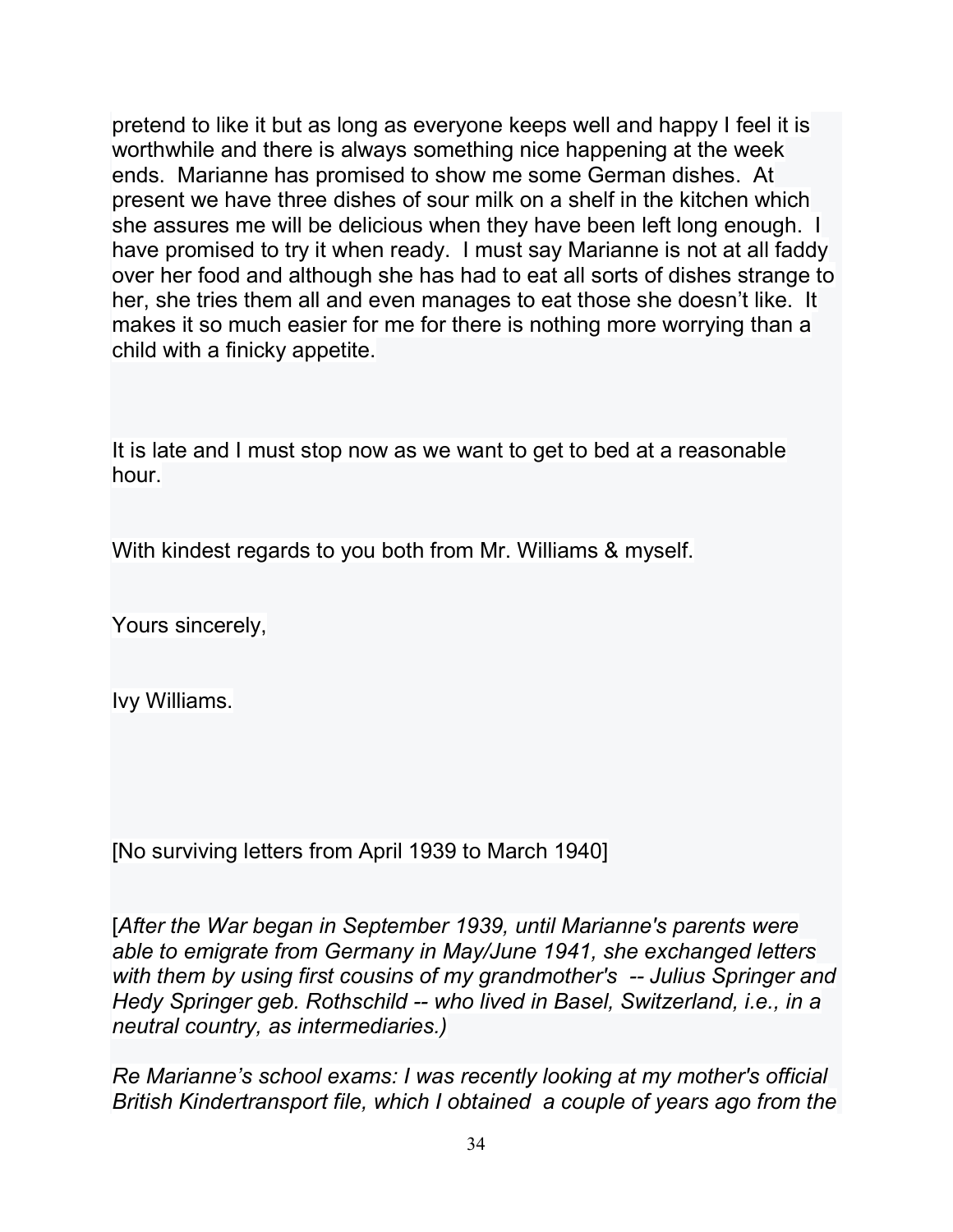pretend to like it but as long as everyone keeps well and happy I feel it is worthwhile and there is always something nice happening at the week ends. Marianne has promised to show me some German dishes. At present we have three dishes of sour milk on a shelf in the kitchen which she assures me will be delicious when they have been left long enough. I have promised to try it when ready. I must say Marianne is not at all faddy over her food and although she has had to eat all sorts of dishes strange to her, she tries them all and even manages to eat those she doesn't like. It makes it so much easier for me for there is nothing more worrying than a child with a finicky appetite.

It is late and I must stop now as we want to get to bed at a reasonable hour.

With kindest regards to you both from Mr. Williams & myself.

Yours sincerely,

Ivy Williams.

[No surviving letters from April 1939 to March 1940]

[*After the War began in September 1939, until Marianne's parents were able to emigrate from Germany in May/June 1941, she exchanged letters with them by using first cousins of my grandmother's -- Julius Springer and Hedy Springer geb. Rothschild -- who lived in Basel, Switzerland, i.e., in a neutral country, as intermediaries.)*

*Re Marianne's school exams: I was recently looking at my mother's official British Kindertransport file, which I obtained a couple of years ago from the*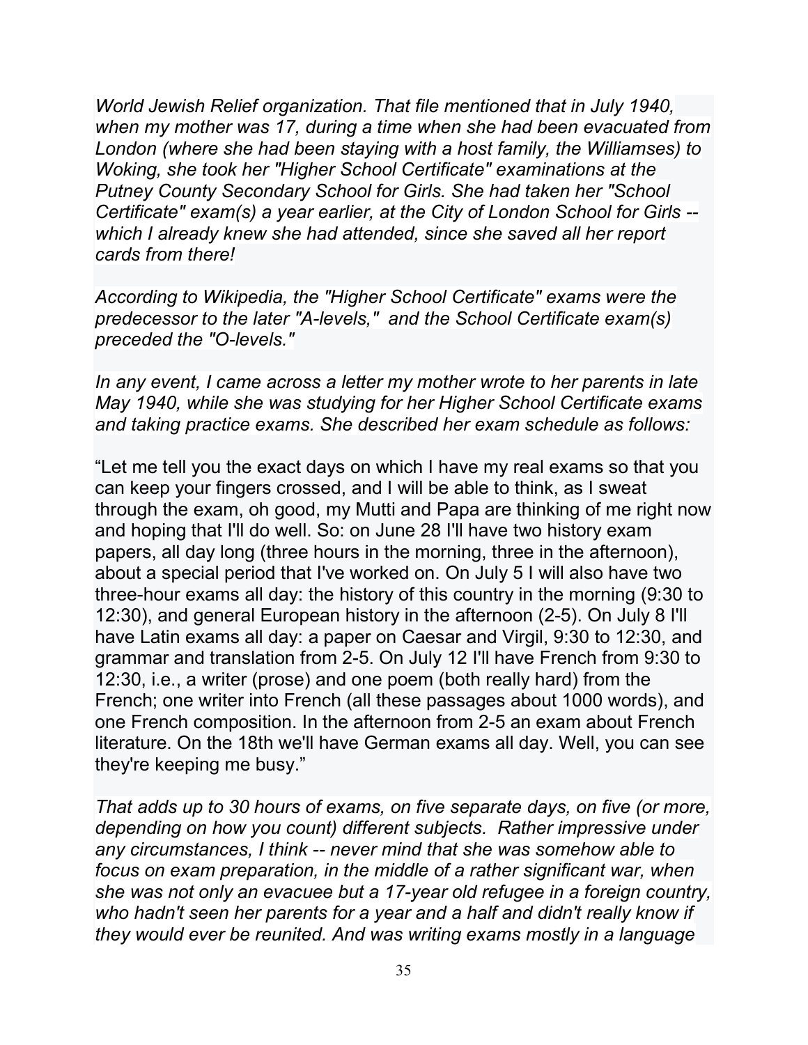*World Jewish Relief organization. That file mentioned that in July 1940, when my mother was 17, during a time when she had been evacuated from London (where she had been staying with a host family, the Williamses) to Woking, she took her "Higher School Certificate" examinations at the Putney County Secondary School for Girls. She had taken her "School Certificate" exam(s) a year earlier, at the City of London School for Girls -- which I already knew she had attended, since she saved all her report cards from there!*

*According to Wikipedia, the "Higher School Certificate" exams were the predecessor to the later "A-levels," and the School Certificate exam(s) preceded the "O-levels."*

*In any event, I came across a letter my mother wrote to her parents in late May 1940, while she was studying for her Higher School Certificate exams and taking practice exams. She described her exam schedule as follows:*

"Let me tell you the exact days on which I have my real exams so that you can keep your fingers crossed, and I will be able to think, as I sweat through the exam, oh good, my Mutti and Papa are thinking of me right now and hoping that I'll do well. So: on June 28 I'll have two history exam papers, all day long (three hours in the morning, three in the afternoon), about a special period that I've worked on. On July 5 I will also have two three-hour exams all day: the history of this country in the morning (9:30 to 12:30), and general European history in the afternoon (2-5). On July 8 I'll have Latin exams all day: a paper on Caesar and Virgil, 9:30 to 12:30, and grammar and translation from 2-5. On July 12 I'll have French from 9:30 to 12:30, i.e., a writer (prose) and one poem (both really hard) from the French; one writer into French (all these passages about 1000 words), and one French composition. In the afternoon from 2-5 an exam about French literature. On the 18th we'll have German exams all day. Well, you can see they're keeping me busy."

*That adds up to 30 hours of exams, on five separate days, on five (or more, depending on how you count) different subjects. Rather impressive under any circumstances, I think -- never mind that she was somehow able to focus on exam preparation, in the middle of a rather significant war, when she was not only an evacuee but a 17-year old refugee in a foreign country, who hadn't seen her parents for a year and a half and didn't really know if they would ever be reunited. And was writing exams mostly in a language*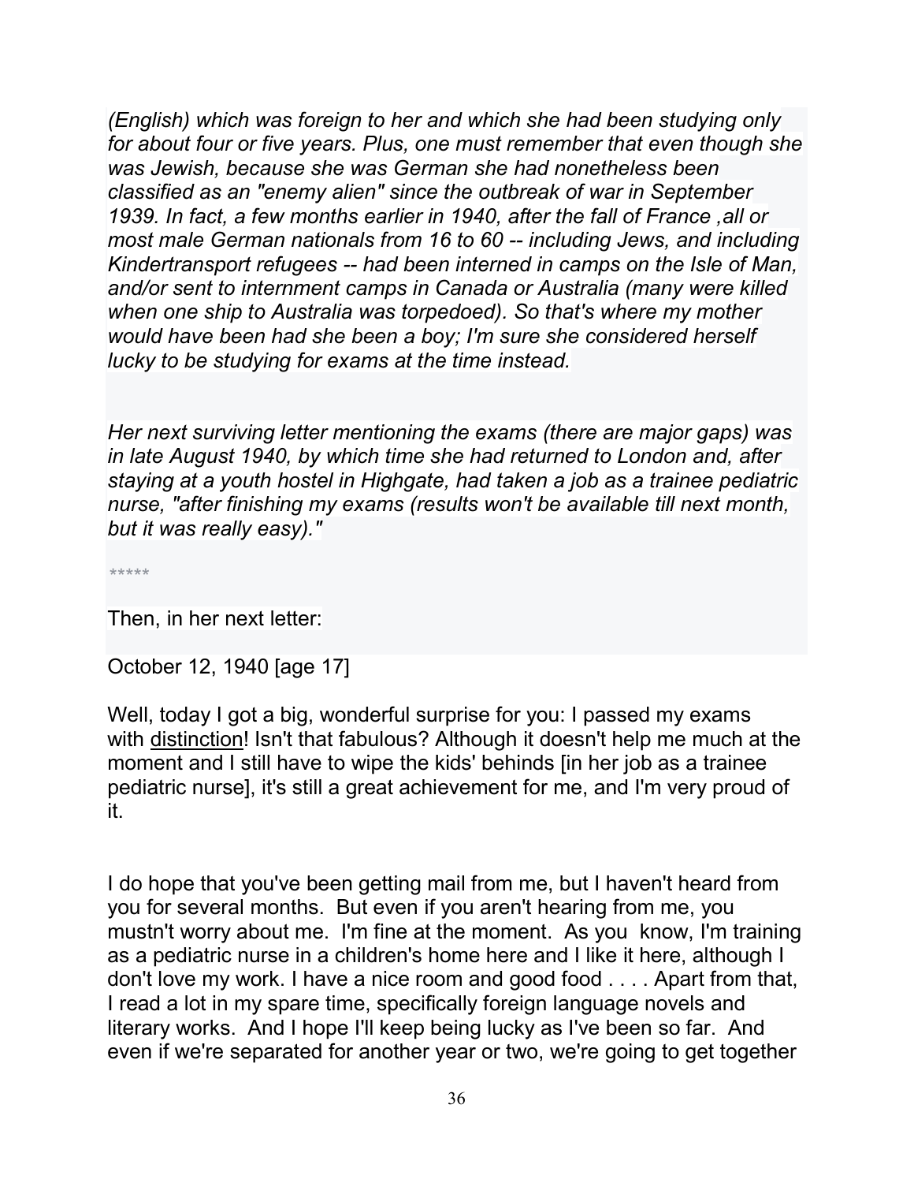*(English) which was foreign to her and which she had been studying only for about four or five years. Plus, one must remember that even though she was Jewish, because she was German she had nonetheless been classified as an "enemy alien" since the outbreak of war in September 1939. In fact, a few months earlier in 1940, after the fall of France ,all or most male German nationals from 16 to 60 -- including Jews, and including Kindertransport refugees -- had been interned in camps on the Isle of Man, and/or sent to internment camps in Canada or Australia (many were killed when one ship to Australia was torpedoed). So that's where my mother would have been had she been a boy; I'm sure she considered herself lucky to be studying for exams at the time instead.*

*Her next surviving letter mentioning the exams (there are major gaps) was in late August 1940, by which time she had returned to London and, after staying at a youth hostel in Highgate, had taken a job as a trainee pediatric nurse, "after finishing my exams (results won't be available till next month, but it was really easy)."*

*****

Then, in her next letter:

October 12, 1940 [age 17]

Well, today I got a big, wonderful surprise for you: I passed my exams with <u>distinction</u>! Isn't that fabulous? Although it doesn't help me much at the moment and I still have to wipe the kids' behinds [in her job as a trainee pediatric nurse], it's still a great achievement for me, and I'm very proud of it.

I do hope that you've been getting mail from me, but I haven't heard from you for several months. But even if you aren't hearing from me, you mustn't worry about me. I'm fine at the moment. As you know, I'm training as a pediatric nurse in a children's home here and I like it here, although I don't love my work. I have a nice room and good food . . . . Apart from that, I read a lot in my spare time, specifically foreign language novels and literary works. And I hope I'll keep being lucky as I've been so far. And even if we're separated for another year or two, we're going to get together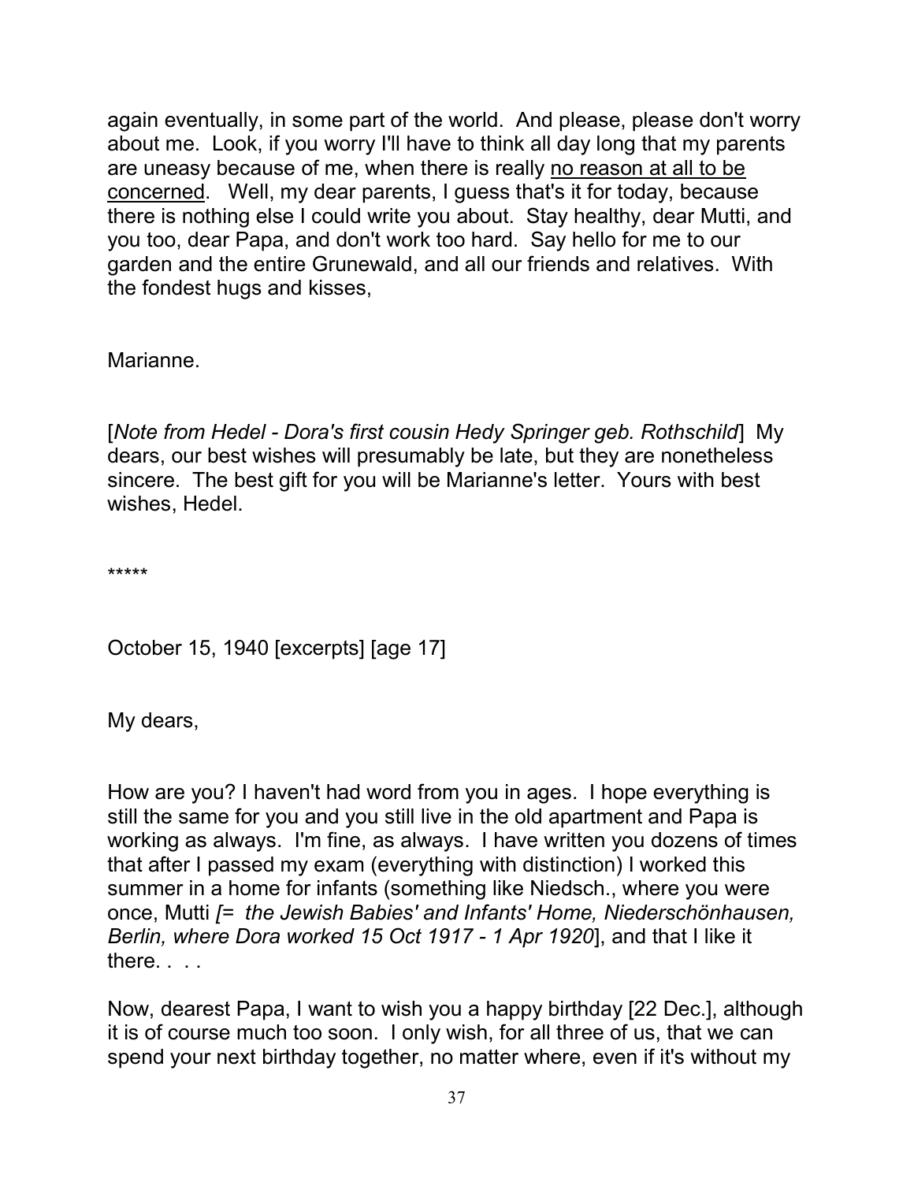again eventually, in some part of the world. And please, please don't worry about me. Look, if you worry I'll have to think all day long that my parents are uneasy because of me, when there is really no reason at all to be concerned. Well, my dear parents, I guess that's it for today, because there is nothing else I could write you about. Stay healthy, dear Mutti, and you too, dear Papa, and don't work too hard. Say hello for me to our garden and the entire Grunewald, and all our friends and relatives. With the fondest hugs and kisses,

Marianne.

[*Note from Hedel - Dora's first cousin Hedy Springer geb. Rothschild*] My dears, our best wishes will presumably be late, but they are nonetheless sincere. The best gift for you will be Marianne's letter. Yours with best wishes, Hedel.

*****

October 15, 1940 [excerpts] [age 17]

My dears,

How are you? I haven't had word from you in ages. I hope everything is still the same for you and you still live in the old apartment and Papa is working as always. I'm fine, as always. I have written you dozens of times that after I passed my exam (everything with distinction) I worked this summer in a home for infants (something like Niedsch., where you were once, Mutti *[= the Jewish Babies' and Infants' Home, Niederschönhausen, Berlin, where Dora worked 15 Oct 1917 - 1 Apr 1920*], and that I like it there. . . .

Now, dearest Papa, I want to wish you a happy birthday [22 Dec.], although it is of course much too soon. I only wish, for all three of us, that we can spend your next birthday together, no matter where, even if it's without my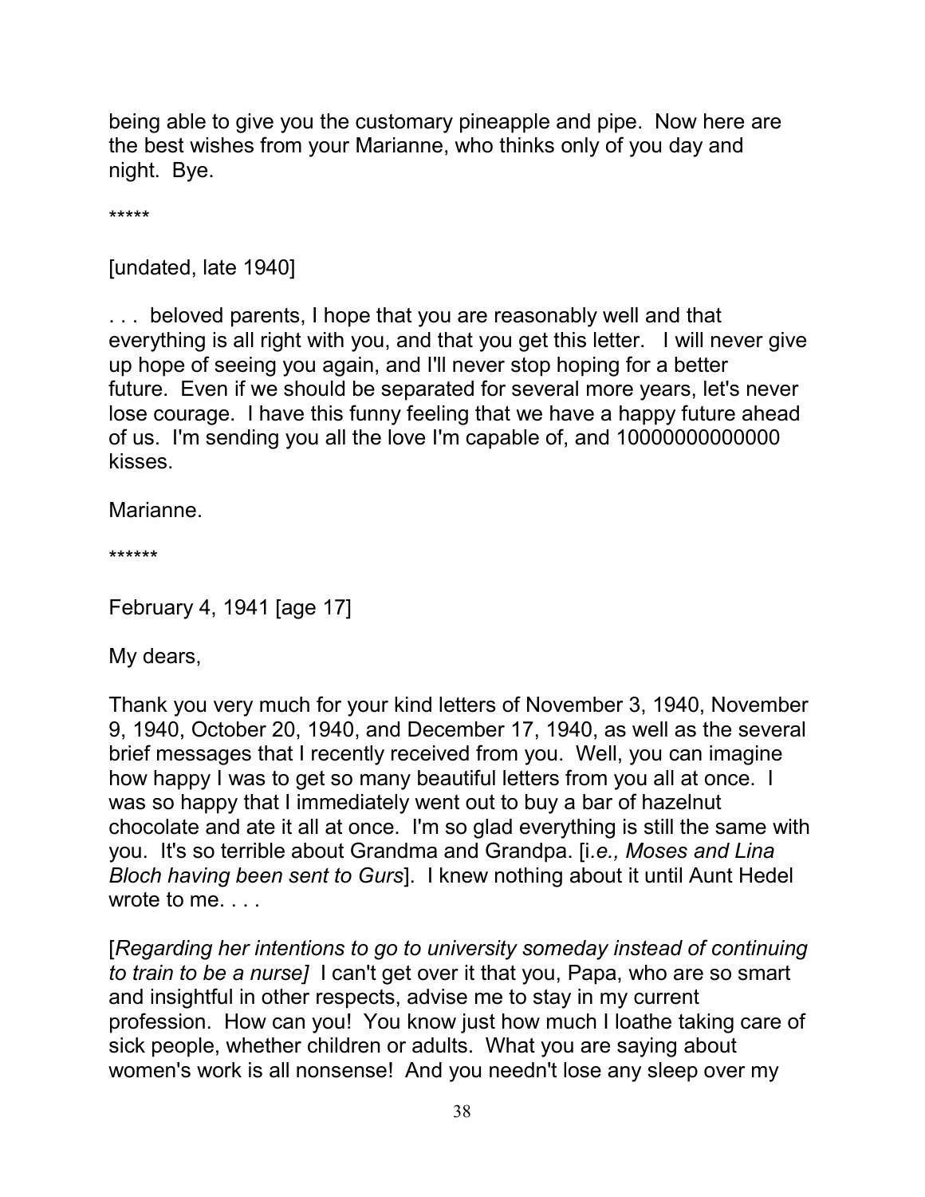being able to give you the customary pineapple and pipe. Now here are the best wishes from your Marianne, who thinks only of you day and night. Bye.

*****

[undated, late 1940]

. . . beloved parents, I hope that you are reasonably well and that everything is all right with you, and that you get this letter. I will never give up hope of seeing you again, and I'll never stop hoping for a better future. Even if we should be separated for several more years, let's never lose courage. I have this funny feeling that we have a happy future ahead of us. I'm sending you all the love I'm capable of, and 10000000000000 kisses.

Marianne.

******

February 4, 1941 [age 17]

My dears,

Thank you very much for your kind letters of November 3, 1940, November 9, 1940, October 20, 1940, and December 17, 1940, as well as the several brief messages that I recently received from you. Well, you can imagine how happy I was to get so many beautiful letters from you all at once. I was so happy that I immediately went out to buy a bar of hazelnut chocolate and ate it all at once. I'm so glad everything is still the same with you. It's so terrible about Grandma and Grandpa. [i*.e., Moses and Lina Bloch having been sent to Gurs*]. I knew nothing about it until Aunt Hedel wrote to me. . . .

[*Regarding her intentions to go to university someday instead of continuing to train to be a nurse]* I can't get over it that you, Papa, who are so smart and insightful in other respects, advise me to stay in my current profession. How can you! You know just how much I loathe taking care of sick people, whether children or adults. What you are saying about women's work is all nonsense! And you needn't lose any sleep over my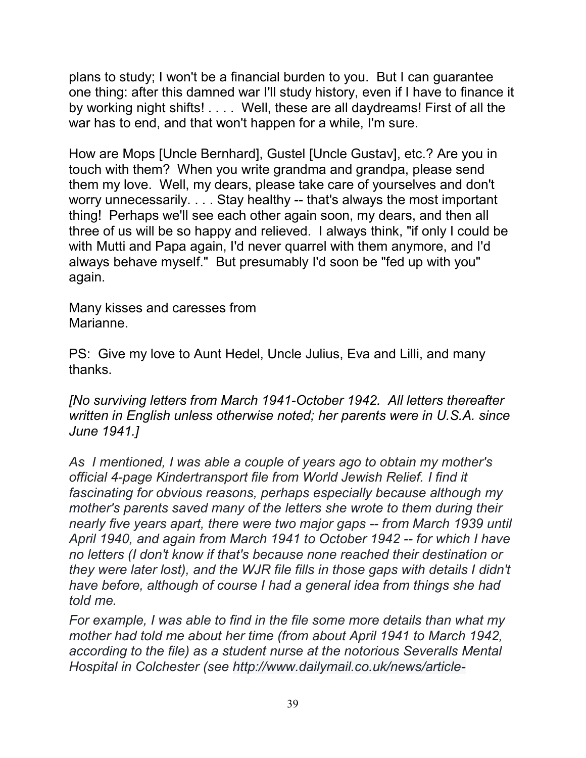plans to study; I won't be a financial burden to you. But I can guarantee one thing: after this damned war I'll study history, even if I have to finance it by working night shifts! . . . . Well, these are all daydreams! First of all the war has to end, and that won't happen for a while, I'm sure.

How are Mops [Uncle Bernhard], Gustel [Uncle Gustav], etc.? Are you in touch with them? When you write grandma and grandpa, please send them my love. Well, my dears, please take care of yourselves and don't worry unnecessarily. . . . Stay healthy -- that's always the most important thing! Perhaps we'll see each other again soon, my dears, and then all three of us will be so happy and relieved. I always think, "if only I could be with Mutti and Papa again, I'd never quarrel with them anymore, and I'd always behave myself." But presumably I'd soon be "fed up with you" again.

Many kisses and caresses from
Marianne.

PS: Give my love to Aunt Hedel, Uncle Julius, Eva and Lilli, and many thanks.

*[No surviving letters from March 1941-October 1942. All letters thereafter written in English unless otherwise noted; her parents were in U.S.A. since June 1941.]*

*As I mentioned, I was able a couple of years ago to obtain my mother's official 4-page Kindertransport file from World Jewish Relief. I find it fascinating for obvious reasons, perhaps especially because although my mother's parents saved many of the letters she wrote to them during their nearly five years apart, there were two major gaps -- from March 1939 until April 1940, and again from March 1941 to October 1942 -- for which I have no letters (I don't know if that's because none reached their destination or they were later lost), and the WJR file fills in those gaps with details I didn't have before, although of course I had a general idea from things she had told me.*

*For example, I was able to find in the file some more details than what my mother had told me about her time (from about April 1941 to March 1942, according to the file) as a student nurse at the notorious Severalls Mental Hospital in Colchester (see http://www.dailymail.co.uk/news/article-*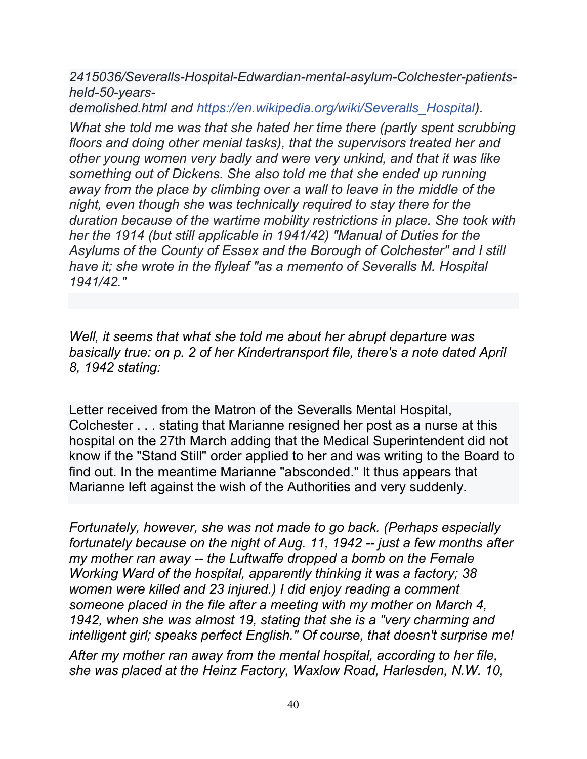*2415036/Severalls-Hospital-Edwardian-mental-asylum-Colchester-patients-held-50-years-demolished.html and [https://en.wikipedia.org/wiki/Severalls_Hospital](https://en.wikipedia.org/wiki/Severalls_Hospital)).*

*What she told me was that she hated her time there (partly spent scrubbing floors and doing other menial tasks), that the supervisors treated her and other young women very badly and were very unkind, and that it was like something out of Dickens. She also told me that she ended up running away from the place by climbing over a wall to leave in the middle of the night, even though she was technically required to stay there for the duration because of the wartime mobility restrictions in place. She took with her the 1914 (but still applicable in 1941/42) "Manual of Duties for the Asylums of the County of Essex and the Borough of Colchester" and I still have it; she wrote in the flyleaf "as a memento of Severalls M. Hospital 1941/42."*

*Well, it seems that what she told me about her abrupt departure was basically true: on p. 2 of her Kindertransport file, there's a note dated April 8, 1942 stating:*

> Letter received from the Matron of the Severalls Mental Hospital, Colchester . . . stating that Marianne resigned her post as a nurse at this hospital on the 27th March adding that the Medical Superintendent did not know if the "Stand Still" order applied to her and was writing to the Board to find out. In the meantime Marianne "absconded." It thus appears that Marianne left against the wish of the Authorities and very suddenly.

*Fortunately, however, she was not made to go back. (Perhaps especially fortunately because on the night of Aug. 11, 1942 -- just a few months after my mother ran away -- the Luftwaffe dropped a bomb on the Female Working Ward of the hospital, apparently thinking it was a factory; 38 women were killed and 23 injured.) I did enjoy reading a comment someone placed in the file after a meeting with my mother on March 4, 1942, when she was almost 19, stating that she is a "very charming and intelligent girl; speaks perfect English." Of course, that doesn't surprise me!*

*After my mother ran away from the mental hospital, according to her file, she was placed at the Heinz Factory, Waxlow Road, Harlesden, N.W. 10,*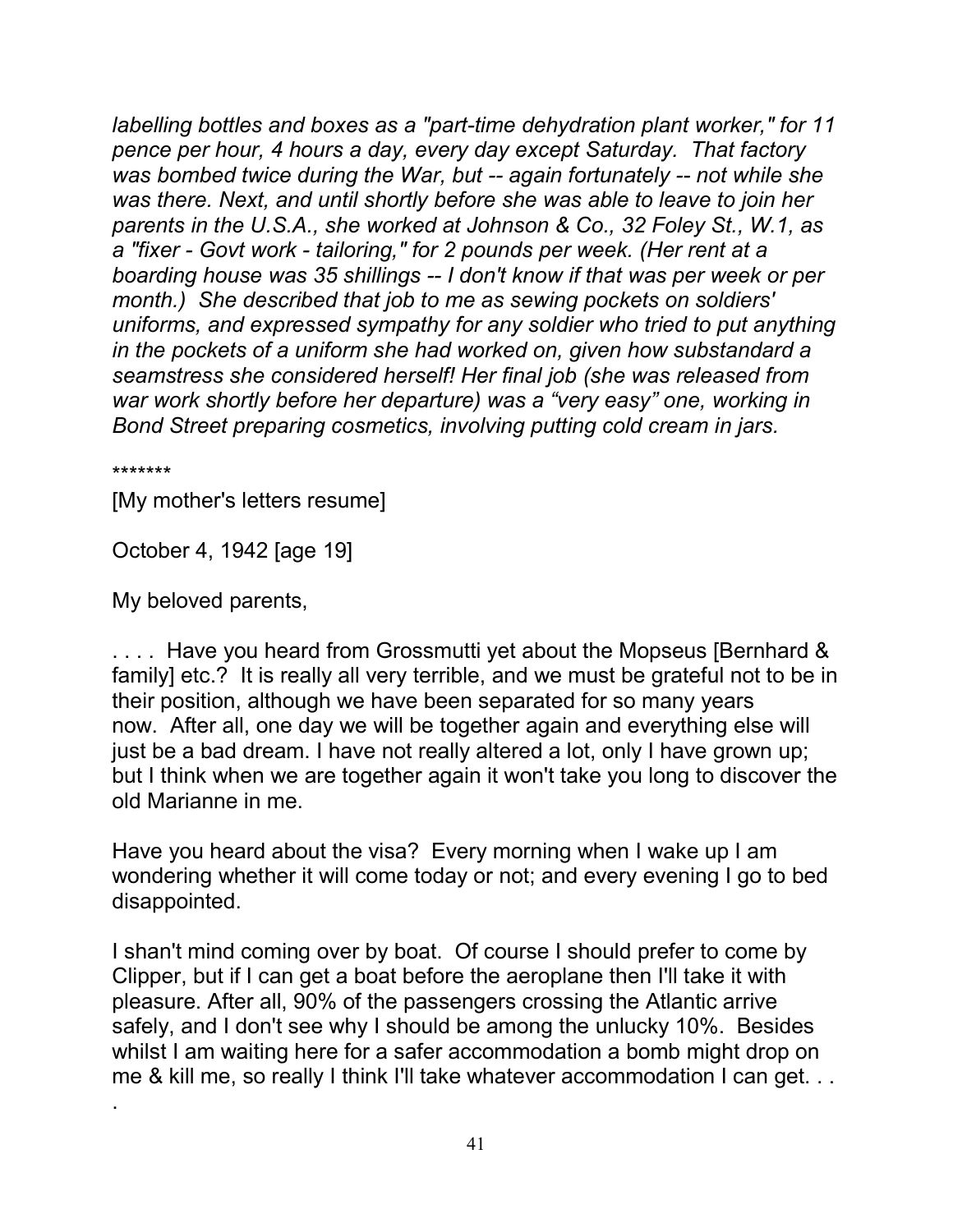*labelling bottles and boxes as a "part-time dehydration plant worker," for 11 pence per hour, 4 hours a day, every day except Saturday. That factory was bombed twice during the War, but -- again fortunately -- not while she was there. Next, and until shortly before she was able to leave to join her parents in the U.S.A., she worked at Johnson & Co., 32 Foley St., W.1, as a "fixer - Govt work - tailoring," for 2 pounds per week. (Her rent at a boarding house was 35 shillings -- I don't know if that was per week or per month.) She described that job to me as sewing pockets on soldiers' uniforms, and expressed sympathy for any soldier who tried to put anything in the pockets of a uniform she had worked on, given how substandard a seamstress she considered herself! Her final job (she was released from war work shortly before her departure) was a "very easy" one, working in Bond Street preparing cosmetics, involving putting cold cream in jars.*

*******

[My mother's letters resume]

October 4, 1942 [age 19]

My beloved parents,

. . . . Have you heard from Grossmutti yet about the Mopseus [Bernhard & family] etc.? It is really all very terrible, and we must be grateful not to be in their position, although we have been separated for so many years now. After all, one day we will be together again and everything else will just be a bad dream. I have not really altered a lot, only I have grown up; but I think when we are together again it won't take you long to discover the old Marianne in me.

Have you heard about the visa? Every morning when I wake up I am wondering whether it will come today or not; and every evening I go to bed disappointed.

I shan't mind coming over by boat. Of course I should prefer to come by Clipper, but if I can get a boat before the aeroplane then I'll take it with pleasure. After all, 90% of the passengers crossing the Atlantic arrive safely, and I don't see why I should be among the unlucky 10%. Besides whilst I am waiting here for a safer accommodation a bomb might drop on me & kill me, so really I think I'll take whatever accommodation I can get. . . .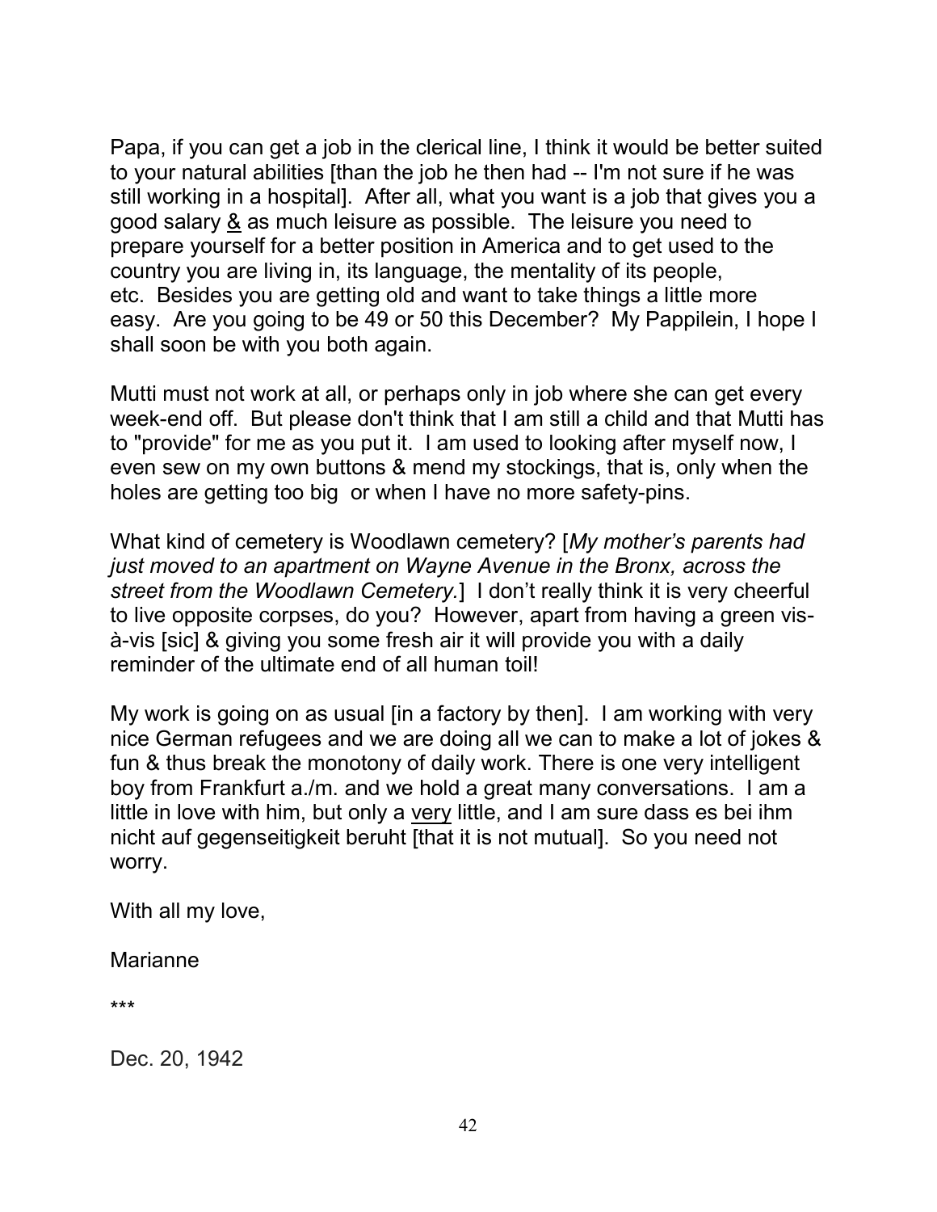Papa, if you can get a job in the clerical line, I think it would be better suited to your natural abilities [than the job he then had -- I'm not sure if he was still working in a hospital]. After all, what you want is a job that gives you a good salary <u>&</u> as much leisure as possible. The leisure you need to prepare yourself for a better position in America and to get used to the country you are living in, its language, the mentality of its people, etc. Besides you are getting old and want to take things a little more easy. Are you going to be 49 or 50 this December? My Pappilein, I hope I shall soon be with you both again.

Mutti must not work at all, or perhaps only in job where she can get every week-end off. But please don't think that I am still a child and that Mutti has to "provide" for me as you put it. I am used to looking after myself now, I even sew on my own buttons & mend my stockings, that is, only when the holes are getting too big or when I have no more safety-pins.

What kind of cemetery is Woodlawn cemetery? [*My mother's parents had just moved to an apartment on Wayne Avenue in the Bronx, across the street from the Woodlawn Cemetery.*] I don't really think it is very cheerful to live opposite corpses, do you? However, apart from having a green vis-à-vis [sic] & giving you some fresh air it will provide you with a daily reminder of the ultimate end of all human toil!

My work is going on as usual [in a factory by then]. I am working with very nice German refugees and we are doing all we can to make a lot of jokes & fun & thus break the monotony of daily work. There is one very intelligent boy from Frankfurt a./m. and we hold a great many conversations. I am a little in love with him, but only a <u>very</u> little, and I am sure dass es bei ihm nicht auf gegenseitigkeit beruht [that it is not mutual]. So you need not worry.

With all my love,

Marianne

***

Dec. 20, 1942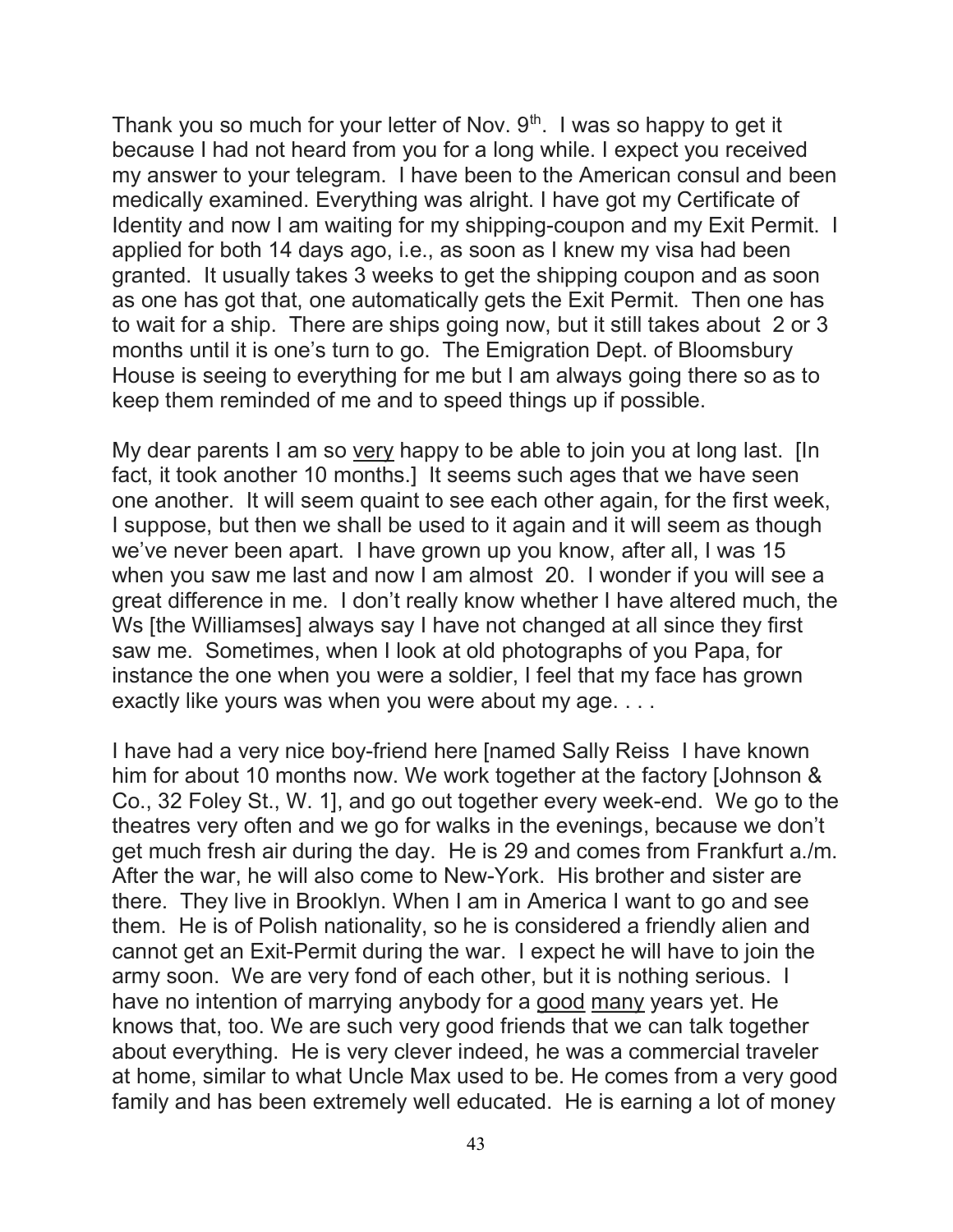Thank you so much for your letter of Nov. 9th. I was so happy to get it because I had not heard from you for a long while. I expect you received my answer to your telegram. I have been to the American consul and been medically examined. Everything was alright. I have got my Certificate of Identity and now I am waiting for my shipping-coupon and my Exit Permit. I applied for both 14 days ago, i.e., as soon as I knew my visa had been granted. It usually takes 3 weeks to get the shipping coupon and as soon as one has got that, one automatically gets the Exit Permit. Then one has to wait for a ship. There are ships going now, but it still takes about 2 or 3 months until it is one's turn to go. The Emigration Dept. of Bloomsbury House is seeing to everything for me but I am always going there so as to keep them reminded of me and to speed things up if possible.

My dear parents I am so <u>very</u> happy to be able to join you at long last. [In fact, it took another 10 months.] It seems such ages that we have seen one another. It will seem quaint to see each other again, for the first week, I suppose, but then we shall be used to it again and it will seem as though we've never been apart. I have grown up you know, after all, I was 15 when you saw me last and now I am almost 20. I wonder if you will see a great difference in me. I don't really know whether I have altered much, the Ws [the Williamses] always say I have not changed at all since they first saw me. Sometimes, when I look at old photographs of you Papa, for instance the one when you were a soldier, I feel that my face has grown exactly like yours was when you were about my age. . . .

I have had a very nice boy-friend here [named Sally Reiss I have known him for about 10 months now. We work together at the factory [Johnson & Co., 32 Foley St., W. 1], and go out together every week-end. We go to the theatres very often and we go for walks in the evenings, because we don't get much fresh air during the day. He is 29 and comes from Frankfurt a./m. After the war, he will also come to New-York. His brother and sister are there. They live in Brooklyn. When I am in America I want to go and see them. He is of Polish nationality, so he is considered a friendly alien and cannot get an Exit-Permit during the war. I expect he will have to join the army soon. We are very fond of each other, but it is nothing serious. I have no intention of marrying anybody for a <u>good</u> <u>many</u> years yet. He knows that, too. We are such very good friends that we can talk together about everything. He is very clever indeed, he was a commercial traveler at home, similar to what Uncle Max used to be. He comes from a very good family and has been extremely well educated. He is earning a lot of money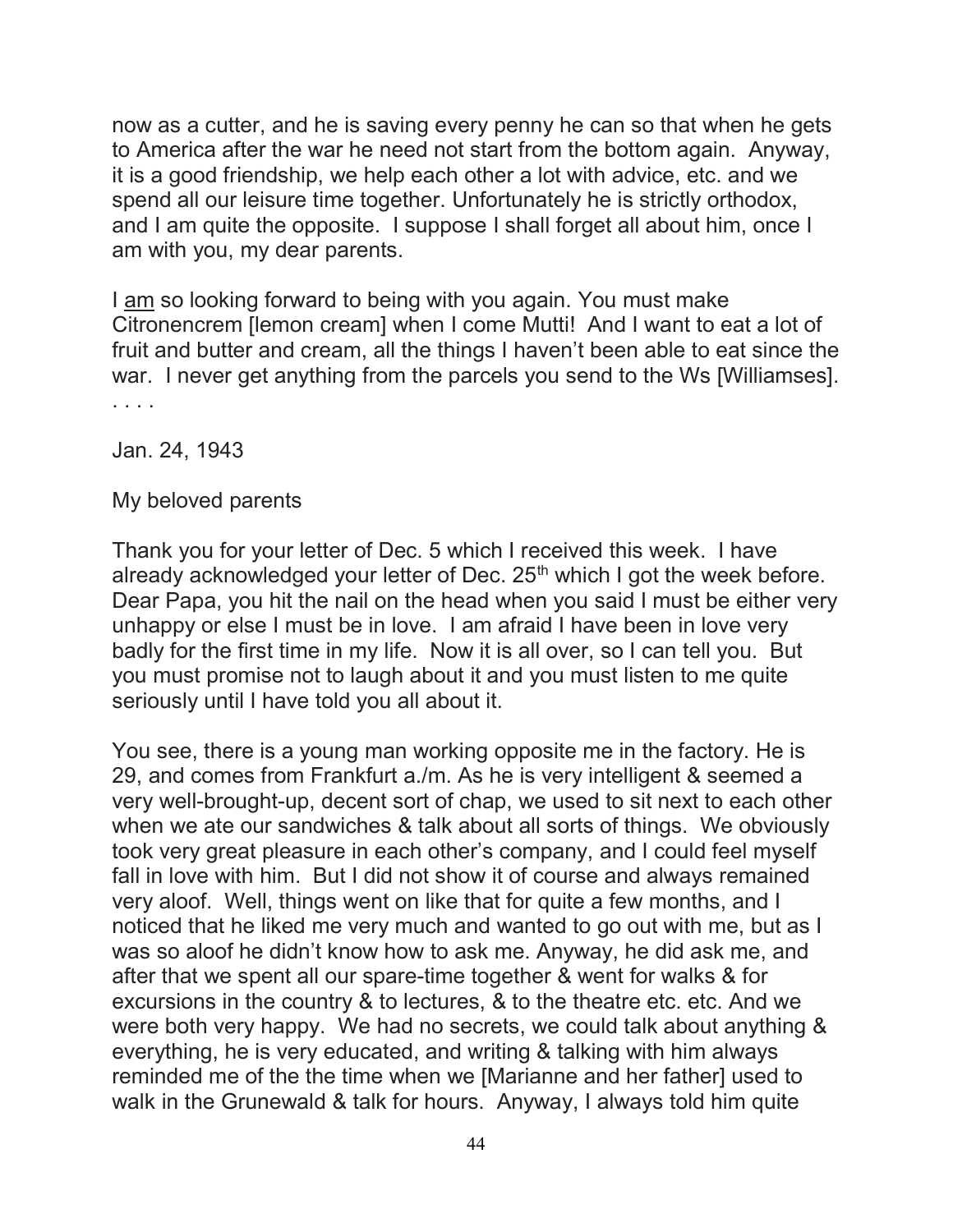now as a cutter, and he is saving every penny he can so that when he gets to America after the war he need not start from the bottom again. Anyway, it is a good friendship, we help each other a lot with advice, etc. and we spend all our leisure time together. Unfortunately he is strictly orthodox, and I am quite the opposite. I suppose I shall forget all about him, once I am with you, my dear parents.

I <u>am</u> so looking forward to being with you again. You must make Citronencrem [lemon cream] when I come Mutti! And I want to eat a lot of fruit and butter and cream, all the things I haven't been able to eat since the war. I never get anything from the parcels you send to the Ws [Williamses]. . . . .

Jan. 24, 1943

My beloved parents

Thank you for your letter of Dec. 5 which I received this week. I have already acknowledged your letter of Dec. 25th which I got the week before. Dear Papa, you hit the nail on the head when you said I must be either very unhappy or else I must be in love. I am afraid I have been in love very badly for the first time in my life. Now it is all over, so I can tell you. But you must promise not to laugh about it and you must listen to me quite seriously until I have told you all about it.

You see, there is a young man working opposite me in the factory. He is 29, and comes from Frankfurt a./m. As he is very intelligent & seemed a very well-brought-up, decent sort of chap, we used to sit next to each other when we ate our sandwiches & talk about all sorts of things. We obviously took very great pleasure in each other's company, and I could feel myself fall in love with him. But I did not show it of course and always remained very aloof. Well, things went on like that for quite a few months, and I noticed that he liked me very much and wanted to go out with me, but as I was so aloof he didn't know how to ask me. Anyway, he did ask me, and after that we spent all our spare-time together & went for walks & for excursions in the country & to lectures, & to the theatre etc. etc. And we were both very happy. We had no secrets, we could talk about anything & everything, he is very educated, and writing & talking with him always reminded me of the the time when we [Marianne and her father] used to walk in the Grunewald & talk for hours. Anyway, I always told him quite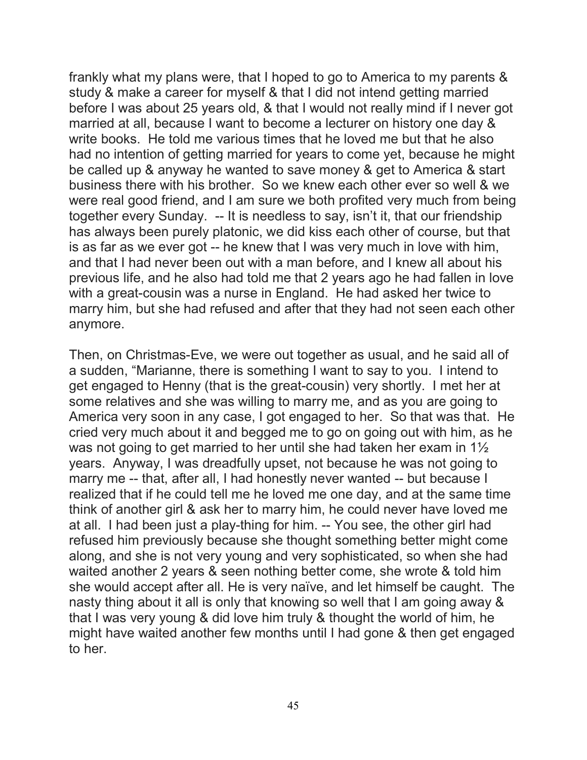frankly what my plans were, that I hoped to go to America to my parents & study & make a career for myself & that I did not intend getting married before I was about 25 years old, & that I would not really mind if I never got married at all, because I want to become a lecturer on history one day & write books. He told me various times that he loved me but that he also had no intention of getting married for years to come yet, because he might be called up & anyway he wanted to save money & get to America & start business there with his brother. So we knew each other ever so well & we were real good friend, and I am sure we both profited very much from being together every Sunday. -- It is needless to say, isn't it, that our friendship has always been purely platonic, we did kiss each other of course, but that is as far as we ever got -- he knew that I was very much in love with him, and that I had never been out with a man before, and I knew all about his previous life, and he also had told me that 2 years ago he had fallen in love with a great-cousin was a nurse in England. He had asked her twice to marry him, but she had refused and after that they had not seen each other anymore.

Then, on Christmas-Eve, we were out together as usual, and he said all of a sudden, "Marianne, there is something I want to say to you. I intend to get engaged to Henny (that is the great-cousin) very shortly. I met her at some relatives and she was willing to marry me, and as you are going to America very soon in any case, I got engaged to her. So that was that. He cried very much about it and begged me to go on going out with him, as he was not going to get married to her until she had taken her exam in 1½ years. Anyway, I was dreadfully upset, not because he was not going to marry me -- that, after all, I had honestly never wanted -- but because I realized that if he could tell me he loved me one day, and at the same time think of another girl & ask her to marry him, he could never have loved me at all. I had been just a play-thing for him. -- You see, the other girl had refused him previously because she thought something better might come along, and she is not very young and very sophisticated, so when she had waited another 2 years & seen nothing better come, she wrote & told him she would accept after all. He is very naïve, and let himself be caught. The nasty thing about it all is only that knowing so well that I am going away & that I was very young & did love him truly & thought the world of him, he might have waited another few months until I had gone & then get engaged to her.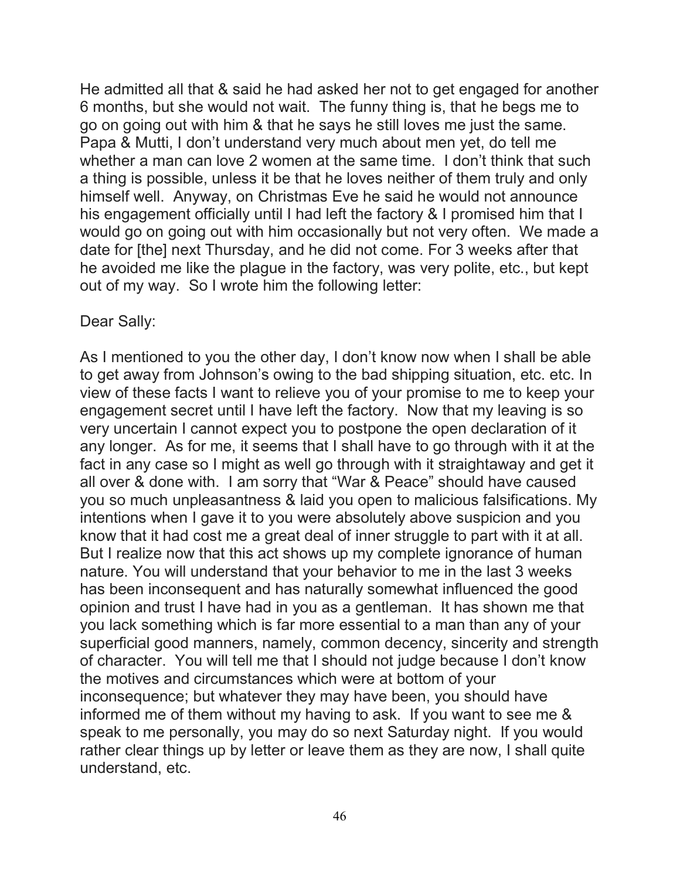He admitted all that & said he had asked her not to get engaged for another 6 months, but she would not wait. The funny thing is, that he begs me to go on going out with him & that he says he still loves me just the same. Papa & Mutti, I don't understand very much about men yet, do tell me whether a man can love 2 women at the same time. I don't think that such a thing is possible, unless it be that he loves neither of them truly and only himself well. Anyway, on Christmas Eve he said he would not announce his engagement officially until I had left the factory & I promised him that I would go on going out with him occasionally but not very often. We made a date for [the] next Thursday, and he did not come. For 3 weeks after that he avoided me like the plague in the factory, was very polite, etc., but kept out of my way. So I wrote him the following letter:

Dear Sally:

As I mentioned to you the other day, I don't know now when I shall be able to get away from Johnson's owing to the bad shipping situation, etc. etc. In view of these facts I want to relieve you of your promise to me to keep your engagement secret until I have left the factory. Now that my leaving is so very uncertain I cannot expect you to postpone the open declaration of it any longer. As for me, it seems that I shall have to go through with it at the fact in any case so I might as well go through with it straightaway and get it all over & done with. I am sorry that "War & Peace" should have caused you so much unpleasantness & laid you open to malicious falsifications. My intentions when I gave it to you were absolutely above suspicion and you know that it had cost me a great deal of inner struggle to part with it at all. But I realize now that this act shows up my complete ignorance of human nature. You will understand that your behavior to me in the last 3 weeks has been inconsequent and has naturally somewhat influenced the good opinion and trust I have had in you as a gentleman. It has shown me that you lack something which is far more essential to a man than any of your superficial good manners, namely, common decency, sincerity and strength of character. You will tell me that I should not judge because I don't know the motives and circumstances which were at bottom of your inconsequence; but whatever they may have been, you should have informed me of them without my having to ask. If you want to see me & speak to me personally, you may do so next Saturday night. If you would rather clear things up by letter or leave them as they are now, I shall quite understand, etc.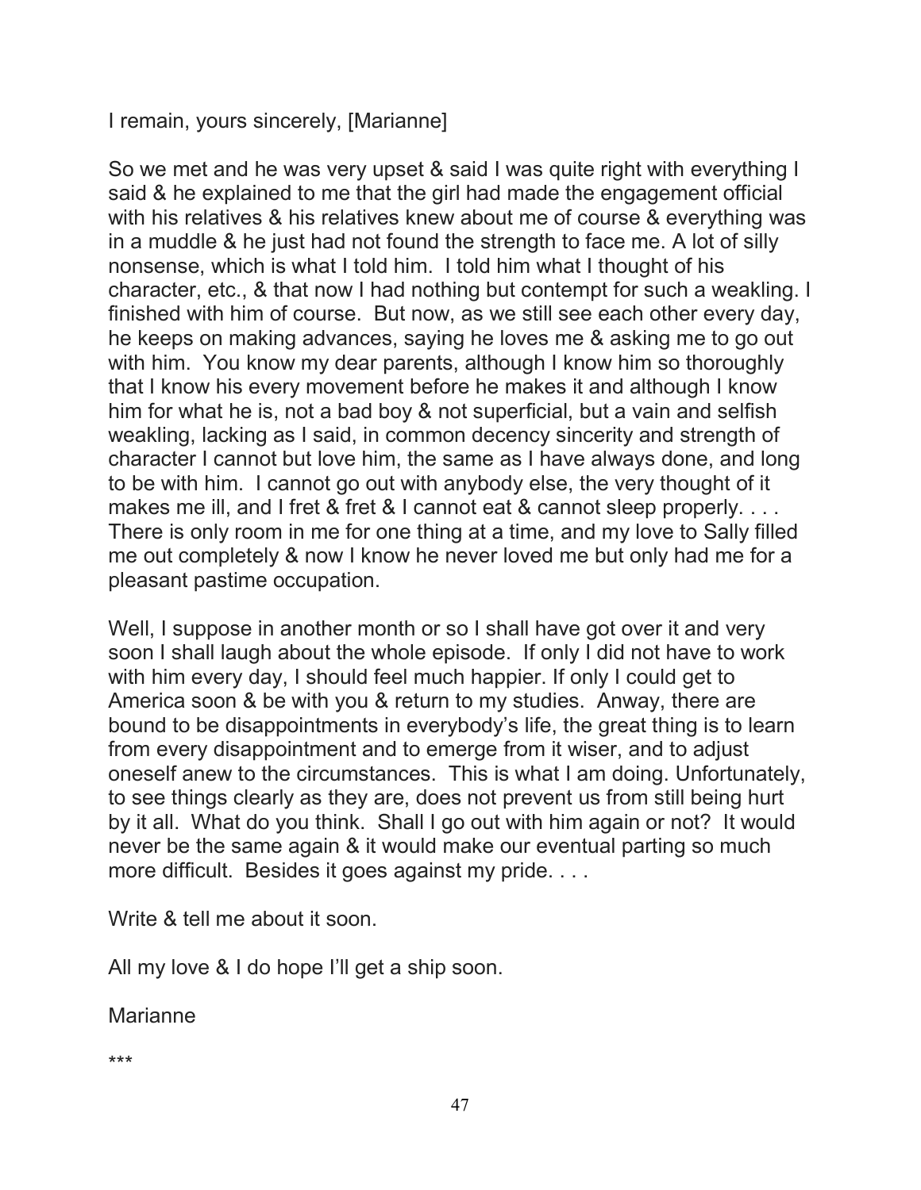I remain, yours sincerely, [Marianne]

So we met and he was very upset & said I was quite right with everything I said & he explained to me that the girl had made the engagement official with his relatives & his relatives knew about me of course & everything was in a muddle & he just had not found the strength to face me. A lot of silly nonsense, which is what I told him. I told him what I thought of his character, etc., & that now I had nothing but contempt for such a weakling. I finished with him of course. But now, as we still see each other every day, he keeps on making advances, saying he loves me & asking me to go out with him. You know my dear parents, although I know him so thoroughly that I know his every movement before he makes it and although I know him for what he is, not a bad boy & not superficial, but a vain and selfish weakling, lacking as I said, in common decency sincerity and strength of character I cannot but love him, the same as I have always done, and long to be with him. I cannot go out with anybody else, the very thought of it makes me ill, and I fret & fret & I cannot eat & cannot sleep properly. . . . There is only room in me for one thing at a time, and my love to Sally filled me out completely & now I know he never loved me but only had me for a pleasant pastime occupation.

Well, I suppose in another month or so I shall have got over it and very soon I shall laugh about the whole episode. If only I did not have to work with him every day, I should feel much happier. If only I could get to America soon & be with you & return to my studies. Anway, there are bound to be disappointments in everybody's life, the great thing is to learn from every disappointment and to emerge from it wiser, and to adjust oneself anew to the circumstances. This is what I am doing. Unfortunately, to see things clearly as they are, does not prevent us from still being hurt by it all. What do you think. Shall I go out with him again or not? It would never be the same again & it would make our eventual parting so much more difficult. Besides it goes against my pride. . . .

Write & tell me about it soon.

All my love & I do hope I'll get a ship soon.

Marianne

***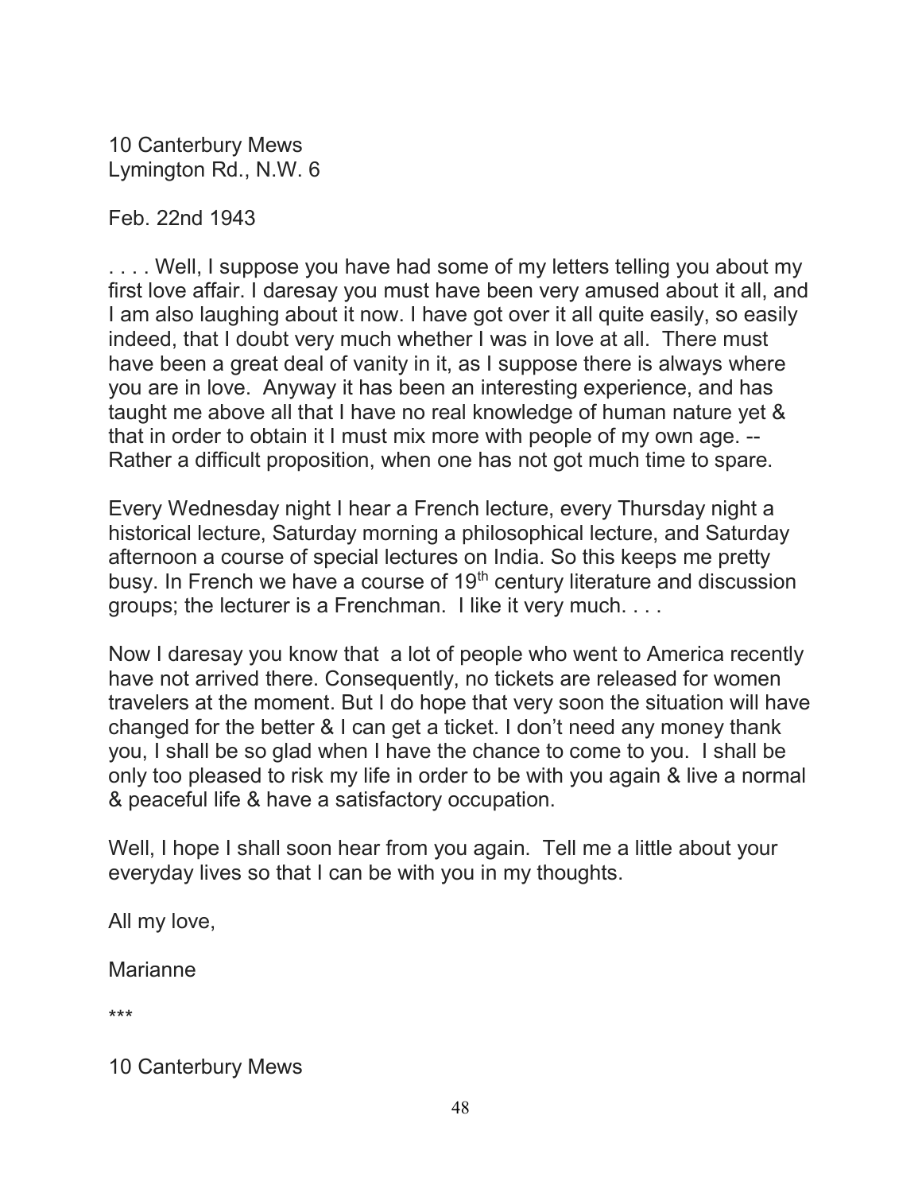10 Canterbury Mews
Lymington Rd., N.W. 6

Feb. 22nd 1943

. . . . Well, I suppose you have had some of my letters telling you about my first love affair. I daresay you must have been very amused about it all, and I am also laughing about it now. I have got over it all quite easily, so easily indeed, that I doubt very much whether I was in love at all. There must have been a great deal of vanity in it, as I suppose there is always where you are in love. Anyway it has been an interesting experience, and has taught me above all that I have no real knowledge of human nature yet & that in order to obtain it I must mix more with people of my own age. -- Rather a difficult proposition, when one has not got much time to spare.

Every Wednesday night I hear a French lecture, every Thursday night a historical lecture, Saturday morning a philosophical lecture, and Saturday afternoon a course of special lectures on India. So this keeps me pretty busy. In French we have a course of 19th century literature and discussion groups; the lecturer is a Frenchman. I like it very much. . . .

Now I daresay you know that a lot of people who went to America recently have not arrived there. Consequently, no tickets are released for women travelers at the moment. But I do hope that very soon the situation will have changed for the better & I can get a ticket. I don't need any money thank you, I shall be so glad when I have the chance to come to you. I shall be only too pleased to risk my life in order to be with you again & live a normal & peaceful life & have a satisfactory occupation.

Well, I hope I shall soon hear from you again. Tell me a little about your everyday lives so that I can be with you in my thoughts.

All my love,

Marianne

***

10 Canterbury Mews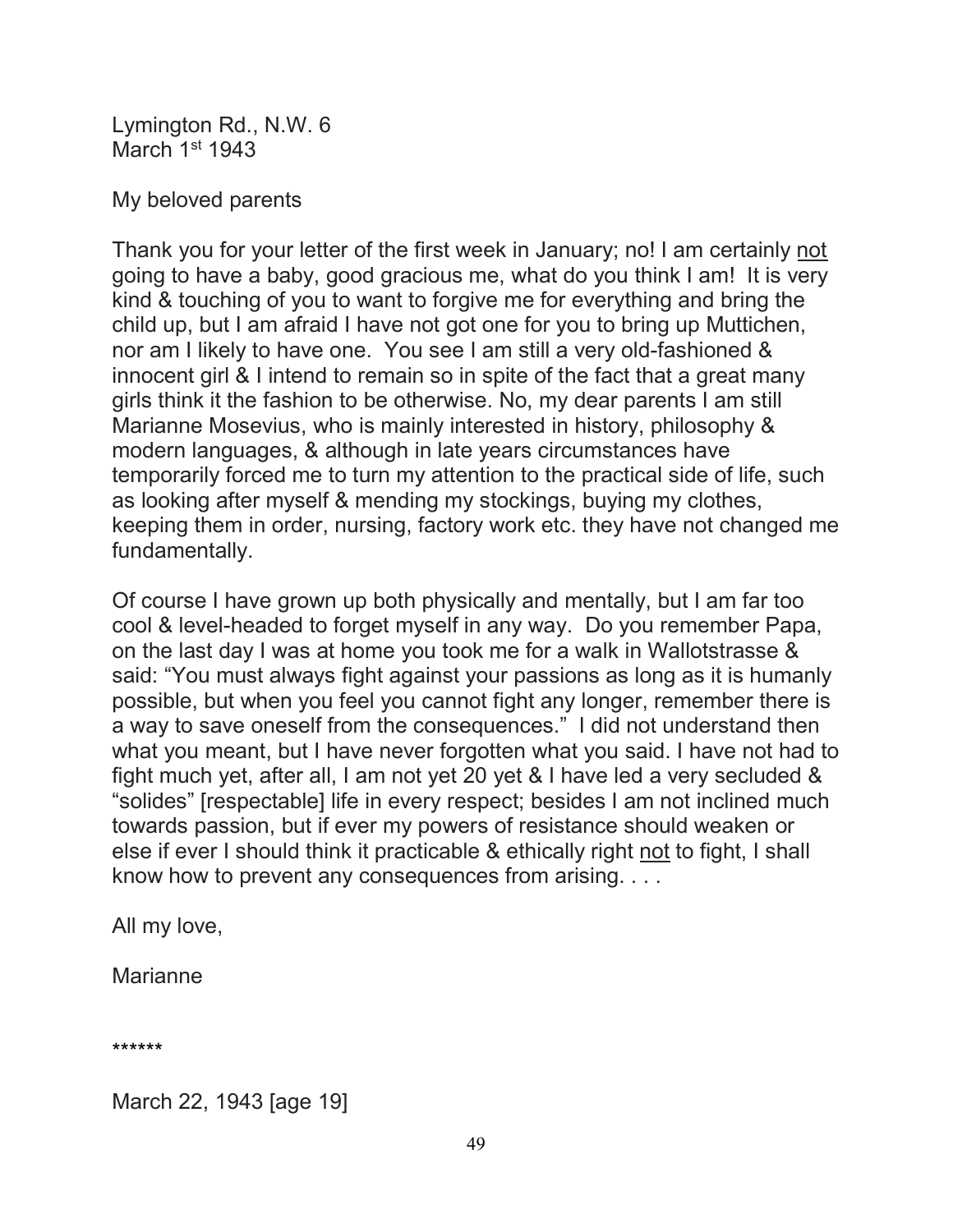Lymington Rd., N.W. 6
March 1st 1943

My beloved parents

Thank you for your letter of the first week in January; no! I am certainly <u>not</u> going to have a baby, good gracious me, what do you think I am! It is very kind & touching of you to want to forgive me for everything and bring the child up, but I am afraid I have not got one for you to bring up Muttichen, nor am I likely to have one. You see I am still a very old-fashioned & innocent girl & I intend to remain so in spite of the fact that a great many girls think it the fashion to be otherwise. No, my dear parents I am still Marianne Mosevius, who is mainly interested in history, philosophy & modern languages, & although in late years circumstances have temporarily forced me to turn my attention to the practical side of life, such as looking after myself & mending my stockings, buying my clothes, keeping them in order, nursing, factory work etc. they have not changed me fundamentally.

Of course I have grown up both physically and mentally, but I am far too cool & level-headed to forget myself in any way. Do you remember Papa, on the last day I was at home you took me for a walk in Wallotstrasse & said: "You must always fight against your passions as long as it is humanly possible, but when you feel you cannot fight any longer, remember there is a way to save oneself from the consequences." I did not understand then what you meant, but I have never forgotten what you said. I have not had to fight much yet, after all, I am not yet 20 yet & I have led a very secluded & "solides" [respectable] life in every respect; besides I am not inclined much towards passion, but if ever my powers of resistance should weaken or else if ever I should think it practicable & ethically right <u>not</u> to fight, I shall know how to prevent any consequences from arising. . . .

All my love,

Marianne

******

March 22, 1943 [age 19]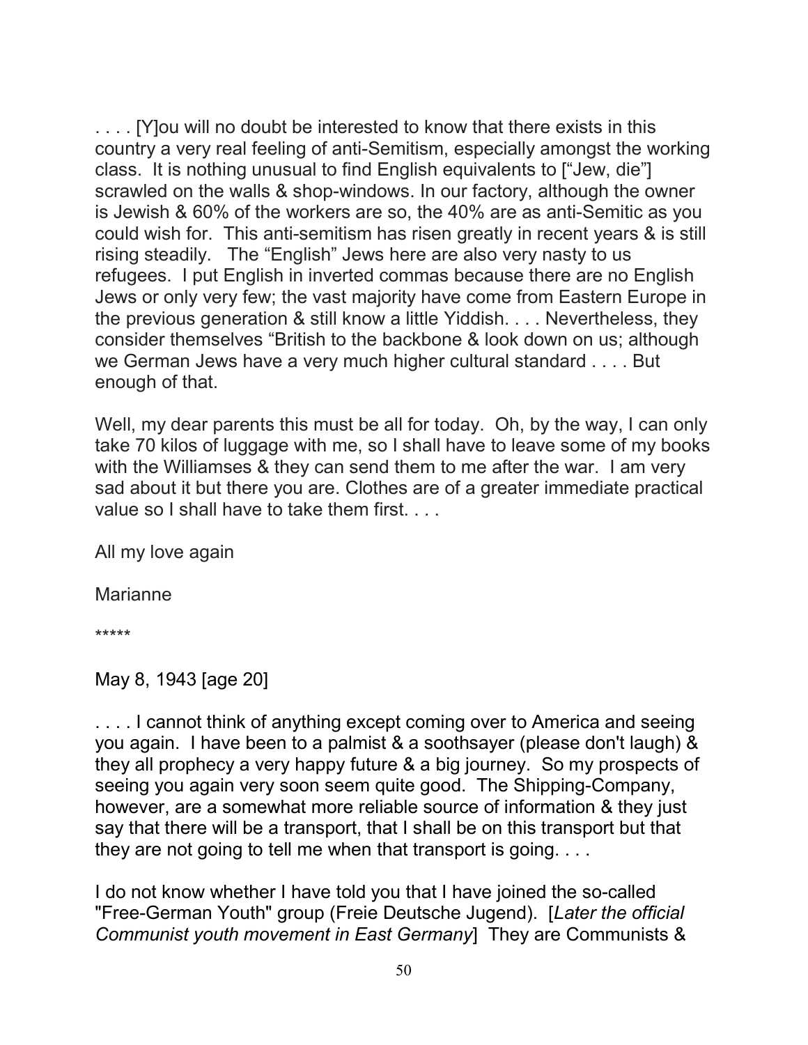. . . . [Y]ou will no doubt be interested to know that there exists in this country a very real feeling of anti-Semitism, especially amongst the working class. It is nothing unusual to find English equivalents to ["Jew, die"] scrawled on the walls & shop-windows. In our factory, although the owner is Jewish & 60% of the workers are so, the 40% are as anti-Semitic as you could wish for. This anti-semitism has risen greatly in recent years & is still rising steadily. The "English" Jews here are also very nasty to us refugees. I put English in inverted commas because there are no English Jews or only very few; the vast majority have come from Eastern Europe in the previous generation & still know a little Yiddish. . . . Nevertheless, they consider themselves "British to the backbone & look down on us; although we German Jews have a very much higher cultural standard . . . . But enough of that.

Well, my dear parents this must be all for today. Oh, by the way, I can only take 70 kilos of luggage with me, so I shall have to leave some of my books with the Williamses & they can send them to me after the war. I am very sad about it but there you are. Clothes are of a greater immediate practical value so I shall have to take them first. . . .

All my love again

Marianne

*****

May 8, 1943 [age 20]

. . . . I cannot think of anything except coming over to America and seeing you again. I have been to a palmist & a soothsayer (please don't laugh) & they all prophecy a very happy future & a big journey. So my prospects of seeing you again very soon seem quite good. The Shipping-Company, however, are a somewhat more reliable source of information & they just say that there will be a transport, that I shall be on this transport but that they are not going to tell me when that transport is going. . . .

I do not know whether I have told you that I have joined the so-called "Free-German Youth" group (Freie Deutsche Jugend). [*Later the official Communist youth movement in East Germany*] They are Communists &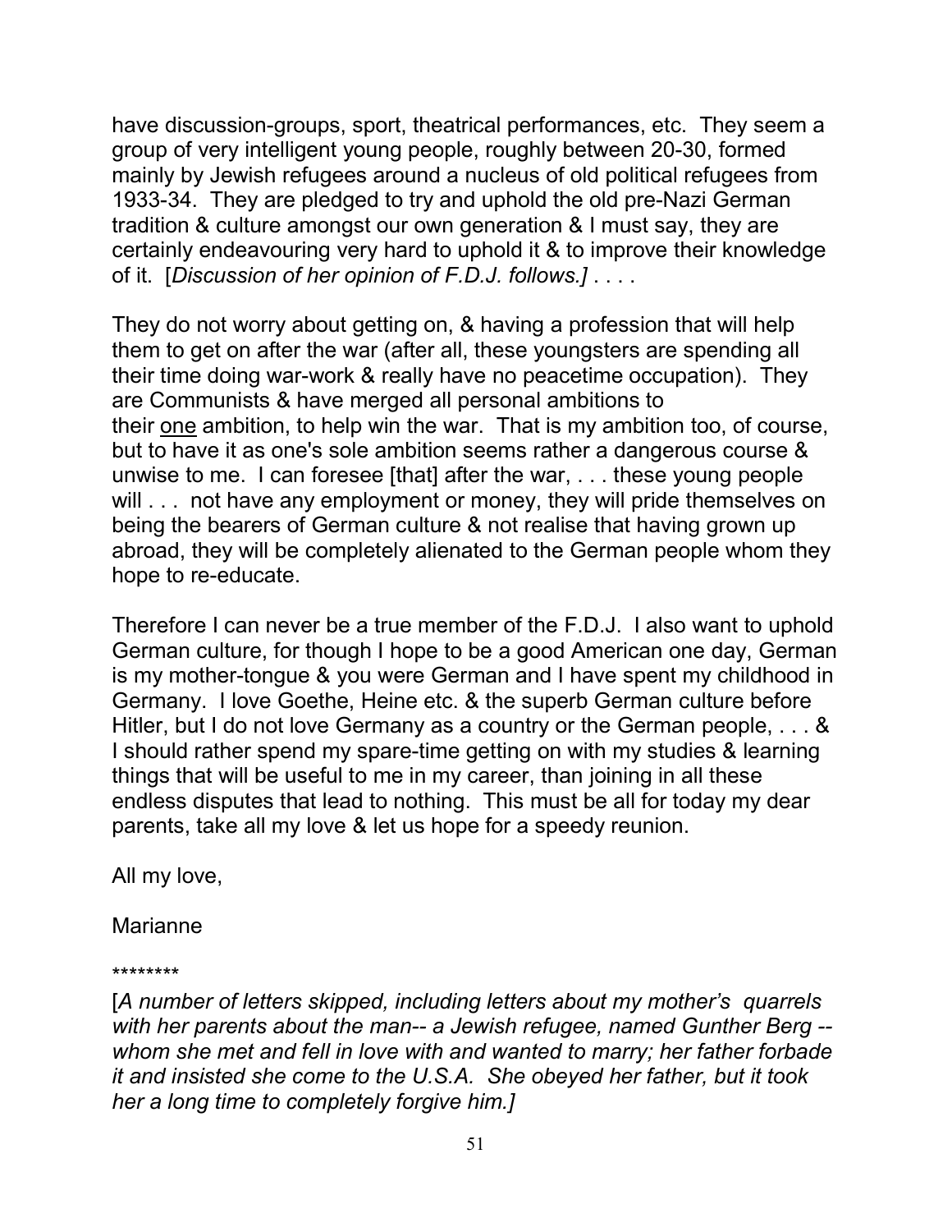have discussion-groups, sport, theatrical performances, etc. They seem a group of very intelligent young people, roughly between 20-30, formed mainly by Jewish refugees around a nucleus of old political refugees from 1933-34. They are pledged to try and uphold the old pre-Nazi German tradition & culture amongst our own generation & I must say, they are certainly endeavouring very hard to uphold it & to improve their knowledge of it. [*Discussion of her opinion of F.D.J. follows.]* . . . .

They do not worry about getting on, & having a profession that will help them to get on after the war (after all, these youngsters are spending all their time doing war-work & really have no peacetime occupation). They are Communists & have merged all personal ambitions to their <u>one</u> ambition, to help win the war. That is my ambition too, of course, but to have it as one's sole ambition seems rather a dangerous course & unwise to me. I can foresee [that] after the war, . . . these young people will . . . not have any employment or money, they will pride themselves on being the bearers of German culture & not realise that having grown up abroad, they will be completely alienated to the German people whom they hope to re-educate.

Therefore I can never be a true member of the F.D.J. I also want to uphold German culture, for though I hope to be a good American one day, German is my mother-tongue & you were German and I have spent my childhood in Germany. I love Goethe, Heine etc. & the superb German culture before Hitler, but I do not love Germany as a country or the German people, . . . & I should rather spend my spare-time getting on with my studies & learning things that will be useful to me in my career, than joining in all these endless disputes that lead to nothing. This must be all for today my dear parents, take all my love & let us hope for a speedy reunion.

All my love,

Marianne

********

[*A number of letters skipped, including letters about my mother's quarrels with her parents about the man-- a Jewish refugee, named Gunther Berg -- whom she met and fell in love with and wanted to marry; her father forbade it and insisted she come to the U.S.A. She obeyed her father, but it took her a long time to completely forgive him.]*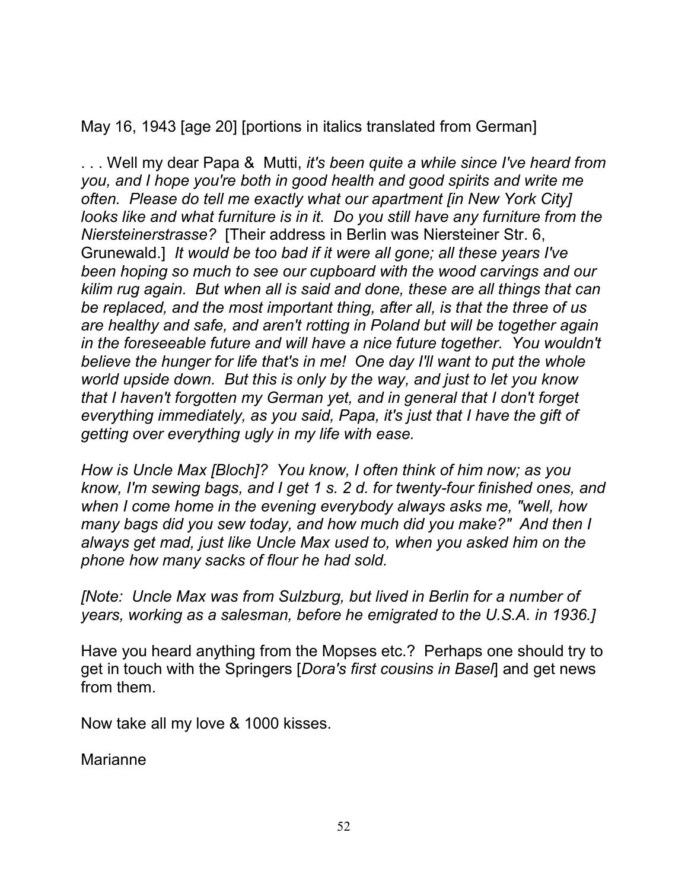May 16, 1943 [age 20] [portions in italics translated from German]

. . . Well my dear Papa & Mutti, *it's been quite a while since I've heard from you, and I hope you're both in good health and good spirits and write me often. Please do tell me exactly what our apartment [in New York City] looks like and what furniture is in it. Do you still have any furniture from the Niersteinerstrasse?* [Their address in Berlin was Niersteiner Str. 6, Grunewald.] *It would be too bad if it were all gone; all these years I've been hoping so much to see our cupboard with the wood carvings and our kilim rug again. But when all is said and done, these are all things that can be replaced, and the most important thing, after all, is that the three of us are healthy and safe, and aren't rotting in Poland but will be together again in the foreseeable future and will have a nice future together. You wouldn't believe the hunger for life that's in me! One day I'll want to put the whole world upside down. But this is only by the way, and just to let you know that I haven't forgotten my German yet, and in general that I don't forget everything immediately, as you said, Papa, it's just that I have the gift of getting over everything ugly in my life with ease.*

*How is Uncle Max [Bloch]? You know, I often think of him now; as you know, I'm sewing bags, and I get 1 s. 2 d. for twenty-four finished ones, and when I come home in the evening everybody always asks me, "well, how many bags did you sew today, and how much did you make?" And then I always get mad, just like Uncle Max used to, when you asked him on the phone how many sacks of flour he had sold.*

*[Note: Uncle Max was from Sulzburg, but lived in Berlin for a number of years, working as a salesman, before he emigrated to the U.S.A. in 1936.]*

Have you heard anything from the Mopses etc.? Perhaps one should try to get in touch with the Springers [*Dora's first cousins in Basel*] and get news from them.

Now take all my love & 1000 kisses.

Marianne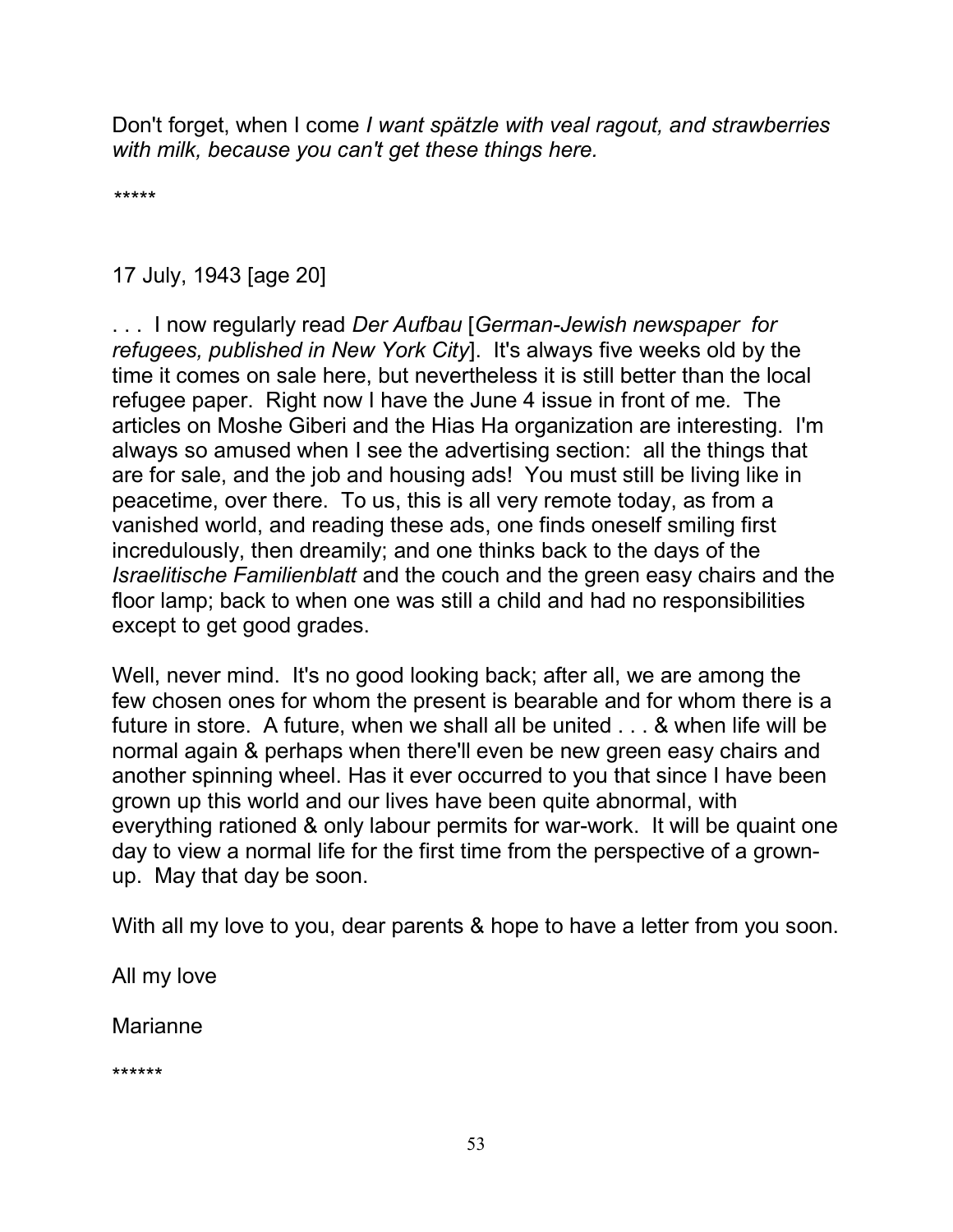Don't forget, when I come *I want spätzle with veal ragout, and strawberries with milk, because you can't get these things here.*

*****

17 July, 1943 [age 20]

. . . I now regularly read *Der Aufbau* [*German-Jewish newspaper for refugees, published in New York City*]. It's always five weeks old by the time it comes on sale here, but nevertheless it is still better than the local refugee paper. Right now I have the June 4 issue in front of me. The articles on Moshe Giberi and the Hias Ha organization are interesting. I'm always so amused when I see the advertising section: all the things that are for sale, and the job and housing ads! You must still be living like in peacetime, over there. To us, this is all very remote today, as from a vanished world, and reading these ads, one finds oneself smiling first incredulously, then dreamily; and one thinks back to the days of the *Israelitische Familienblatt* and the couch and the green easy chairs and the floor lamp; back to when one was still a child and had no responsibilities except to get good grades.

Well, never mind. It's no good looking back; after all, we are among the few chosen ones for whom the present is bearable and for whom there is a future in store. A future, when we shall all be united . . . & when life will be normal again & perhaps when there'll even be new green easy chairs and another spinning wheel. Has it ever occurred to you that since I have been grown up this world and our lives have been quite abnormal, with everything rationed & only labour permits for war-work. It will be quaint one day to view a normal life for the first time from the perspective of a grown-up. May that day be soon.

With all my love to you, dear parents & hope to have a letter from you soon.

All my love

Marianne

******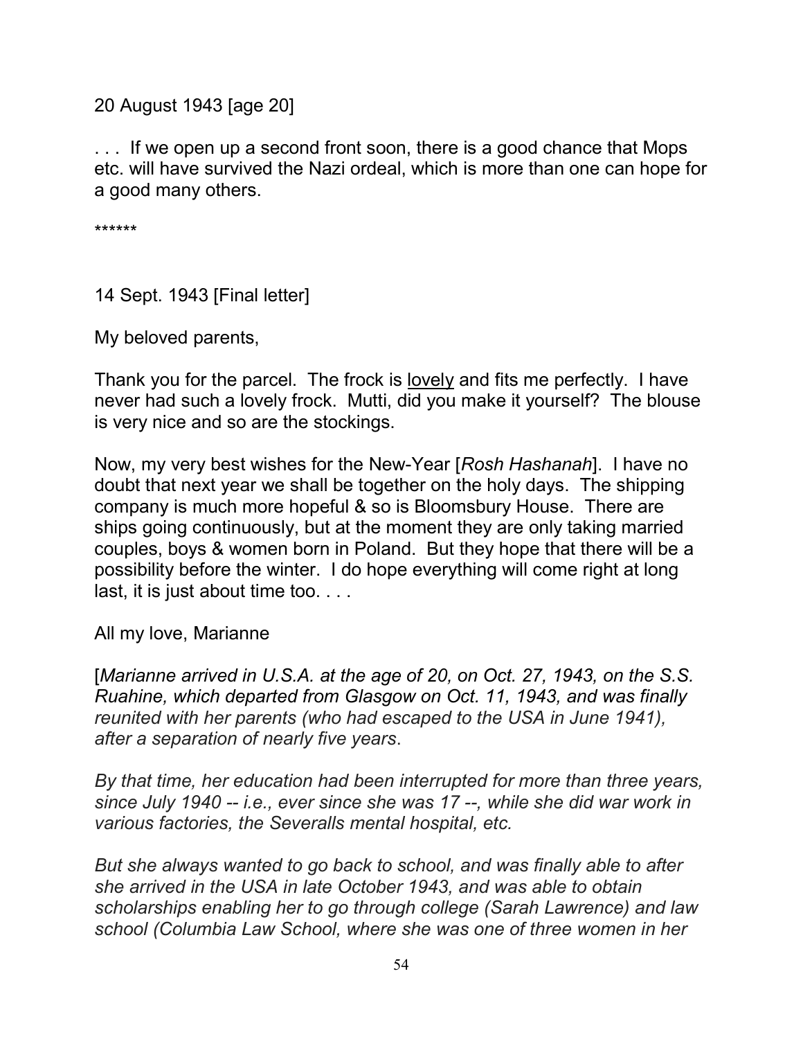20 August 1943 [age 20]

. . . If we open up a second front soon, there is a good chance that Mops etc. will have survived the Nazi ordeal, which is more than one can hope for a good many others.

******

14 Sept. 1943 [Final letter]

My beloved parents,

Thank you for the parcel. The frock is <u>lovely</u> and fits me perfectly. I have never had such a lovely frock. Mutti, did you make it yourself? The blouse is very nice and so are the stockings.

Now, my very best wishes for the New-Year [*Rosh Hashanah*]. I have no doubt that next year we shall be together on the holy days. The shipping company is much more hopeful & so is Bloomsbury House. There are ships going continuously, but at the moment they are only taking married couples, boys & women born in Poland. But they hope that there will be a possibility before the winter. I do hope everything will come right at long last, it is just about time too. . . .

All my love, Marianne

[*Marianne arrived in U.S.A. at the age of 20, on Oct. 27, 1943, on the S.S. Ruahine, which departed from Glasgow on Oct. 11, 1943, and was finally reunited with her parents (who had escaped to the USA in June 1941), after a separation of nearly five years*.

*By that time, her education had been interrupted for more than three years, since July 1940 -- i.e., ever since she was 17 --, while she did war work in various factories, the Severalls mental hospital, etc.*

*But she always wanted to go back to school, and was finally able to after she arrived in the USA in late October 1943, and was able to obtain scholarships enabling her to go through college (Sarah Lawrence) and law school (Columbia Law School, where she was one of three women in her*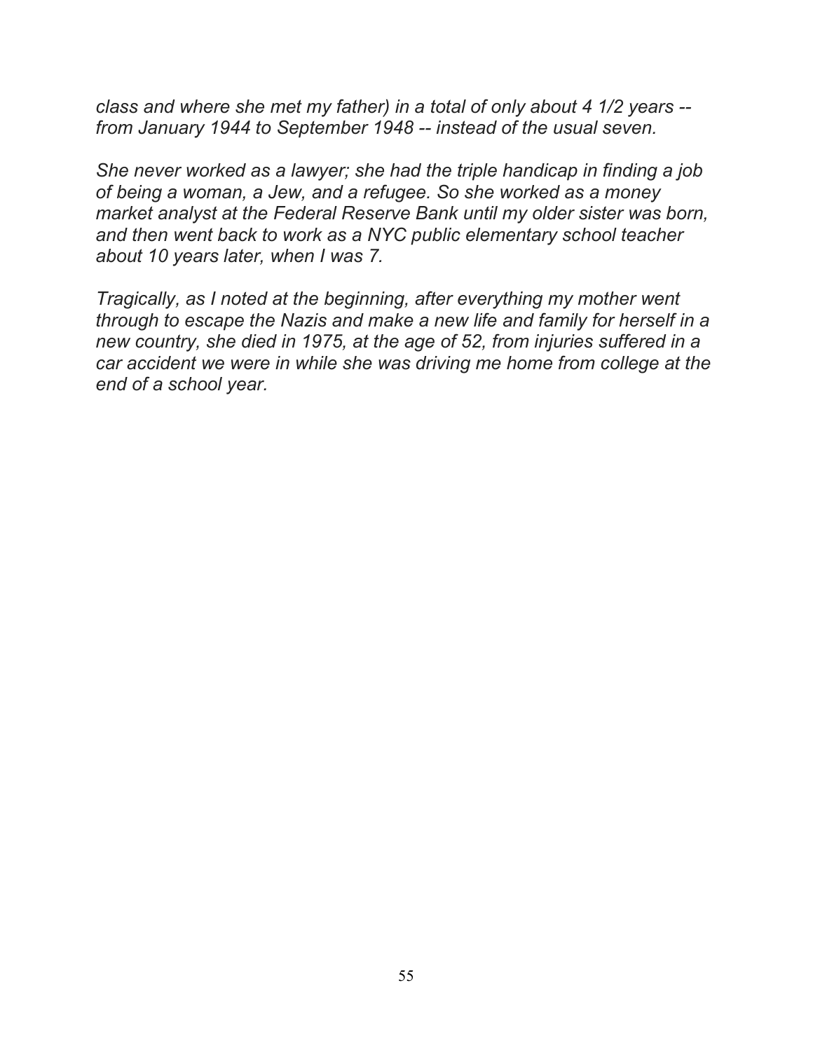*class and where she met my father) in a total of only about 4 1/2 years -- from January 1944 to September 1948 -- instead of the usual seven.*

*She never worked as a lawyer; she had the triple handicap in finding a job of being a woman, a Jew, and a refugee. So she worked as a money market analyst at the Federal Reserve Bank until my older sister was born, and then went back to work as a NYC public elementary school teacher about 10 years later, when I was 7.*

*Tragically, as I noted at the beginning, after everything my mother went through to escape the Nazis and make a new life and family for herself in a new country, she died in 1975, at the age of 52, from injuries suffered in a car accident we were in while she was driving me home from college at the end of a school year.*